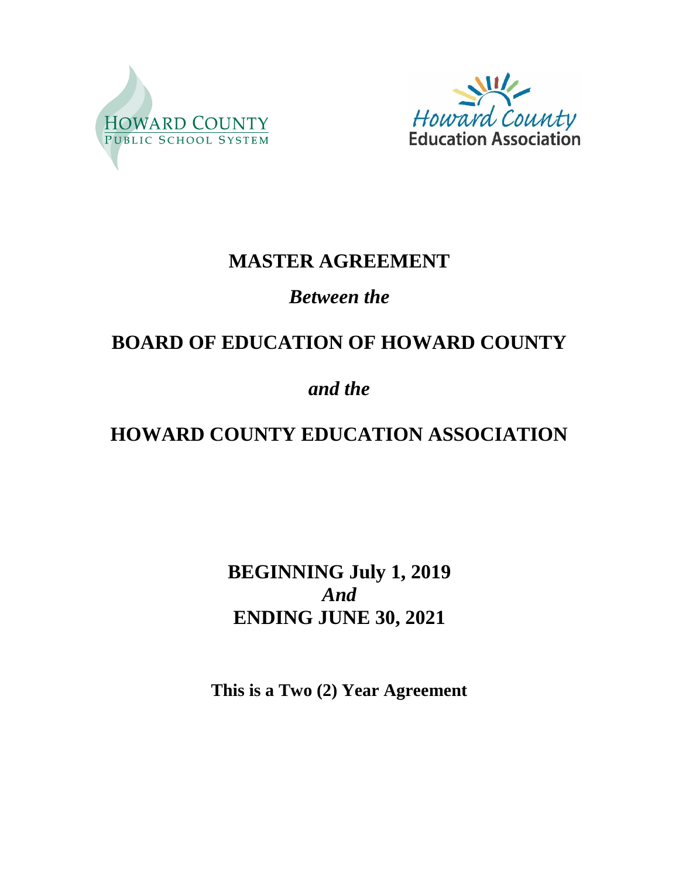HOWARD COUNTY
PUBLIC SCHOOL SYSTEM

Howard County
Education Association

# MASTER AGREEMENT

*Between the*

## BOARD OF EDUCATION OF HOWARD COUNTY

*and the*

## HOWARD COUNTY EDUCATION ASSOCIATION

**BEGINNING July 1, 2019**
***And***
**ENDING JUNE 30, 2021**

**This is a Two (2) Year Agreement**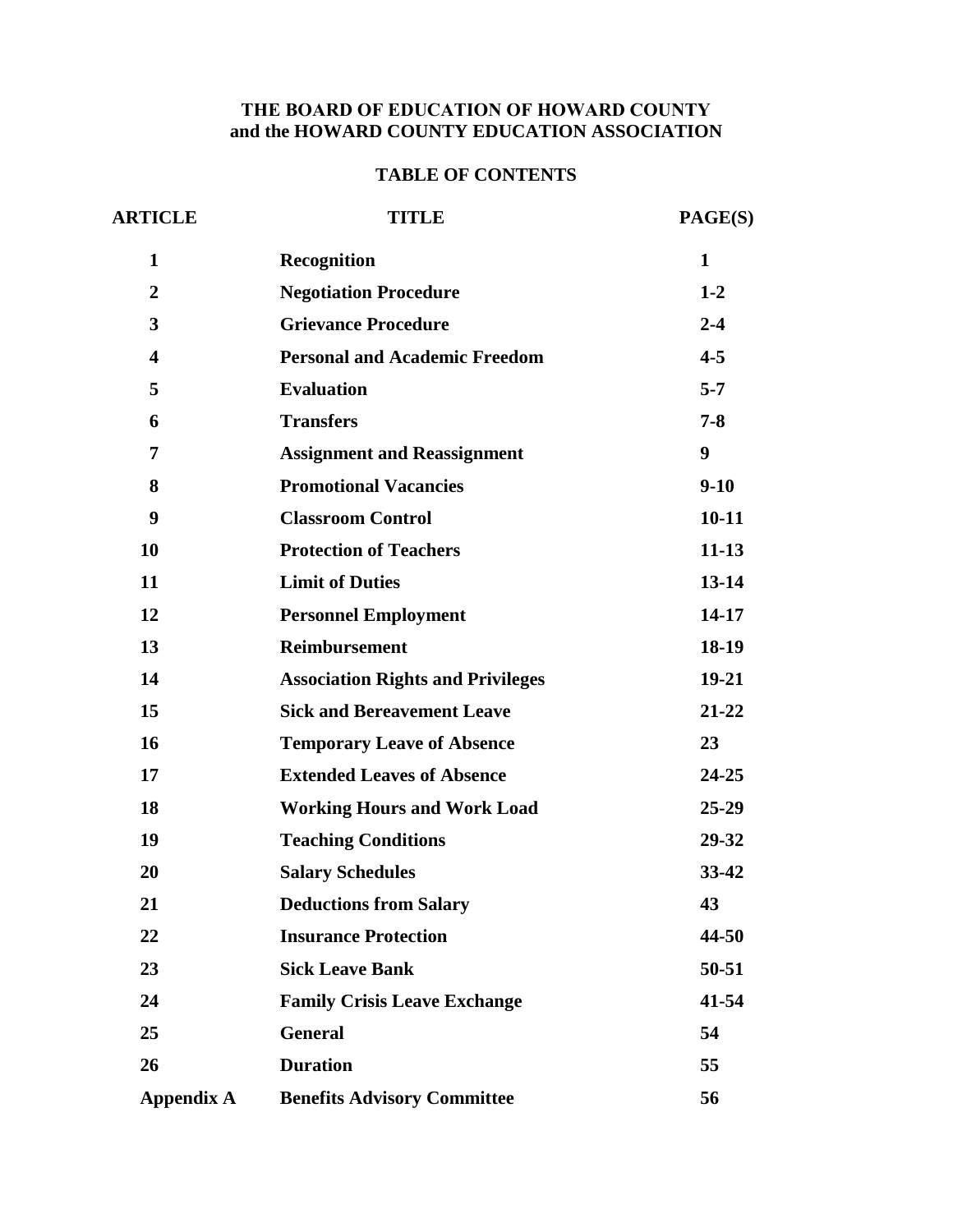**THE BOARD OF EDUCATION OF HOWARD COUNTY**
**and the HOWARD COUNTY EDUCATION ASSOCIATION**

## TABLE OF CONTENTS

| ARTICLE | TITLE | PAGE(S) |
|---|---|---|
| 1 | Recognition | 1 |
| 2 | Negotiation Procedure | 1-2 |
| 3 | Grievance Procedure | 2-4 |
| 4 | Personal and Academic Freedom | 4-5 |
| 5 | Evaluation | 5-7 |
| 6 | Transfers | 7-8 |
| 7 | Assignment and Reassignment | 9 |
| 8 | Promotional Vacancies | 9-10 |
| 9 | Classroom Control | 10-11 |
| 10 | Protection of Teachers | 11-13 |
| 11 | Limit of Duties | 13-14 |
| 12 | Personnel Employment | 14-17 |
| 13 | Reimbursement | 18-19 |
| 14 | Association Rights and Privileges | 19-21 |
| 15 | Sick and Bereavement Leave | 21-22 |
| 16 | Temporary Leave of Absence | 23 |
| 17 | Extended Leaves of Absence | 24-25 |
| 18 | Working Hours and Work Load | 25-29 |
| 19 | Teaching Conditions | 29-32 |
| 20 | Salary Schedules | 33-42 |
| 21 | Deductions from Salary | 43 |
| 22 | Insurance Protection | 44-50 |
| 23 | Sick Leave Bank | 50-51 |
| 24 | Family Crisis Leave Exchange | 41-54 |
| 25 | General | 54 |
| 26 | Duration | 55 |
| Appendix A | Benefits Advisory Committee | 56 |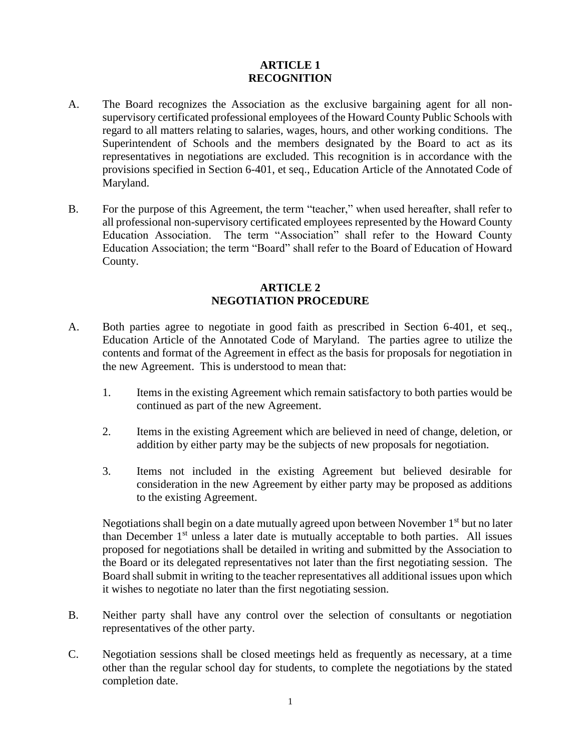## ARTICLE 1
## RECOGNITION

A. The Board recognizes the Association as the exclusive bargaining agent for all non-supervisory certificated professional employees of the Howard County Public Schools with regard to all matters relating to salaries, wages, hours, and other working conditions. The Superintendent of Schools and the members designated by the Board to act as its representatives in negotiations are excluded. This recognition is in accordance with the provisions specified in Section 6-401, et seq., Education Article of the Annotated Code of Maryland.

B. For the purpose of this Agreement, the term "teacher," when used hereafter, shall refer to all professional non-supervisory certificated employees represented by the Howard County Education Association. The term "Association" shall refer to the Howard County Education Association; the term "Board" shall refer to the Board of Education of Howard County.

## ARTICLE 2
## NEGOTIATION PROCEDURE

A. Both parties agree to negotiate in good faith as prescribed in Section 6-401, et seq., Education Article of the Annotated Code of Maryland. The parties agree to utilize the contents and format of the Agreement in effect as the basis for proposals for negotiation in the new Agreement. This is understood to mean that:

   1. Items in the existing Agreement which remain satisfactory to both parties would be continued as part of the new Agreement.

   2. Items in the existing Agreement which are believed in need of change, deletion, or addition by either party may be the subjects of new proposals for negotiation.

   3. Items not included in the existing Agreement but believed desirable for consideration in the new Agreement by either party may be proposed as additions to the existing Agreement.

   Negotiations shall begin on a date mutually agreed upon between November 1st but no later than December 1st unless a later date is mutually acceptable to both parties. All issues proposed for negotiations shall be detailed in writing and submitted by the Association to the Board or its delegated representatives not later than the first negotiating session. The Board shall submit in writing to the teacher representatives all additional issues upon which it wishes to negotiate no later than the first negotiating session.

B. Neither party shall have any control over the selection of consultants or negotiation representatives of the other party.

C. Negotiation sessions shall be closed meetings held as frequently as necessary, at a time other than the regular school day for students, to complete the negotiations by the stated completion date.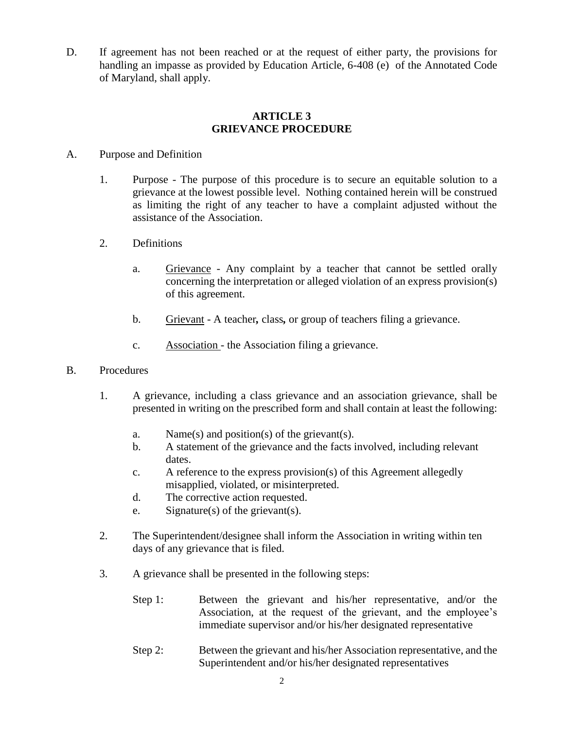D. If agreement has not been reached or at the request of either party, the provisions for handling an impasse as provided by Education Article, 6-408 (e) of the Annotated Code of Maryland, shall apply.

## ARTICLE 3
## GRIEVANCE PROCEDURE

A. Purpose and Definition

1. Purpose - The purpose of this procedure is to secure an equitable solution to a grievance at the lowest possible level. Nothing contained herein will be construed as limiting the right of any teacher to have a complaint adjusted without the assistance of the Association.

2. Definitions

   a. Grievance - Any complaint by a teacher that cannot be settled orally concerning the interpretation or alleged violation of an express provision(s) of this agreement.

   b. Grievant - A teacher**,** class**,** or group of teachers filing a grievance.

   c. Association - the Association filing a grievance.

B. Procedures

1. A grievance, including a class grievance and an association grievance, shall be presented in writing on the prescribed form and shall contain at least the following:

   a. Name(s) and position(s) of the grievant(s).
   b. A statement of the grievance and the facts involved, including relevant dates.
   c. A reference to the express provision(s) of this Agreement allegedly misapplied, violated, or misinterpreted.
   d. The corrective action requested.
   e. Signature(s) of the grievant(s).

2. The Superintendent/designee shall inform the Association in writing within ten days of any grievance that is filed.

3. A grievance shall be presented in the following steps:

   Step 1: Between the grievant and his/her representative, and/or the Association, at the request of the grievant, and the employee's immediate supervisor and/or his/her designated representative

   Step 2: Between the grievant and his/her Association representative, and the Superintendent and/or his/her designated representatives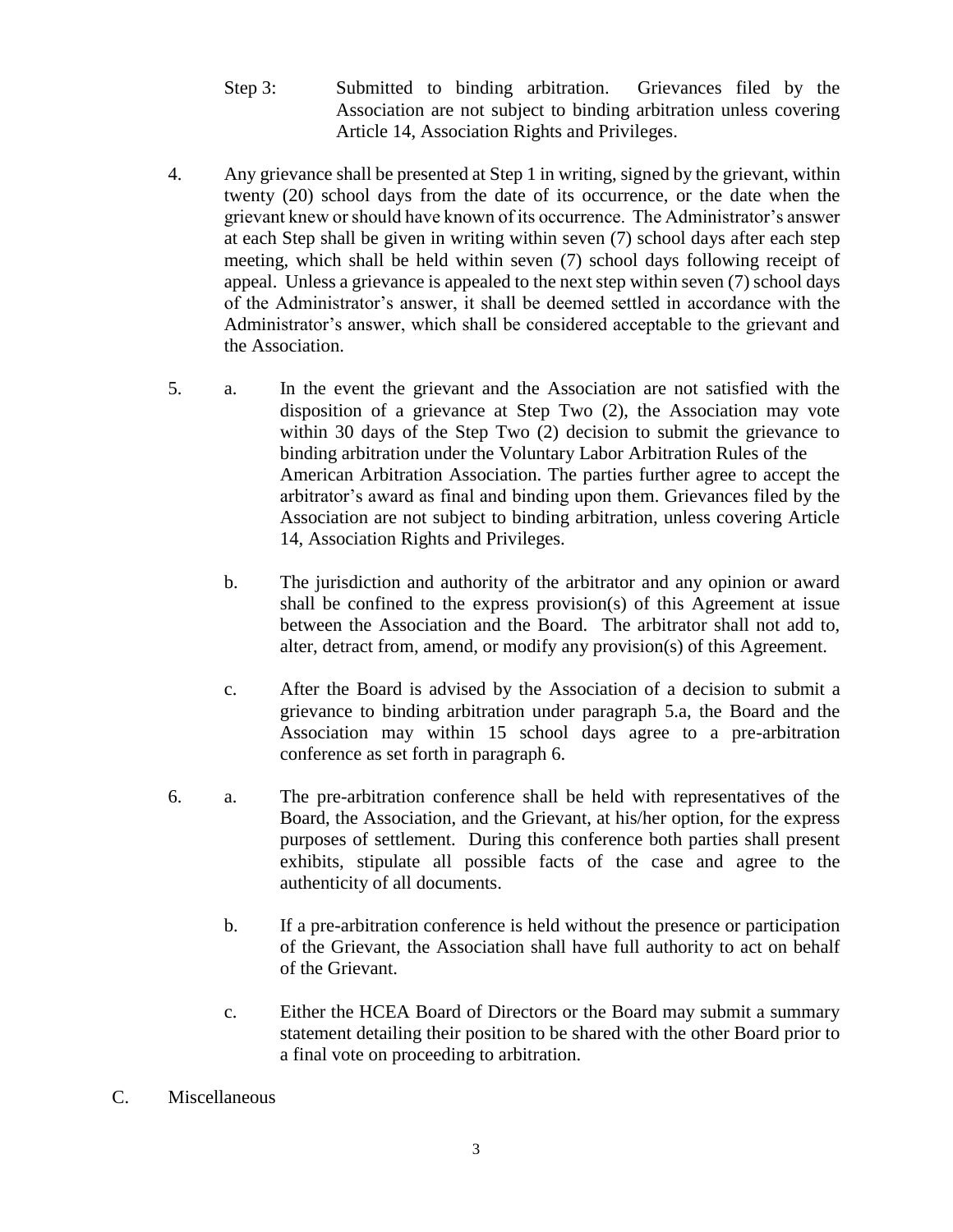Step 3: Submitted to binding arbitration. Grievances filed by the Association are not subject to binding arbitration unless covering Article 14, Association Rights and Privileges.

4. Any grievance shall be presented at Step 1 in writing, signed by the grievant, within twenty (20) school days from the date of its occurrence, or the date when the grievant knew or should have known of its occurrence. The Administrator's answer at each Step shall be given in writing within seven (7) school days after each step meeting, which shall be held within seven (7) school days following receipt of appeal. Unless a grievance is appealed to the next step within seven (7) school days of the Administrator's answer, it shall be deemed settled in accordance with the Administrator's answer, which shall be considered acceptable to the grievant and the Association.

5. a. In the event the grievant and the Association are not satisfied with the disposition of a grievance at Step Two (2), the Association may vote within 30 days of the Step Two (2) decision to submit the grievance to binding arbitration under the Voluntary Labor Arbitration Rules of the American Arbitration Association. The parties further agree to accept the arbitrator's award as final and binding upon them. Grievances filed by the Association are not subject to binding arbitration, unless covering Article 14, Association Rights and Privileges.

   b. The jurisdiction and authority of the arbitrator and any opinion or award shall be confined to the express provision(s) of this Agreement at issue between the Association and the Board. The arbitrator shall not add to, alter, detract from, amend, or modify any provision(s) of this Agreement.

   c. After the Board is advised by the Association of a decision to submit a grievance to binding arbitration under paragraph 5.a, the Board and the Association may within 15 school days agree to a pre-arbitration conference as set forth in paragraph 6.

6. a. The pre-arbitration conference shall be held with representatives of the Board, the Association, and the Grievant, at his/her option, for the express purposes of settlement. During this conference both parties shall present exhibits, stipulate all possible facts of the case and agree to the authenticity of all documents.

   b. If a pre-arbitration conference is held without the presence or participation of the Grievant, the Association shall have full authority to act on behalf of the Grievant.

   c. Either the HCEA Board of Directors or the Board may submit a summary statement detailing their position to be shared with the other Board prior to a final vote on proceeding to arbitration.

C. Miscellaneous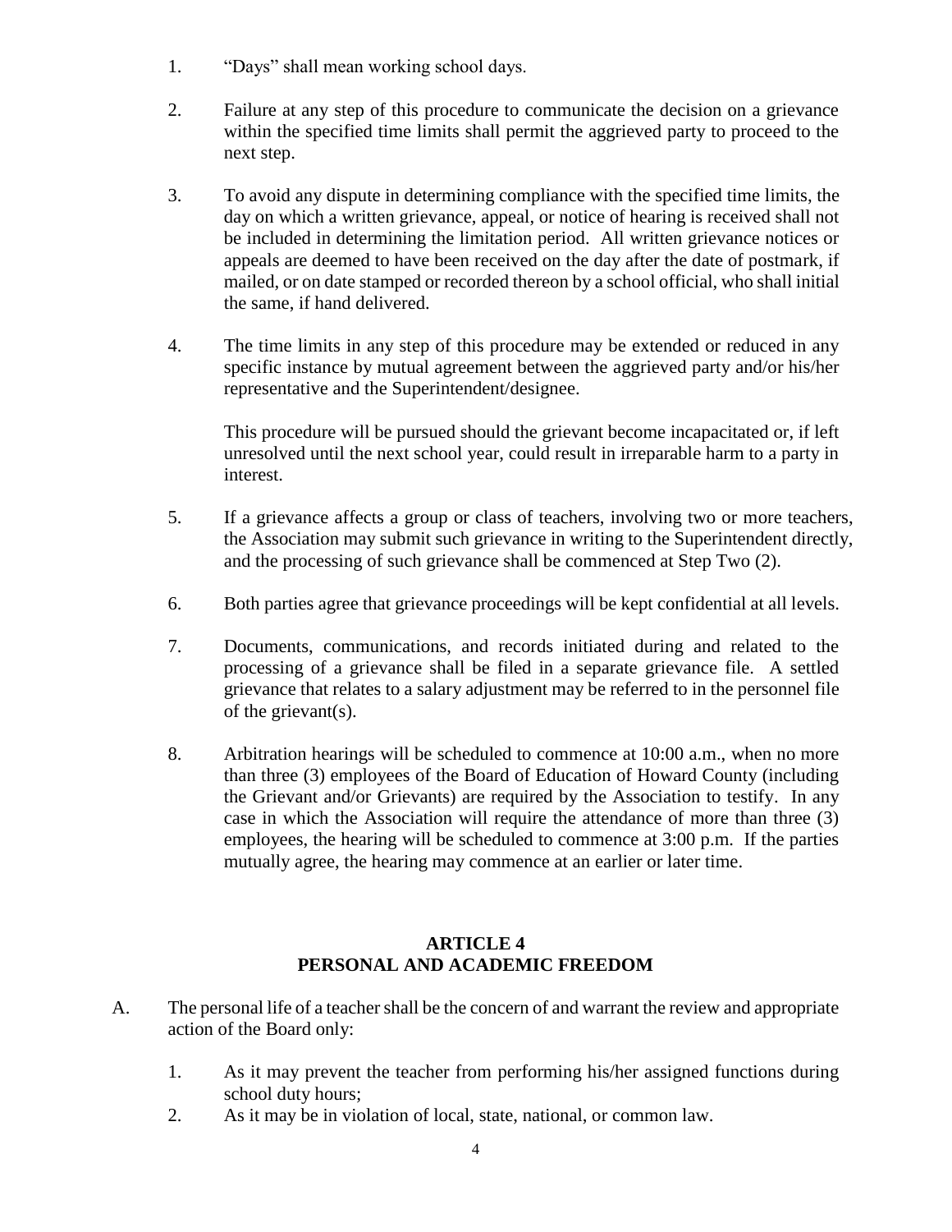1. "Days" shall mean working school days.

2. Failure at any step of this procedure to communicate the decision on a grievance within the specified time limits shall permit the aggrieved party to proceed to the next step.

3. To avoid any dispute in determining compliance with the specified time limits, the day on which a written grievance, appeal, or notice of hearing is received shall not be included in determining the limitation period. All written grievance notices or appeals are deemed to have been received on the day after the date of postmark, if mailed, or on date stamped or recorded thereon by a school official, who shall initial the same, if hand delivered.

4. The time limits in any step of this procedure may be extended or reduced in any specific instance by mutual agreement between the aggrieved party and/or his/her representative and the Superintendent/designee.

   This procedure will be pursued should the grievant become incapacitated or, if left unresolved until the next school year, could result in irreparable harm to a party in interest.

5. If a grievance affects a group or class of teachers, involving two or more teachers, the Association may submit such grievance in writing to the Superintendent directly, and the processing of such grievance shall be commenced at Step Two (2).

6. Both parties agree that grievance proceedings will be kept confidential at all levels.

7. Documents, communications, and records initiated during and related to the processing of a grievance shall be filed in a separate grievance file. A settled grievance that relates to a salary adjustment may be referred to in the personnel file of the grievant(s).

8. Arbitration hearings will be scheduled to commence at 10:00 a.m., when no more than three (3) employees of the Board of Education of Howard County (including the Grievant and/or Grievants) are required by the Association to testify. In any case in which the Association will require the attendance of more than three (3) employees, the hearing will be scheduled to commence at 3:00 p.m. If the parties mutually agree, the hearing may commence at an earlier or later time.

## ARTICLE 4
## PERSONAL AND ACADEMIC FREEDOM

A. The personal life of a teacher shall be the concern of and warrant the review and appropriate action of the Board only:

   1. As it may prevent the teacher from performing his/her assigned functions during school duty hours;
   2. As it may be in violation of local, state, national, or common law.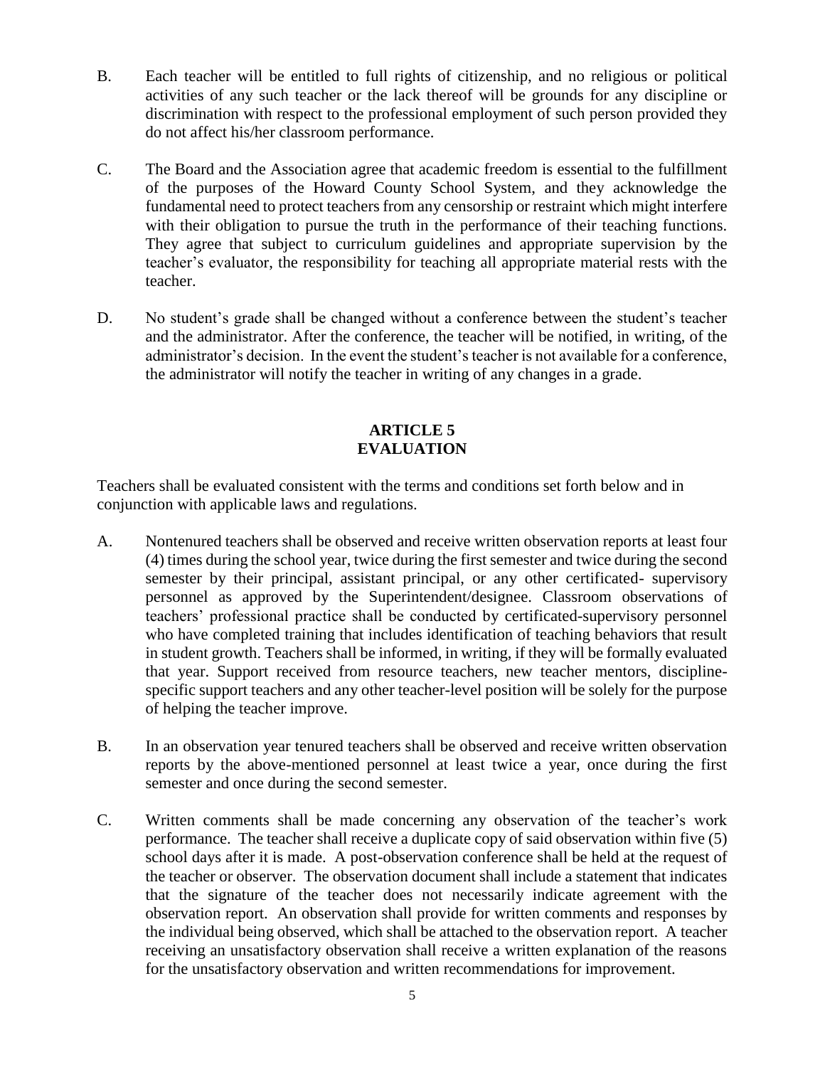B. Each teacher will be entitled to full rights of citizenship, and no religious or political activities of any such teacher or the lack thereof will be grounds for any discipline or discrimination with respect to the professional employment of such person provided they do not affect his/her classroom performance.

C. The Board and the Association agree that academic freedom is essential to the fulfillment of the purposes of the Howard County School System, and they acknowledge the fundamental need to protect teachers from any censorship or restraint which might interfere with their obligation to pursue the truth in the performance of their teaching functions. They agree that subject to curriculum guidelines and appropriate supervision by the teacher's evaluator, the responsibility for teaching all appropriate material rests with the teacher.

D. No student's grade shall be changed without a conference between the student's teacher and the administrator. After the conference, the teacher will be notified, in writing, of the administrator's decision. In the event the student's teacher is not available for a conference, the administrator will notify the teacher in writing of any changes in a grade.

## ARTICLE 5
## EVALUATION

Teachers shall be evaluated consistent with the terms and conditions set forth below and in conjunction with applicable laws and regulations.

A. Nontenured teachers shall be observed and receive written observation reports at least four (4) times during the school year, twice during the first semester and twice during the second semester by their principal, assistant principal, or any other certificated- supervisory personnel as approved by the Superintendent/designee. Classroom observations of teachers' professional practice shall be conducted by certificated-supervisory personnel who have completed training that includes identification of teaching behaviors that result in student growth. Teachers shall be informed, in writing, if they will be formally evaluated that year. Support received from resource teachers, new teacher mentors, discipline-specific support teachers and any other teacher-level position will be solely for the purpose of helping the teacher improve.

B. In an observation year tenured teachers shall be observed and receive written observation reports by the above-mentioned personnel at least twice a year, once during the first semester and once during the second semester.

C. Written comments shall be made concerning any observation of the teacher's work performance. The teacher shall receive a duplicate copy of said observation within five (5) school days after it is made. A post-observation conference shall be held at the request of the teacher or observer. The observation document shall include a statement that indicates that the signature of the teacher does not necessarily indicate agreement with the observation report. An observation shall provide for written comments and responses by the individual being observed, which shall be attached to the observation report. A teacher receiving an unsatisfactory observation shall receive a written explanation of the reasons for the unsatisfactory observation and written recommendations for improvement.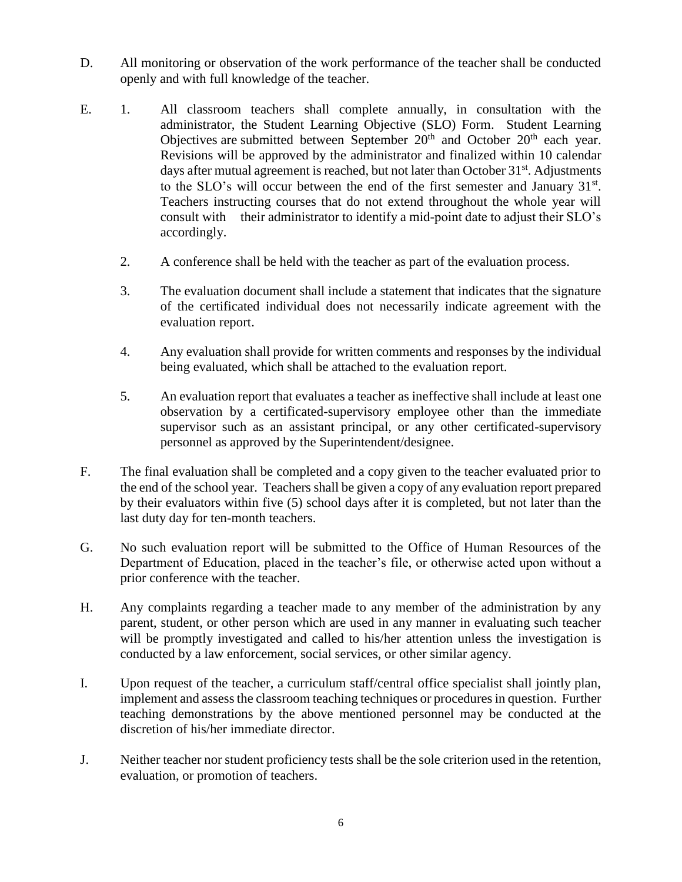D. All monitoring or observation of the work performance of the teacher shall be conducted openly and with full knowledge of the teacher.

E. 1. All classroom teachers shall complete annually, in consultation with the administrator, the Student Learning Objective (SLO) Form. Student Learning Objectives are submitted between September 20th and October 20th each year. Revisions will be approved by the administrator and finalized within 10 calendar days after mutual agreement is reached, but not later than October 31st. Adjustments to the SLO's will occur between the end of the first semester and January 31st. Teachers instructing courses that do not extend throughout the whole year will consult with their administrator to identify a mid-point date to adjust their SLO's accordingly.

   2. A conference shall be held with the teacher as part of the evaluation process.

   3. The evaluation document shall include a statement that indicates that the signature of the certificated individual does not necessarily indicate agreement with the evaluation report.

   4. Any evaluation shall provide for written comments and responses by the individual being evaluated, which shall be attached to the evaluation report.

   5. An evaluation report that evaluates a teacher as ineffective shall include at least one observation by a certificated-supervisory employee other than the immediate supervisor such as an assistant principal, or any other certificated-supervisory personnel as approved by the Superintendent/designee.

F. The final evaluation shall be completed and a copy given to the teacher evaluated prior to the end of the school year. Teachers shall be given a copy of any evaluation report prepared by their evaluators within five (5) school days after it is completed, but not later than the last duty day for ten-month teachers.

G. No such evaluation report will be submitted to the Office of Human Resources of the Department of Education, placed in the teacher's file, or otherwise acted upon without a prior conference with the teacher.

H. Any complaints regarding a teacher made to any member of the administration by any parent, student, or other person which are used in any manner in evaluating such teacher will be promptly investigated and called to his/her attention unless the investigation is conducted by a law enforcement, social services, or other similar agency.

I. Upon request of the teacher, a curriculum staff/central office specialist shall jointly plan, implement and assess the classroom teaching techniques or procedures in question. Further teaching demonstrations by the above mentioned personnel may be conducted at the discretion of his/her immediate director.

J. Neither teacher nor student proficiency tests shall be the sole criterion used in the retention, evaluation, or promotion of teachers.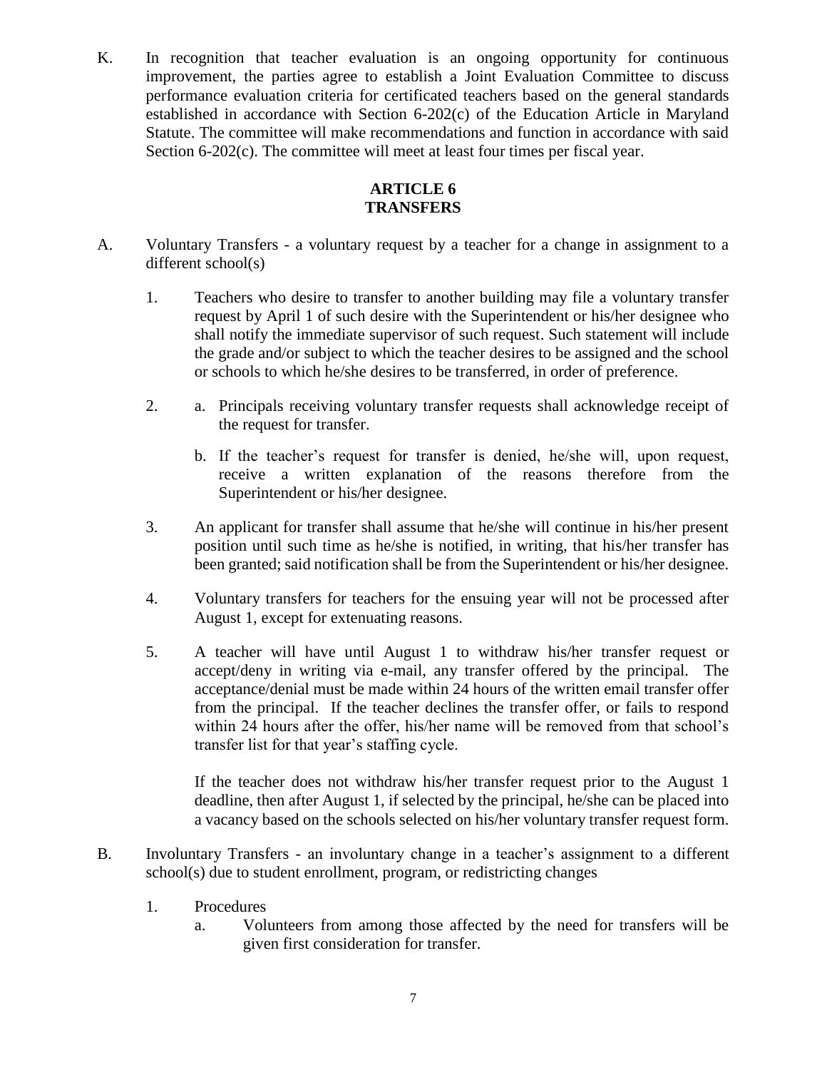K. In recognition that teacher evaluation is an ongoing opportunity for continuous improvement, the parties agree to establish a Joint Evaluation Committee to discuss performance evaluation criteria for certificated teachers based on the general standards established in accordance with Section 6-202(c) of the Education Article in Maryland Statute. The committee will make recommendations and function in accordance with said Section 6-202(c). The committee will meet at least four times per fiscal year.

## ARTICLE 6
## TRANSFERS

A. Voluntary Transfers - a voluntary request by a teacher for a change in assignment to a different school(s)

   1. Teachers who desire to transfer to another building may file a voluntary transfer request by April 1 of such desire with the Superintendent or his/her designee who shall notify the immediate supervisor of such request. Such statement will include the grade and/or subject to which the teacher desires to be assigned and the school or schools to which he/she desires to be transferred, in order of preference.

   2. a. Principals receiving voluntary transfer requests shall acknowledge receipt of the request for transfer.

      b. If the teacher's request for transfer is denied, he/she will, upon request, receive a written explanation of the reasons therefore from the Superintendent or his/her designee.

   3. An applicant for transfer shall assume that he/she will continue in his/her present position until such time as he/she is notified, in writing, that his/her transfer has been granted; said notification shall be from the Superintendent or his/her designee.

   4. Voluntary transfers for teachers for the ensuing year will not be processed after August 1, except for extenuating reasons.

   5. A teacher will have until August 1 to withdraw his/her transfer request or accept/deny in writing via e-mail, any transfer offered by the principal. The acceptance/denial must be made within 24 hours of the written email transfer offer from the principal. If the teacher declines the transfer offer, or fails to respond within 24 hours after the offer, his/her name will be removed from that school's transfer list for that year's staffing cycle.

      If the teacher does not withdraw his/her transfer request prior to the August 1 deadline, then after August 1, if selected by the principal, he/she can be placed into a vacancy based on the schools selected on his/her voluntary transfer request form.

B. Involuntary Transfers - an involuntary change in a teacher's assignment to a different school(s) due to student enrollment, program, or redistricting changes

   1. Procedures

      a. Volunteers from among those affected by the need for transfers will be given first consideration for transfer.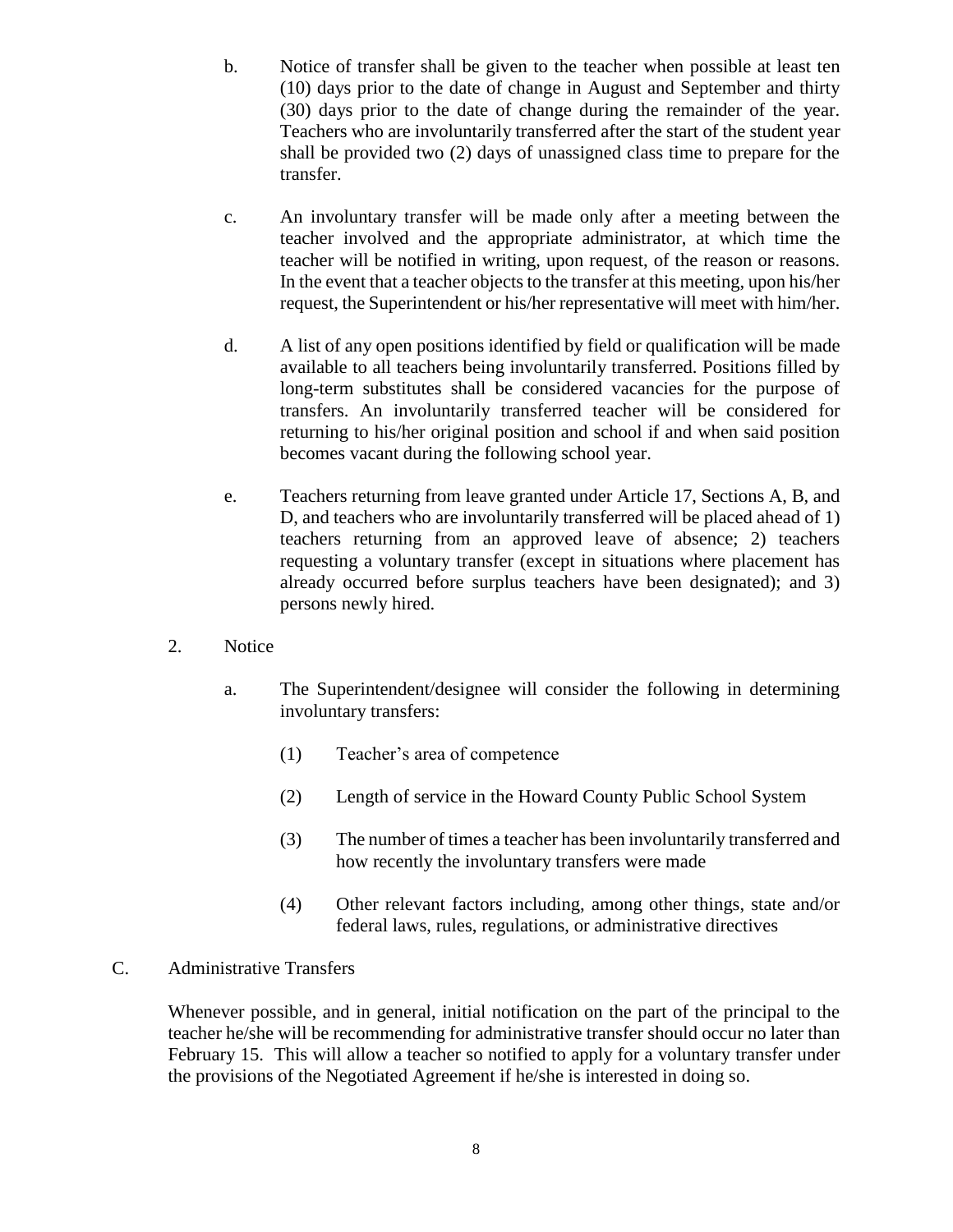b. Notice of transfer shall be given to the teacher when possible at least ten (10) days prior to the date of change in August and September and thirty (30) days prior to the date of change during the remainder of the year. Teachers who are involuntarily transferred after the start of the student year shall be provided two (2) days of unassigned class time to prepare for the transfer.

c. An involuntary transfer will be made only after a meeting between the teacher involved and the appropriate administrator, at which time the teacher will be notified in writing, upon request, of the reason or reasons. In the event that a teacher objects to the transfer at this meeting, upon his/her request, the Superintendent or his/her representative will meet with him/her.

d. A list of any open positions identified by field or qualification will be made available to all teachers being involuntarily transferred. Positions filled by long-term substitutes shall be considered vacancies for the purpose of transfers. An involuntarily transferred teacher will be considered for returning to his/her original position and school if and when said position becomes vacant during the following school year.

e. Teachers returning from leave granted under Article 17, Sections A, B, and D, and teachers who are involuntarily transferred will be placed ahead of 1) teachers returning from an approved leave of absence; 2) teachers requesting a voluntary transfer (except in situations where placement has already occurred before surplus teachers have been designated); and 3) persons newly hired.

2. Notice

a. The Superintendent/designee will consider the following in determining involuntary transfers:

(1) Teacher's area of competence

(2) Length of service in the Howard County Public School System

(3) The number of times a teacher has been involuntarily transferred and how recently the involuntary transfers were made

(4) Other relevant factors including, among other things, state and/or federal laws, rules, regulations, or administrative directives

C. Administrative Transfers

Whenever possible, and in general, initial notification on the part of the principal to the teacher he/she will be recommending for administrative transfer should occur no later than February 15. This will allow a teacher so notified to apply for a voluntary transfer under the provisions of the Negotiated Agreement if he/she is interested in doing so.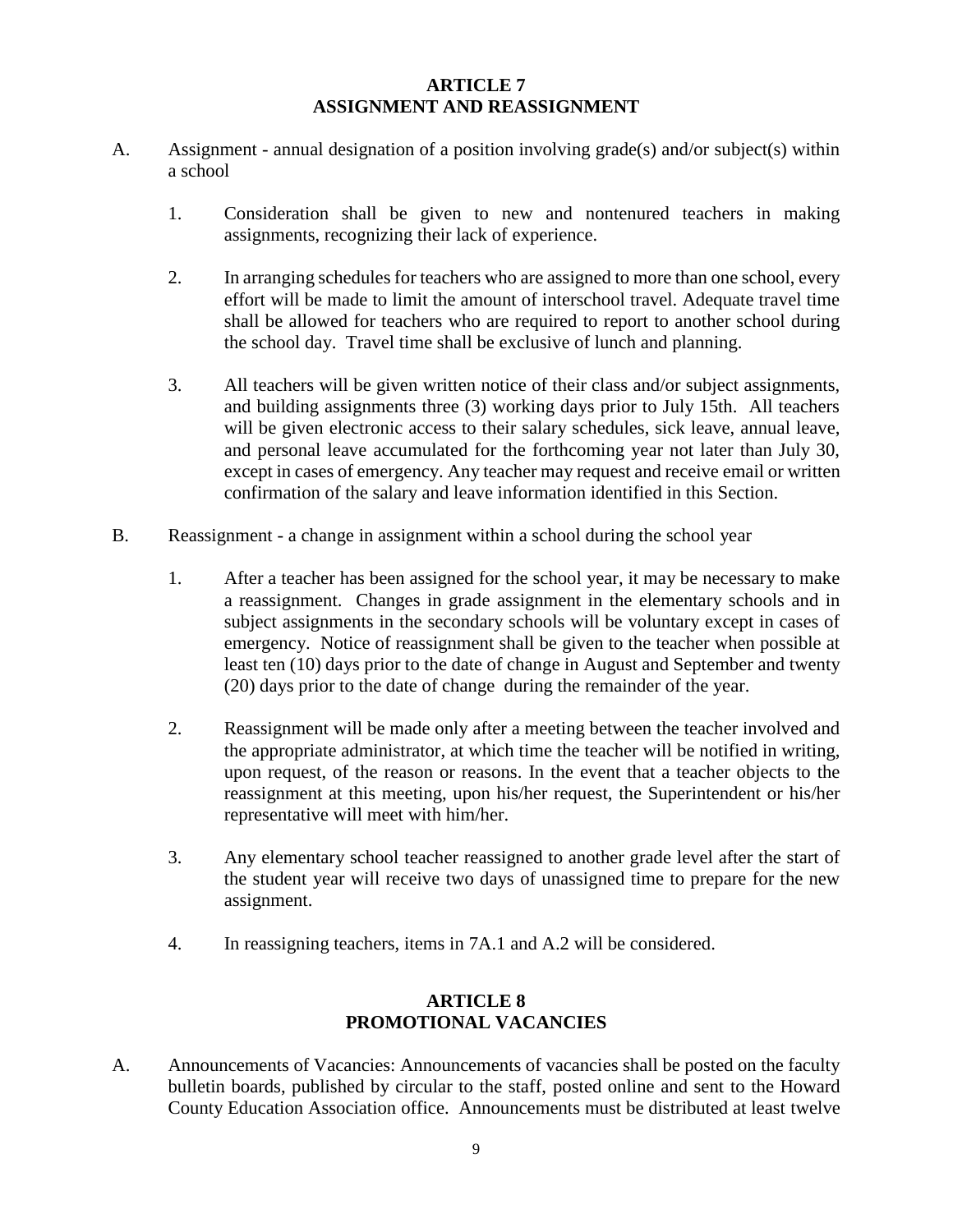## ARTICLE 7
## ASSIGNMENT AND REASSIGNMENT

A. Assignment - annual designation of a position involving grade(s) and/or subject(s) within a school

   1. Consideration shall be given to new and nontenured teachers in making assignments, recognizing their lack of experience.

   2. In arranging schedules for teachers who are assigned to more than one school, every effort will be made to limit the amount of interschool travel. Adequate travel time shall be allowed for teachers who are required to report to another school during the school day. Travel time shall be exclusive of lunch and planning.

   3. All teachers will be given written notice of their class and/or subject assignments, and building assignments three (3) working days prior to July 15th. All teachers will be given electronic access to their salary schedules, sick leave, annual leave, and personal leave accumulated for the forthcoming year not later than July 30, except in cases of emergency. Any teacher may request and receive email or written confirmation of the salary and leave information identified in this Section.

B. Reassignment - a change in assignment within a school during the school year

   1. After a teacher has been assigned for the school year, it may be necessary to make a reassignment. Changes in grade assignment in the elementary schools and in subject assignments in the secondary schools will be voluntary except in cases of emergency. Notice of reassignment shall be given to the teacher when possible at least ten (10) days prior to the date of change in August and September and twenty (20) days prior to the date of change during the remainder of the year.

   2. Reassignment will be made only after a meeting between the teacher involved and the appropriate administrator, at which time the teacher will be notified in writing, upon request, of the reason or reasons. In the event that a teacher objects to the reassignment at this meeting, upon his/her request, the Superintendent or his/her representative will meet with him/her.

   3. Any elementary school teacher reassigned to another grade level after the start of the student year will receive two days of unassigned time to prepare for the new assignment.

   4. In reassigning teachers, items in 7A.1 and A.2 will be considered.

## ARTICLE 8
## PROMOTIONAL VACANCIES

A. Announcements of Vacancies: Announcements of vacancies shall be posted on the faculty bulletin boards, published by circular to the staff, posted online and sent to the Howard County Education Association office. Announcements must be distributed at least twelve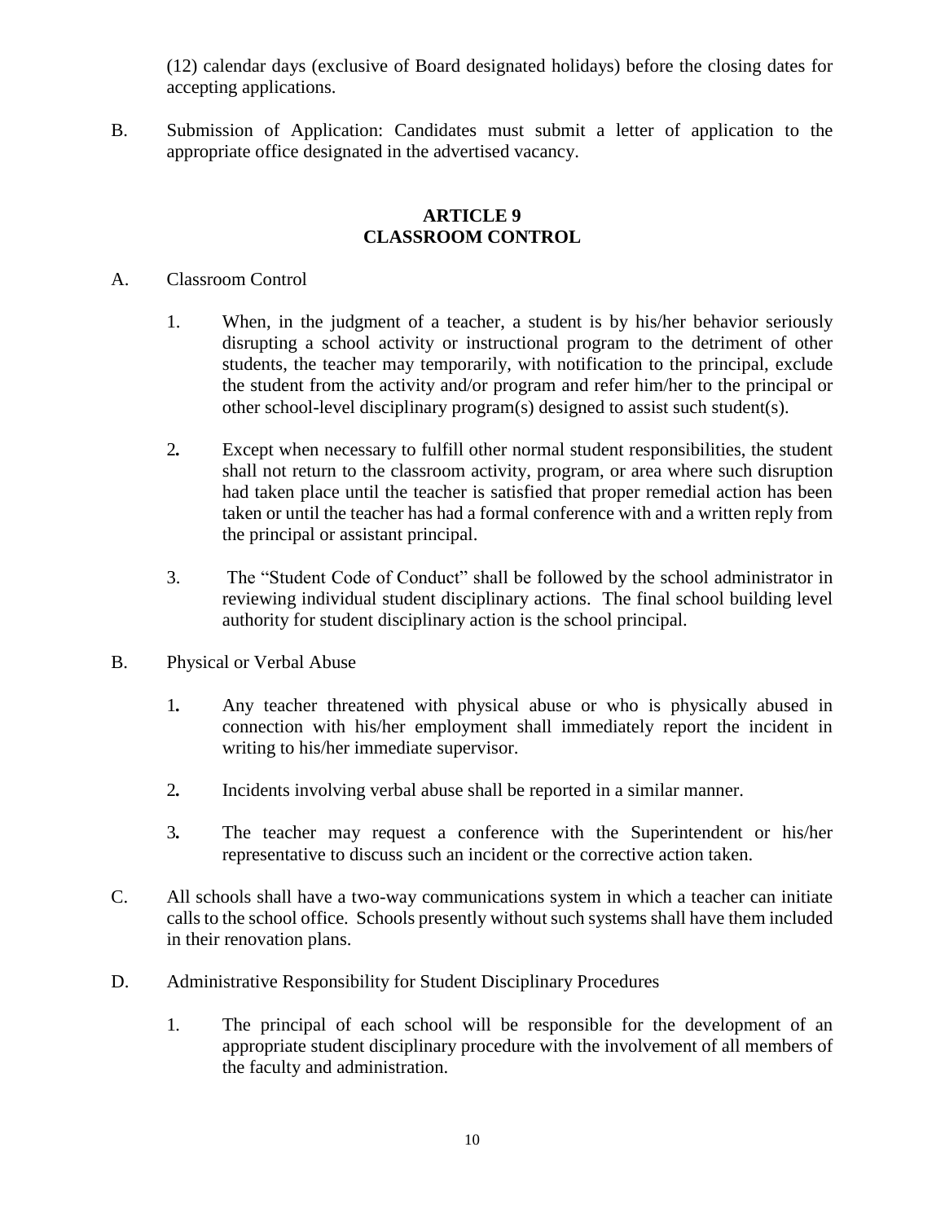(12) calendar days (exclusive of Board designated holidays) before the closing dates for accepting applications.

B. Submission of Application: Candidates must submit a letter of application to the appropriate office designated in the advertised vacancy.

## ARTICLE 9
## CLASSROOM CONTROL

A. Classroom Control

1. When, in the judgment of a teacher, a student is by his/her behavior seriously disrupting a school activity or instructional program to the detriment of other students, the teacher may temporarily, with notification to the principal, exclude the student from the activity and/or program and refer him/her to the principal or other school-level disciplinary program(s) designed to assist such student(s).

2. Except when necessary to fulfill other normal student responsibilities, the student shall not return to the classroom activity, program, or area where such disruption had taken place until the teacher is satisfied that proper remedial action has been taken or until the teacher has had a formal conference with and a written reply from the principal or assistant principal.

3. The "Student Code of Conduct" shall be followed by the school administrator in reviewing individual student disciplinary actions. The final school building level authority for student disciplinary action is the school principal.

B. Physical or Verbal Abuse

1. Any teacher threatened with physical abuse or who is physically abused in connection with his/her employment shall immediately report the incident in writing to his/her immediate supervisor.

2. Incidents involving verbal abuse shall be reported in a similar manner.

3. The teacher may request a conference with the Superintendent or his/her representative to discuss such an incident or the corrective action taken.

C. All schools shall have a two-way communications system in which a teacher can initiate calls to the school office. Schools presently without such systems shall have them included in their renovation plans.

D. Administrative Responsibility for Student Disciplinary Procedures

1. The principal of each school will be responsible for the development of an appropriate student disciplinary procedure with the involvement of all members of the faculty and administration.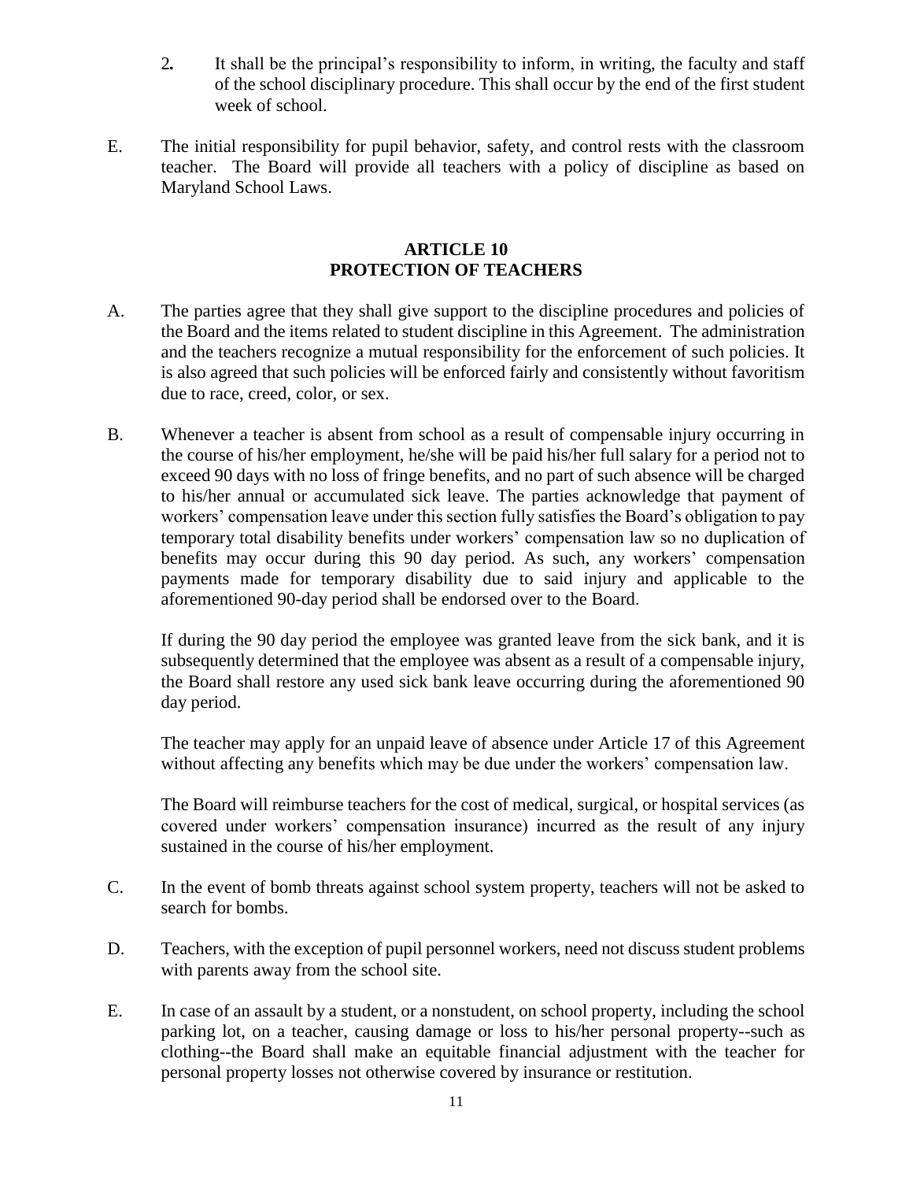2. It shall be the principal's responsibility to inform, in writing, the faculty and staff of the school disciplinary procedure. This shall occur by the end of the first student week of school.

E. The initial responsibility for pupil behavior, safety, and control rests with the classroom teacher. The Board will provide all teachers with a policy of discipline as based on Maryland School Laws.

## ARTICLE 10
## PROTECTION OF TEACHERS

A. The parties agree that they shall give support to the discipline procedures and policies of the Board and the items related to student discipline in this Agreement. The administration and the teachers recognize a mutual responsibility for the enforcement of such policies. It is also agreed that such policies will be enforced fairly and consistently without favoritism due to race, creed, color, or sex.

B. Whenever a teacher is absent from school as a result of compensable injury occurring in the course of his/her employment, he/she will be paid his/her full salary for a period not to exceed 90 days with no loss of fringe benefits, and no part of such absence will be charged to his/her annual or accumulated sick leave. The parties acknowledge that payment of workers' compensation leave under this section fully satisfies the Board's obligation to pay temporary total disability benefits under workers' compensation law so no duplication of benefits may occur during this 90 day period. As such, any workers' compensation payments made for temporary disability due to said injury and applicable to the aforementioned 90-day period shall be endorsed over to the Board.

   If during the 90 day period the employee was granted leave from the sick bank, and it is subsequently determined that the employee was absent as a result of a compensable injury, the Board shall restore any used sick bank leave occurring during the aforementioned 90 day period.

   The teacher may apply for an unpaid leave of absence under Article 17 of this Agreement without affecting any benefits which may be due under the workers' compensation law.

   The Board will reimburse teachers for the cost of medical, surgical, or hospital services (as covered under workers' compensation insurance) incurred as the result of any injury sustained in the course of his/her employment.

C. In the event of bomb threats against school system property, teachers will not be asked to search for bombs.

D. Teachers, with the exception of pupil personnel workers, need not discuss student problems with parents away from the school site.

E. In case of an assault by a student, or a nonstudent, on school property, including the school parking lot, on a teacher, causing damage or loss to his/her personal property--such as clothing--the Board shall make an equitable financial adjustment with the teacher for personal property losses not otherwise covered by insurance or restitution.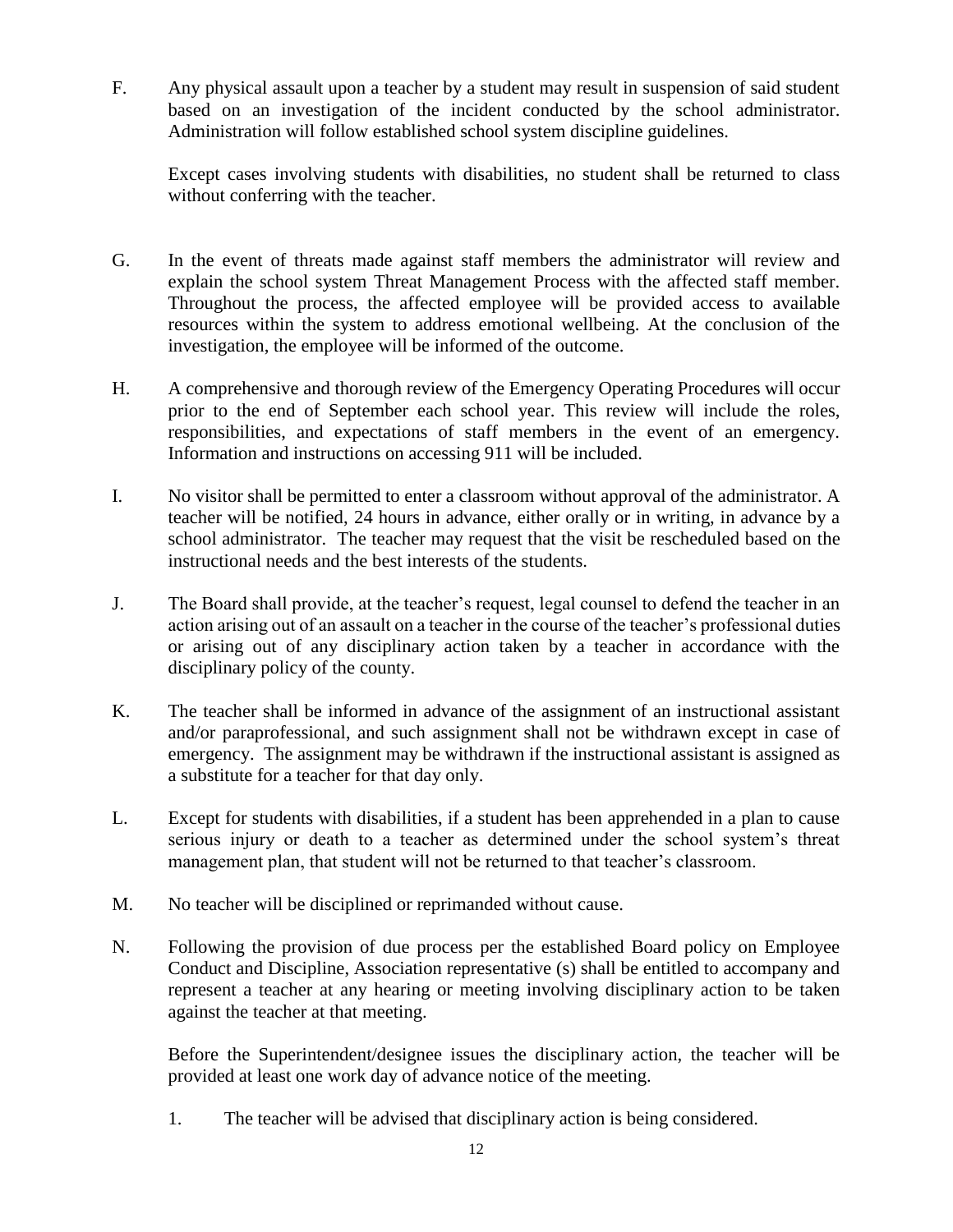F. Any physical assault upon a teacher by a student may result in suspension of said student based on an investigation of the incident conducted by the school administrator. Administration will follow established school system discipline guidelines.

Except cases involving students with disabilities, no student shall be returned to class without conferring with the teacher.

G. In the event of threats made against staff members the administrator will review and explain the school system Threat Management Process with the affected staff member. Throughout the process, the affected employee will be provided access to available resources within the system to address emotional wellbeing. At the conclusion of the investigation, the employee will be informed of the outcome.

H. A comprehensive and thorough review of the Emergency Operating Procedures will occur prior to the end of September each school year. This review will include the roles, responsibilities, and expectations of staff members in the event of an emergency. Information and instructions on accessing 911 will be included.

I. No visitor shall be permitted to enter a classroom without approval of the administrator. A teacher will be notified, 24 hours in advance, either orally or in writing, in advance by a school administrator. The teacher may request that the visit be rescheduled based on the instructional needs and the best interests of the students.

J. The Board shall provide, at the teacher's request, legal counsel to defend the teacher in an action arising out of an assault on a teacher in the course of the teacher's professional duties or arising out of any disciplinary action taken by a teacher in accordance with the disciplinary policy of the county.

K. The teacher shall be informed in advance of the assignment of an instructional assistant and/or paraprofessional, and such assignment shall not be withdrawn except in case of emergency. The assignment may be withdrawn if the instructional assistant is assigned as a substitute for a teacher for that day only.

L. Except for students with disabilities, if a student has been apprehended in a plan to cause serious injury or death to a teacher as determined under the school system's threat management plan, that student will not be returned to that teacher's classroom.

M. No teacher will be disciplined or reprimanded without cause.

N. Following the provision of due process per the established Board policy on Employee Conduct and Discipline, Association representative (s) shall be entitled to accompany and represent a teacher at any hearing or meeting involving disciplinary action to be taken against the teacher at that meeting.

Before the Superintendent/designee issues the disciplinary action, the teacher will be provided at least one work day of advance notice of the meeting.

1. The teacher will be advised that disciplinary action is being considered.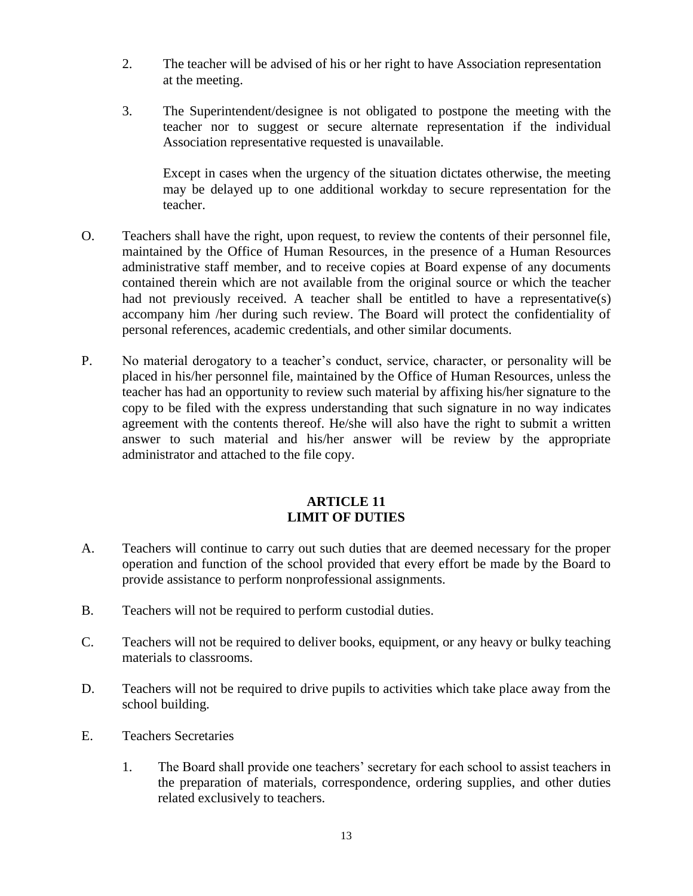2. The teacher will be advised of his or her right to have Association representation at the meeting.

3. The Superintendent/designee is not obligated to postpone the meeting with the teacher nor to suggest or secure alternate representation if the individual Association representative requested is unavailable.

   Except in cases when the urgency of the situation dictates otherwise, the meeting may be delayed up to one additional workday to secure representation for the teacher.

O. Teachers shall have the right, upon request, to review the contents of their personnel file, maintained by the Office of Human Resources, in the presence of a Human Resources administrative staff member, and to receive copies at Board expense of any documents contained therein which are not available from the original source or which the teacher had not previously received. A teacher shall be entitled to have a representative(s) accompany him /her during such review. The Board will protect the confidentiality of personal references, academic credentials, and other similar documents.

P. No material derogatory to a teacher's conduct, service, character, or personality will be placed in his/her personnel file, maintained by the Office of Human Resources, unless the teacher has had an opportunity to review such material by affixing his/her signature to the copy to be filed with the express understanding that such signature in no way indicates agreement with the contents thereof. He/she will also have the right to submit a written answer to such material and his/her answer will be review by the appropriate administrator and attached to the file copy.

## ARTICLE 11
## LIMIT OF DUTIES

A. Teachers will continue to carry out such duties that are deemed necessary for the proper operation and function of the school provided that every effort be made by the Board to provide assistance to perform nonprofessional assignments.

B. Teachers will not be required to perform custodial duties.

C. Teachers will not be required to deliver books, equipment, or any heavy or bulky teaching materials to classrooms.

D. Teachers will not be required to drive pupils to activities which take place away from the school building.

E. Teachers Secretaries

1. The Board shall provide one teachers' secretary for each school to assist teachers in the preparation of materials, correspondence, ordering supplies, and other duties related exclusively to teachers.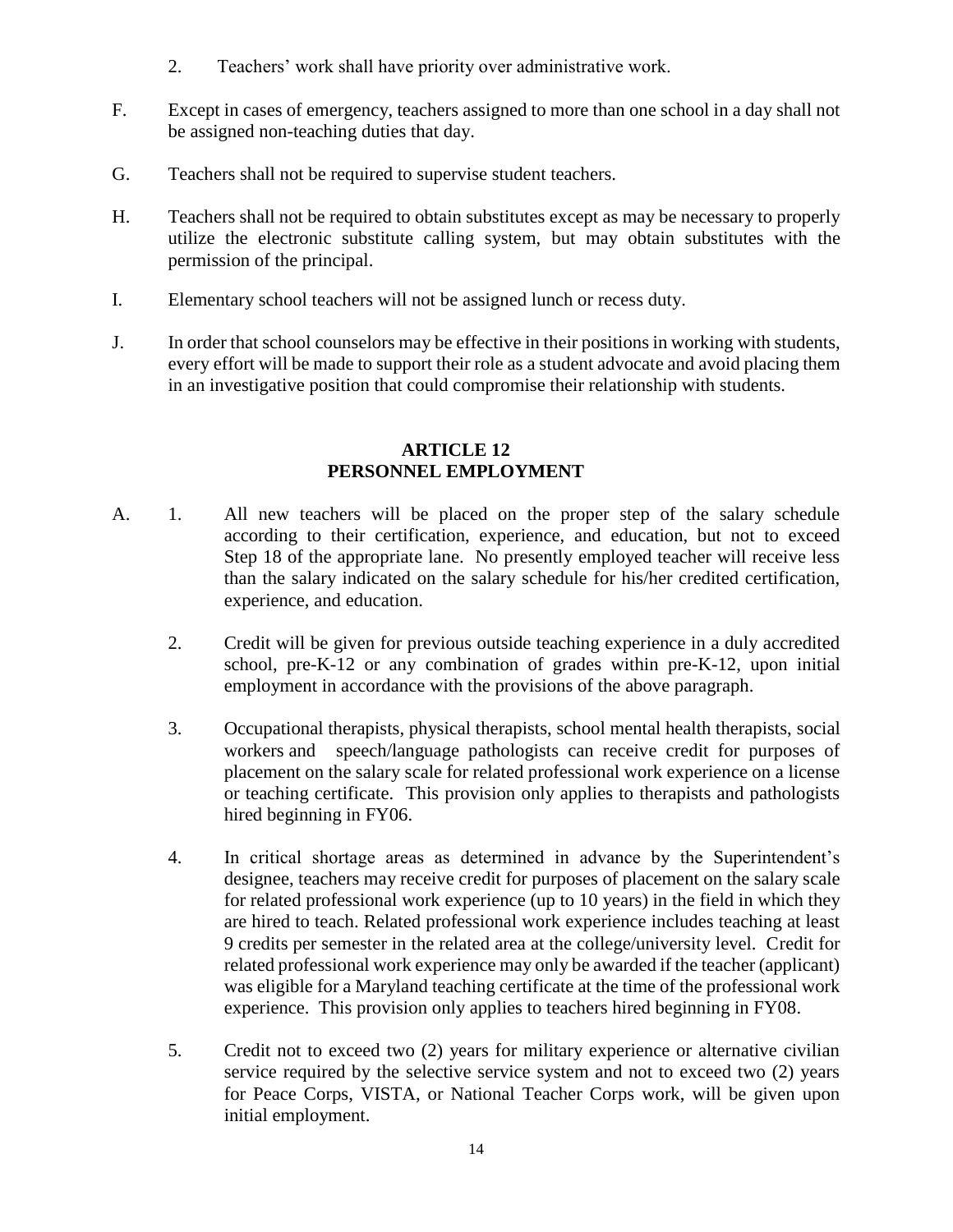2. Teachers' work shall have priority over administrative work.

F. Except in cases of emergency, teachers assigned to more than one school in a day shall not be assigned non-teaching duties that day.

G. Teachers shall not be required to supervise student teachers.

H. Teachers shall not be required to obtain substitutes except as may be necessary to properly utilize the electronic substitute calling system, but may obtain substitutes with the permission of the principal.

I. Elementary school teachers will not be assigned lunch or recess duty.

J. In order that school counselors may be effective in their positions in working with students, every effort will be made to support their role as a student advocate and avoid placing them in an investigative position that could compromise their relationship with students.

## ARTICLE 12
## PERSONNEL EMPLOYMENT

A. 1. All new teachers will be placed on the proper step of the salary schedule according to their certification, experience, and education, but not to exceed Step 18 of the appropriate lane. No presently employed teacher will receive less than the salary indicated on the salary schedule for his/her credited certification, experience, and education.

2. Credit will be given for previous outside teaching experience in a duly accredited school, pre-K-12 or any combination of grades within pre-K-12, upon initial employment in accordance with the provisions of the above paragraph.

3. Occupational therapists, physical therapists, school mental health therapists, social workers and speech/language pathologists can receive credit for purposes of placement on the salary scale for related professional work experience on a license or teaching certificate. This provision only applies to therapists and pathologists hired beginning in FY06.

4. In critical shortage areas as determined in advance by the Superintendent's designee, teachers may receive credit for purposes of placement on the salary scale for related professional work experience (up to 10 years) in the field in which they are hired to teach. Related professional work experience includes teaching at least 9 credits per semester in the related area at the college/university level. Credit for related professional work experience may only be awarded if the teacher (applicant) was eligible for a Maryland teaching certificate at the time of the professional work experience. This provision only applies to teachers hired beginning in FY08.

5. Credit not to exceed two (2) years for military experience or alternative civilian service required by the selective service system and not to exceed two (2) years for Peace Corps, VISTA, or National Teacher Corps work, will be given upon initial employment.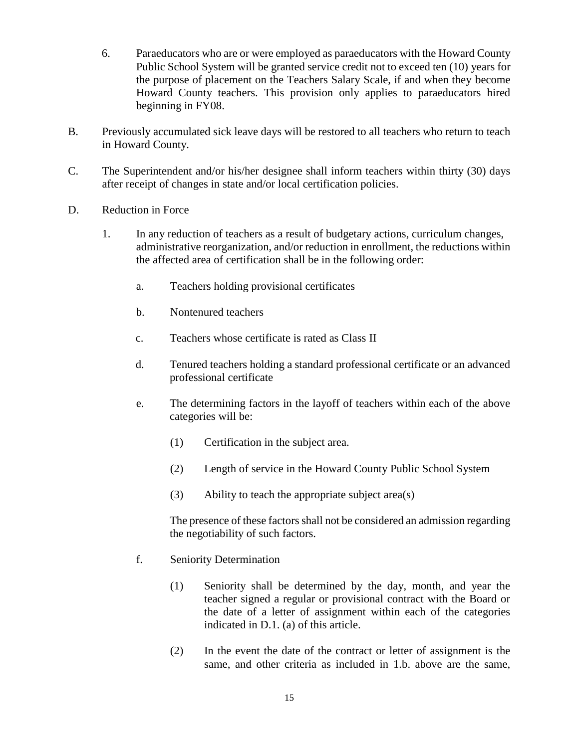6. Paraeducators who are or were employed as paraeducators with the Howard County Public School System will be granted service credit not to exceed ten (10) years for the purpose of placement on the Teachers Salary Scale, if and when they become Howard County teachers. This provision only applies to paraeducators hired beginning in FY08.

B. Previously accumulated sick leave days will be restored to all teachers who return to teach in Howard County.

C. The Superintendent and/or his/her designee shall inform teachers within thirty (30) days after receipt of changes in state and/or local certification policies.

D. Reduction in Force

1. In any reduction of teachers as a result of budgetary actions, curriculum changes, administrative reorganization, and/or reduction in enrollment, the reductions within the affected area of certification shall be in the following order:

    a. Teachers holding provisional certificates

    b. Nontenured teachers

    c. Teachers whose certificate is rated as Class II

    d. Tenured teachers holding a standard professional certificate or an advanced professional certificate

    e. The determining factors in the layoff of teachers within each of the above categories will be:

        (1) Certification in the subject area.

        (2) Length of service in the Howard County Public School System

        (3) Ability to teach the appropriate subject area(s)

        The presence of these factors shall not be considered an admission regarding the negotiability of such factors.

    f. Seniority Determination

        (1) Seniority shall be determined by the day, month, and year the teacher signed a regular or provisional contract with the Board or the date of a letter of assignment within each of the categories indicated in D.1. (a) of this article.

        (2) In the event the date of the contract or letter of assignment is the same, and other criteria as included in 1.b. above are the same,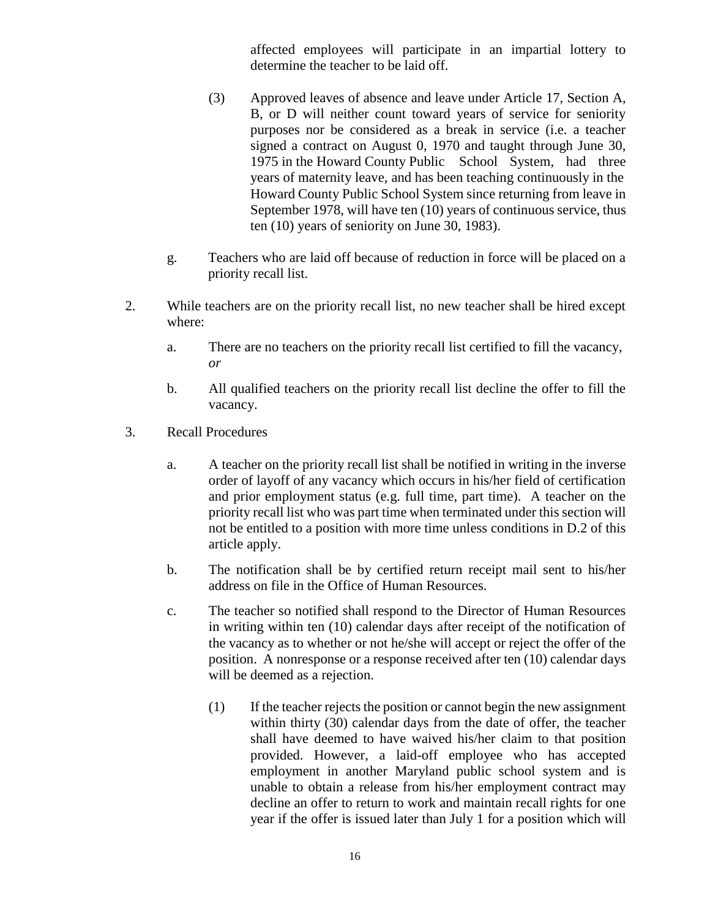affected employees will participate in an impartial lottery to determine the teacher to be laid off.

(3) Approved leaves of absence and leave under Article 17, Section A, B, or D will neither count toward years of service for seniority purposes nor be considered as a break in service (i.e. a teacher signed a contract on August 0, 1970 and taught through June 30, 1975 in the Howard County Public School System, had three years of maternity leave, and has been teaching continuously in the Howard County Public School System since returning from leave in September 1978, will have ten (10) years of continuous service, thus ten (10) years of seniority on June 30, 1983).

g. Teachers who are laid off because of reduction in force will be placed on a priority recall list.

2. While teachers are on the priority recall list, no new teacher shall be hired except where:

   a. There are no teachers on the priority recall list certified to fill the vacancy, *or*

   b. All qualified teachers on the priority recall list decline the offer to fill the vacancy.

3. Recall Procedures

   a. A teacher on the priority recall list shall be notified in writing in the inverse order of layoff of any vacancy which occurs in his/her field of certification and prior employment status (e.g. full time, part time). A teacher on the priority recall list who was part time when terminated under this section will not be entitled to a position with more time unless conditions in D.2 of this article apply.

   b. The notification shall be by certified return receipt mail sent to his/her address on file in the Office of Human Resources.

   c. The teacher so notified shall respond to the Director of Human Resources in writing within ten (10) calendar days after receipt of the notification of the vacancy as to whether or not he/she will accept or reject the offer of the position. A nonresponse or a response received after ten (10) calendar days will be deemed as a rejection.

      (1) If the teacher rejects the position or cannot begin the new assignment within thirty (30) calendar days from the date of offer, the teacher shall have deemed to have waived his/her claim to that position provided. However, a laid-off employee who has accepted employment in another Maryland public school system and is unable to obtain a release from his/her employment contract may decline an offer to return to work and maintain recall rights for one year if the offer is issued later than July 1 for a position which will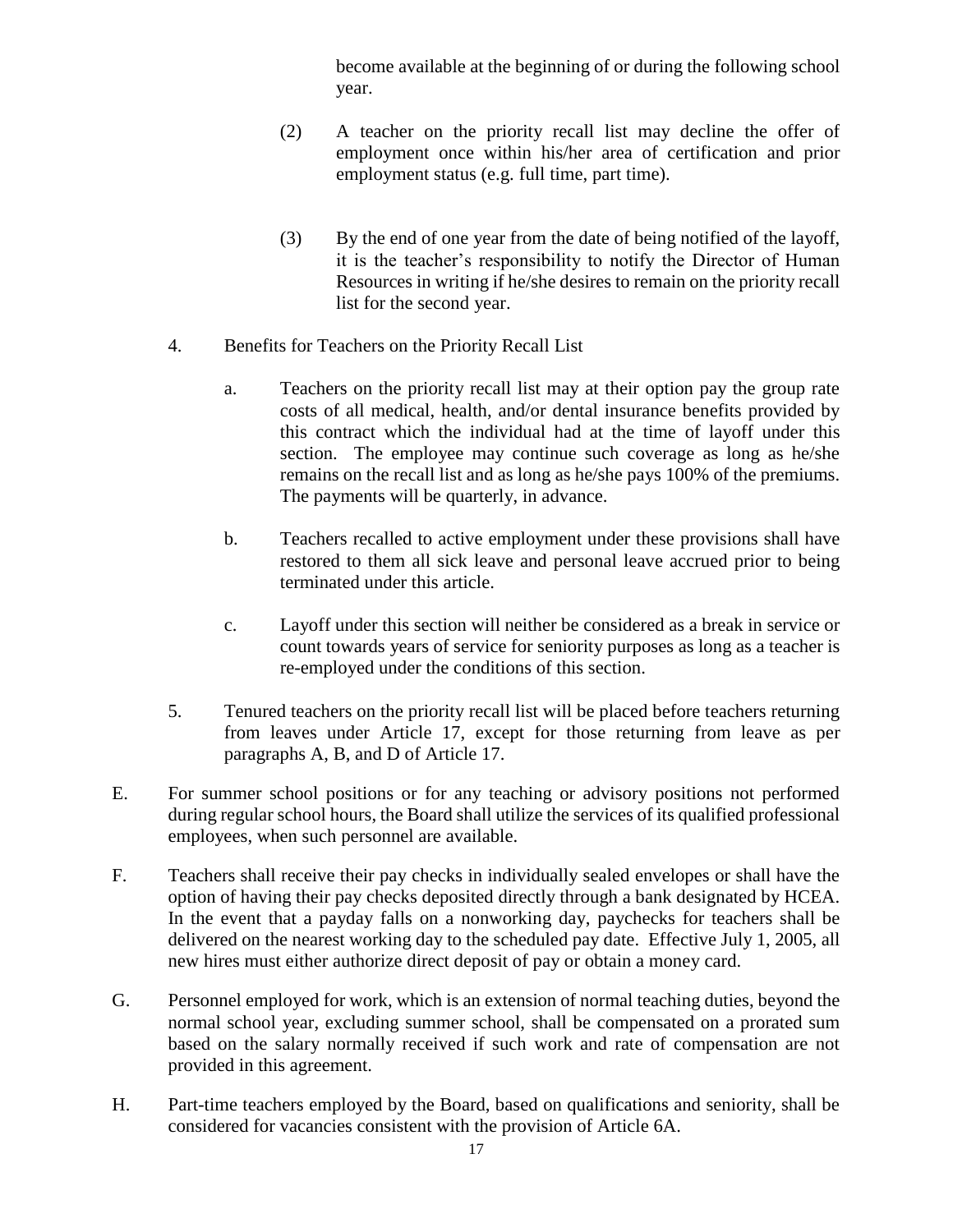become available at the beginning of or during the following school year.

(2) A teacher on the priority recall list may decline the offer of employment once within his/her area of certification and prior employment status (e.g. full time, part time).

(3) By the end of one year from the date of being notified of the layoff, it is the teacher's responsibility to notify the Director of Human Resources in writing if he/she desires to remain on the priority recall list for the second year.

4. Benefits for Teachers on the Priority Recall List

   a. Teachers on the priority recall list may at their option pay the group rate costs of all medical, health, and/or dental insurance benefits provided by this contract which the individual had at the time of layoff under this section. The employee may continue such coverage as long as he/she remains on the recall list and as long as he/she pays 100% of the premiums. The payments will be quarterly, in advance.

   b. Teachers recalled to active employment under these provisions shall have restored to them all sick leave and personal leave accrued prior to being terminated under this article.

   c. Layoff under this section will neither be considered as a break in service or count towards years of service for seniority purposes as long as a teacher is re-employed under the conditions of this section.

5. Tenured teachers on the priority recall list will be placed before teachers returning from leaves under Article 17, except for those returning from leave as per paragraphs A, B, and D of Article 17.

E. For summer school positions or for any teaching or advisory positions not performed during regular school hours, the Board shall utilize the services of its qualified professional employees, when such personnel are available.

F. Teachers shall receive their pay checks in individually sealed envelopes or shall have the option of having their pay checks deposited directly through a bank designated by HCEA. In the event that a payday falls on a nonworking day, paychecks for teachers shall be delivered on the nearest working day to the scheduled pay date. Effective July 1, 2005, all new hires must either authorize direct deposit of pay or obtain a money card.

G. Personnel employed for work, which is an extension of normal teaching duties, beyond the normal school year, excluding summer school, shall be compensated on a prorated sum based on the salary normally received if such work and rate of compensation are not provided in this agreement.

H. Part-time teachers employed by the Board, based on qualifications and seniority, shall be considered for vacancies consistent with the provision of Article 6A.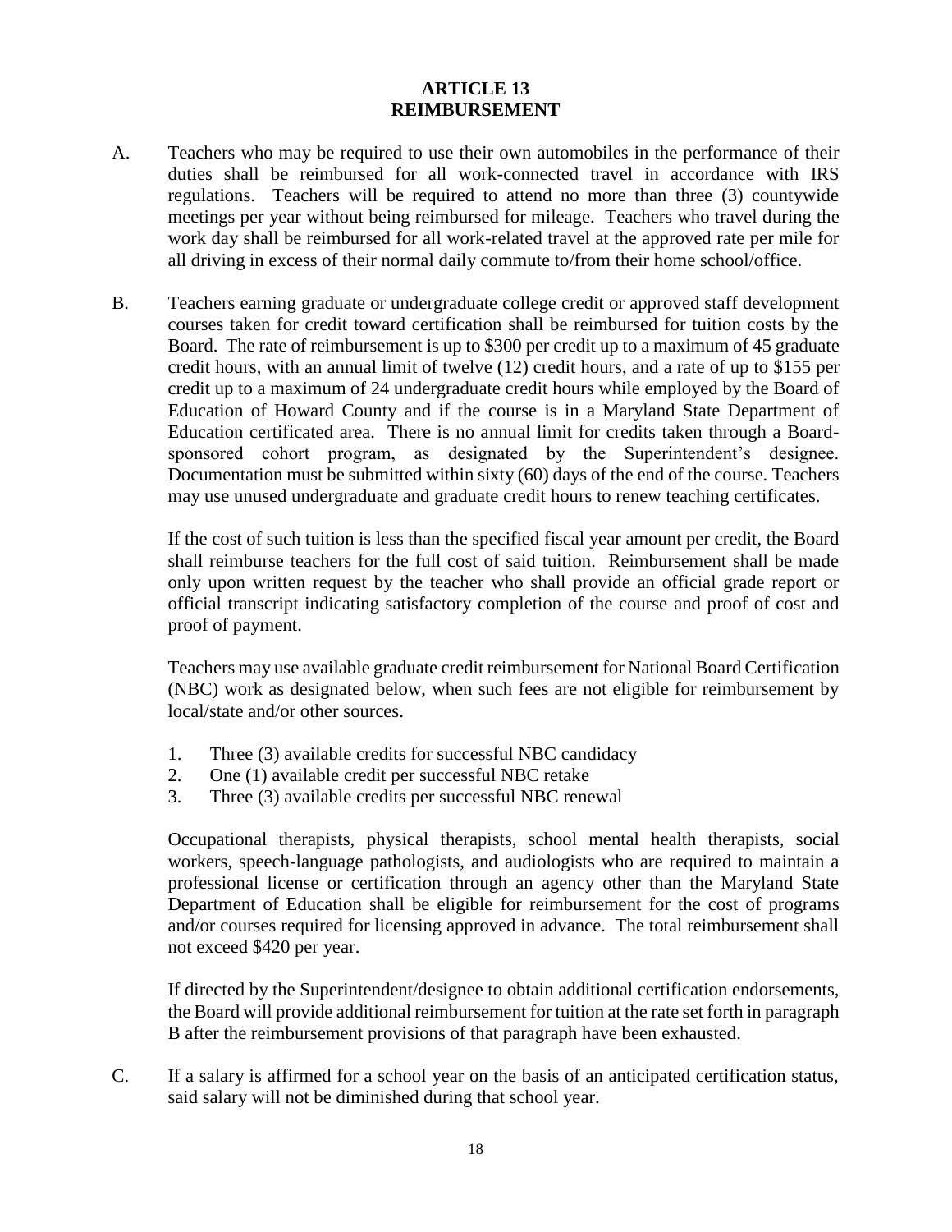# ARTICLE 13
# REIMBURSEMENT

A. Teachers who may be required to use their own automobiles in the performance of their duties shall be reimbursed for all work-connected travel in accordance with IRS regulations. Teachers will be required to attend no more than three (3) countywide meetings per year without being reimbursed for mileage. Teachers who travel during the work day shall be reimbursed for all work-related travel at the approved rate per mile for all driving in excess of their normal daily commute to/from their home school/office.

B. Teachers earning graduate or undergraduate college credit or approved staff development courses taken for credit toward certification shall be reimbursed for tuition costs by the Board. The rate of reimbursement is up to $300 per credit up to a maximum of 45 graduate credit hours, with an annual limit of twelve (12) credit hours, and a rate of up to $155 per credit up to a maximum of 24 undergraduate credit hours while employed by the Board of Education of Howard County and if the course is in a Maryland State Department of Education certificated area. There is no annual limit for credits taken through a Board-sponsored cohort program, as designated by the Superintendent's designee. Documentation must be submitted within sixty (60) days of the end of the course. Teachers may use unused undergraduate and graduate credit hours to renew teaching certificates.

   If the cost of such tuition is less than the specified fiscal year amount per credit, the Board shall reimburse teachers for the full cost of said tuition. Reimbursement shall be made only upon written request by the teacher who shall provide an official grade report or official transcript indicating satisfactory completion of the course and proof of cost and proof of payment.

   Teachers may use available graduate credit reimbursement for National Board Certification (NBC) work as designated below, when such fees are not eligible for reimbursement by local/state and/or other sources.

   1. Three (3) available credits for successful NBC candidacy
   2. One (1) available credit per successful NBC retake
   3. Three (3) available credits per successful NBC renewal

   Occupational therapists, physical therapists, school mental health therapists, social workers, speech-language pathologists, and audiologists who are required to maintain a professional license or certification through an agency other than the Maryland State Department of Education shall be eligible for reimbursement for the cost of programs and/or courses required for licensing approved in advance. The total reimbursement shall not exceed $420 per year.

   If directed by the Superintendent/designee to obtain additional certification endorsements, the Board will provide additional reimbursement for tuition at the rate set forth in paragraph B after the reimbursement provisions of that paragraph have been exhausted.

C. If a salary is affirmed for a school year on the basis of an anticipated certification status, said salary will not be diminished during that school year.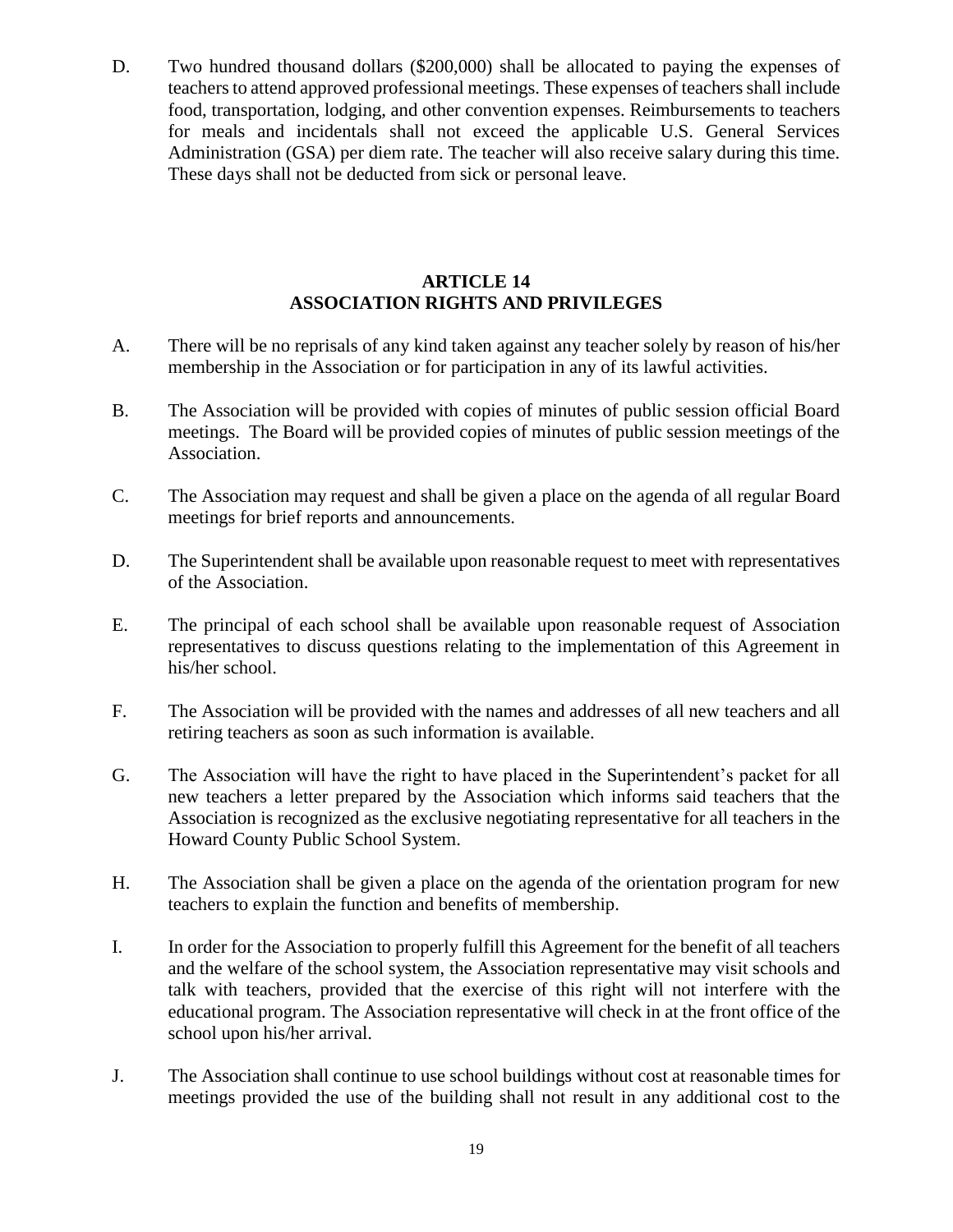D. Two hundred thousand dollars ($200,000) shall be allocated to paying the expenses of teachers to attend approved professional meetings. These expenses of teachers shall include food, transportation, lodging, and other convention expenses. Reimbursements to teachers for meals and incidentals shall not exceed the applicable U.S. General Services Administration (GSA) per diem rate. The teacher will also receive salary during this time. These days shall not be deducted from sick or personal leave.

## ARTICLE 14
## ASSOCIATION RIGHTS AND PRIVILEGES

A. There will be no reprisals of any kind taken against any teacher solely by reason of his/her membership in the Association or for participation in any of its lawful activities.

B. The Association will be provided with copies of minutes of public session official Board meetings. The Board will be provided copies of minutes of public session meetings of the Association.

C. The Association may request and shall be given a place on the agenda of all regular Board meetings for brief reports and announcements.

D. The Superintendent shall be available upon reasonable request to meet with representatives of the Association.

E. The principal of each school shall be available upon reasonable request of Association representatives to discuss questions relating to the implementation of this Agreement in his/her school.

F. The Association will be provided with the names and addresses of all new teachers and all retiring teachers as soon as such information is available.

G. The Association will have the right to have placed in the Superintendent's packet for all new teachers a letter prepared by the Association which informs said teachers that the Association is recognized as the exclusive negotiating representative for all teachers in the Howard County Public School System.

H. The Association shall be given a place on the agenda of the orientation program for new teachers to explain the function and benefits of membership.

I. In order for the Association to properly fulfill this Agreement for the benefit of all teachers and the welfare of the school system, the Association representative may visit schools and talk with teachers, provided that the exercise of this right will not interfere with the educational program. The Association representative will check in at the front office of the school upon his/her arrival.

J. The Association shall continue to use school buildings without cost at reasonable times for meetings provided the use of the building shall not result in any additional cost to the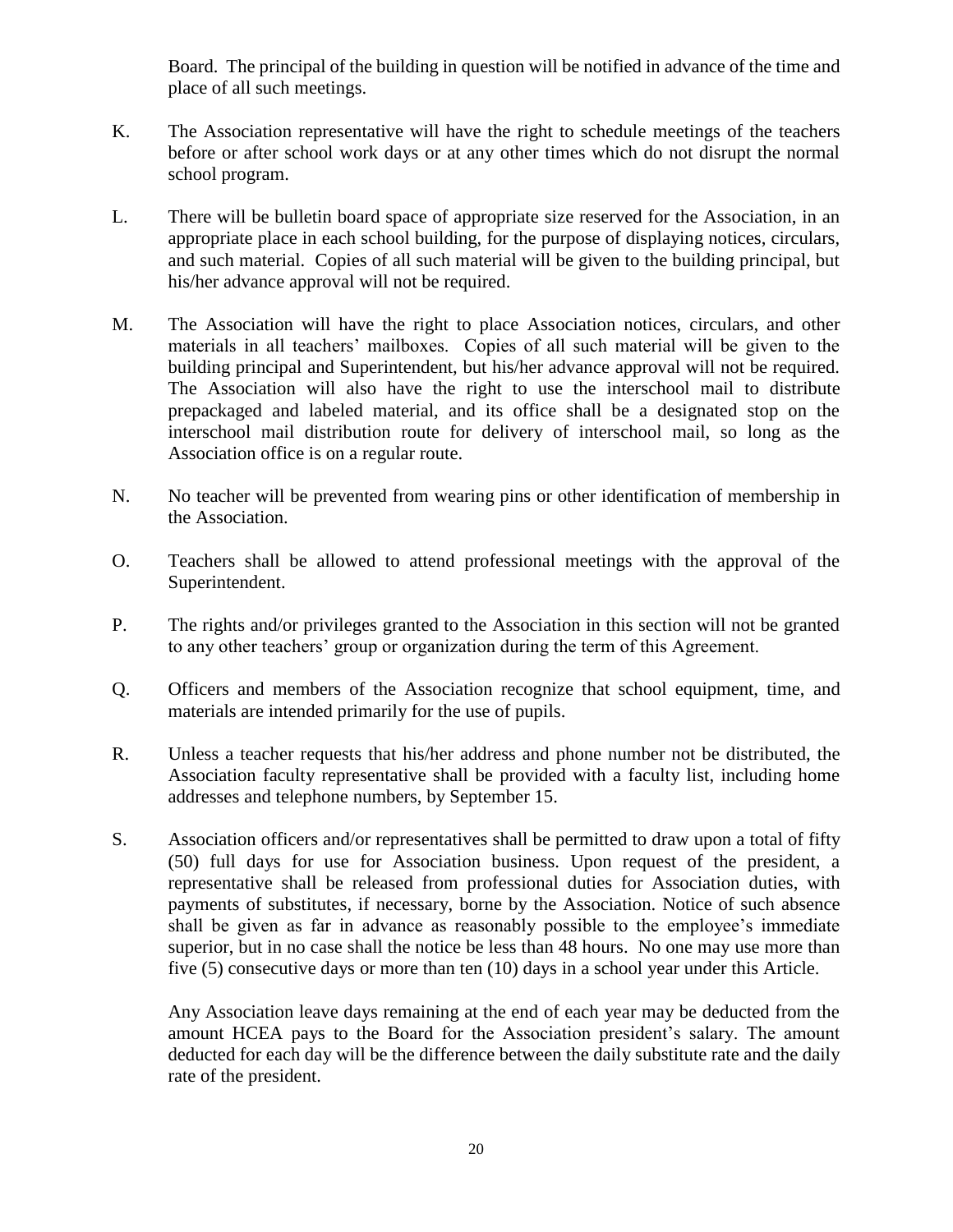Board. The principal of the building in question will be notified in advance of the time and place of all such meetings.

K. The Association representative will have the right to schedule meetings of the teachers before or after school work days or at any other times which do not disrupt the normal school program.

L. There will be bulletin board space of appropriate size reserved for the Association, in an appropriate place in each school building, for the purpose of displaying notices, circulars, and such material. Copies of all such material will be given to the building principal, but his/her advance approval will not be required.

M. The Association will have the right to place Association notices, circulars, and other materials in all teachers' mailboxes. Copies of all such material will be given to the building principal and Superintendent, but his/her advance approval will not be required. The Association will also have the right to use the interschool mail to distribute prepackaged and labeled material, and its office shall be a designated stop on the interschool mail distribution route for delivery of interschool mail, so long as the Association office is on a regular route.

N. No teacher will be prevented from wearing pins or other identification of membership in the Association.

O. Teachers shall be allowed to attend professional meetings with the approval of the Superintendent.

P. The rights and/or privileges granted to the Association in this section will not be granted to any other teachers' group or organization during the term of this Agreement.

Q. Officers and members of the Association recognize that school equipment, time, and materials are intended primarily for the use of pupils.

R. Unless a teacher requests that his/her address and phone number not be distributed, the Association faculty representative shall be provided with a faculty list, including home addresses and telephone numbers, by September 15.

S. Association officers and/or representatives shall be permitted to draw upon a total of fifty (50) full days for use for Association business. Upon request of the president, a representative shall be released from professional duties for Association duties, with payments of substitutes, if necessary, borne by the Association. Notice of such absence shall be given as far in advance as reasonably possible to the employee's immediate superior, but in no case shall the notice be less than 48 hours. No one may use more than five (5) consecutive days or more than ten (10) days in a school year under this Article.

   Any Association leave days remaining at the end of each year may be deducted from the amount HCEA pays to the Board for the Association president's salary. The amount deducted for each day will be the difference between the daily substitute rate and the daily rate of the president.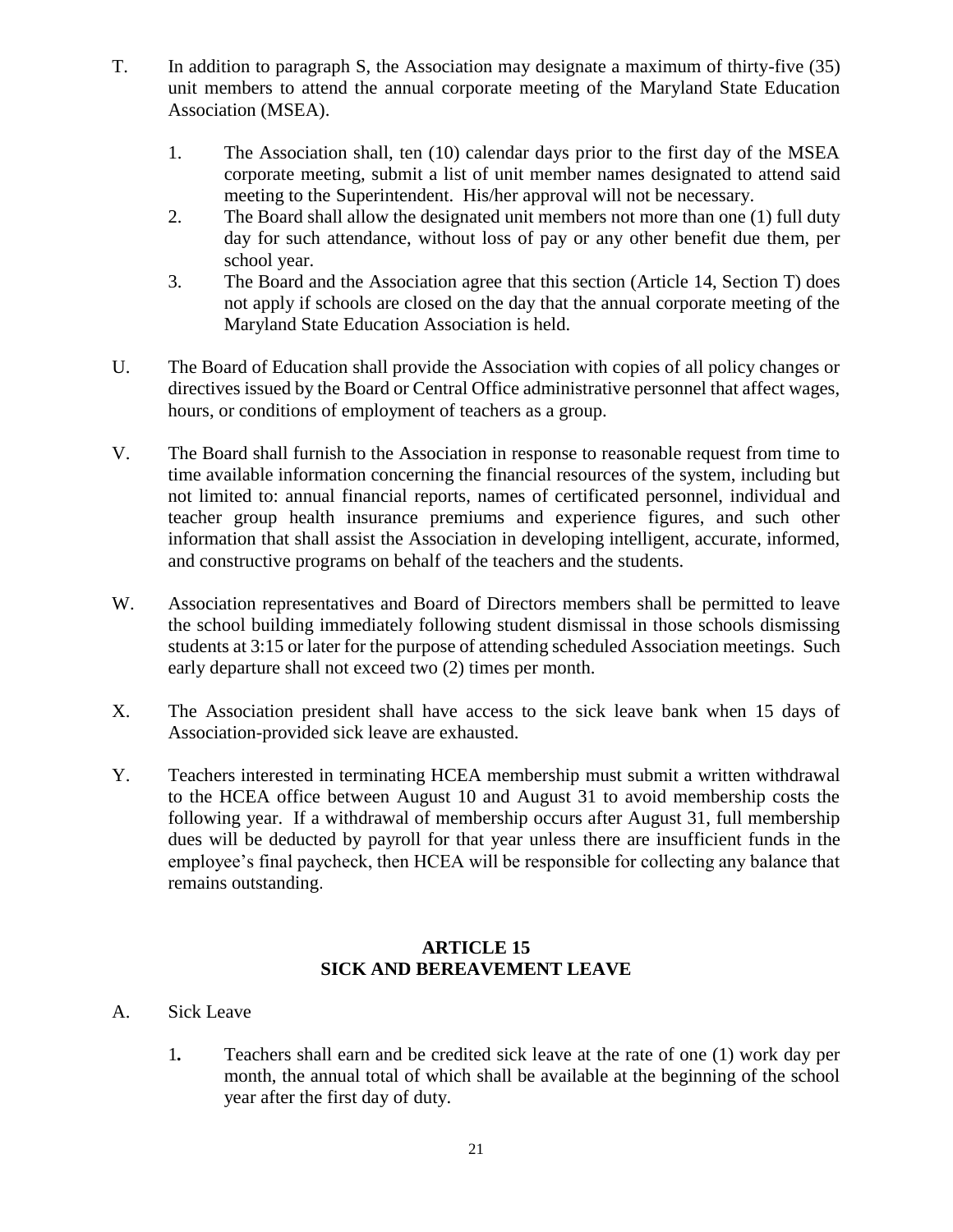T. In addition to paragraph S, the Association may designate a maximum of thirty-five (35) unit members to attend the annual corporate meeting of the Maryland State Education Association (MSEA).

1. The Association shall, ten (10) calendar days prior to the first day of the MSEA corporate meeting, submit a list of unit member names designated to attend said meeting to the Superintendent. His/her approval will not be necessary.
2. The Board shall allow the designated unit members not more than one (1) full duty day for such attendance, without loss of pay or any other benefit due them, per school year.
3. The Board and the Association agree that this section (Article 14, Section T) does not apply if schools are closed on the day that the annual corporate meeting of the Maryland State Education Association is held.

U. The Board of Education shall provide the Association with copies of all policy changes or directives issued by the Board or Central Office administrative personnel that affect wages, hours, or conditions of employment of teachers as a group.

V. The Board shall furnish to the Association in response to reasonable request from time to time available information concerning the financial resources of the system, including but not limited to: annual financial reports, names of certificated personnel, individual and teacher group health insurance premiums and experience figures, and such other information that shall assist the Association in developing intelligent, accurate, informed, and constructive programs on behalf of the teachers and the students.

W. Association representatives and Board of Directors members shall be permitted to leave the school building immediately following student dismissal in those schools dismissing students at 3:15 or later for the purpose of attending scheduled Association meetings. Such early departure shall not exceed two (2) times per month.

X. The Association president shall have access to the sick leave bank when 15 days of Association-provided sick leave are exhausted.

Y. Teachers interested in terminating HCEA membership must submit a written withdrawal to the HCEA office between August 10 and August 31 to avoid membership costs the following year. If a withdrawal of membership occurs after August 31, full membership dues will be deducted by payroll for that year unless there are insufficient funds in the employee's final paycheck, then HCEA will be responsible for collecting any balance that remains outstanding.

## ARTICLE 15
## SICK AND BEREAVEMENT LEAVE

A. Sick Leave

1. Teachers shall earn and be credited sick leave at the rate of one (1) work day per month, the annual total of which shall be available at the beginning of the school year after the first day of duty.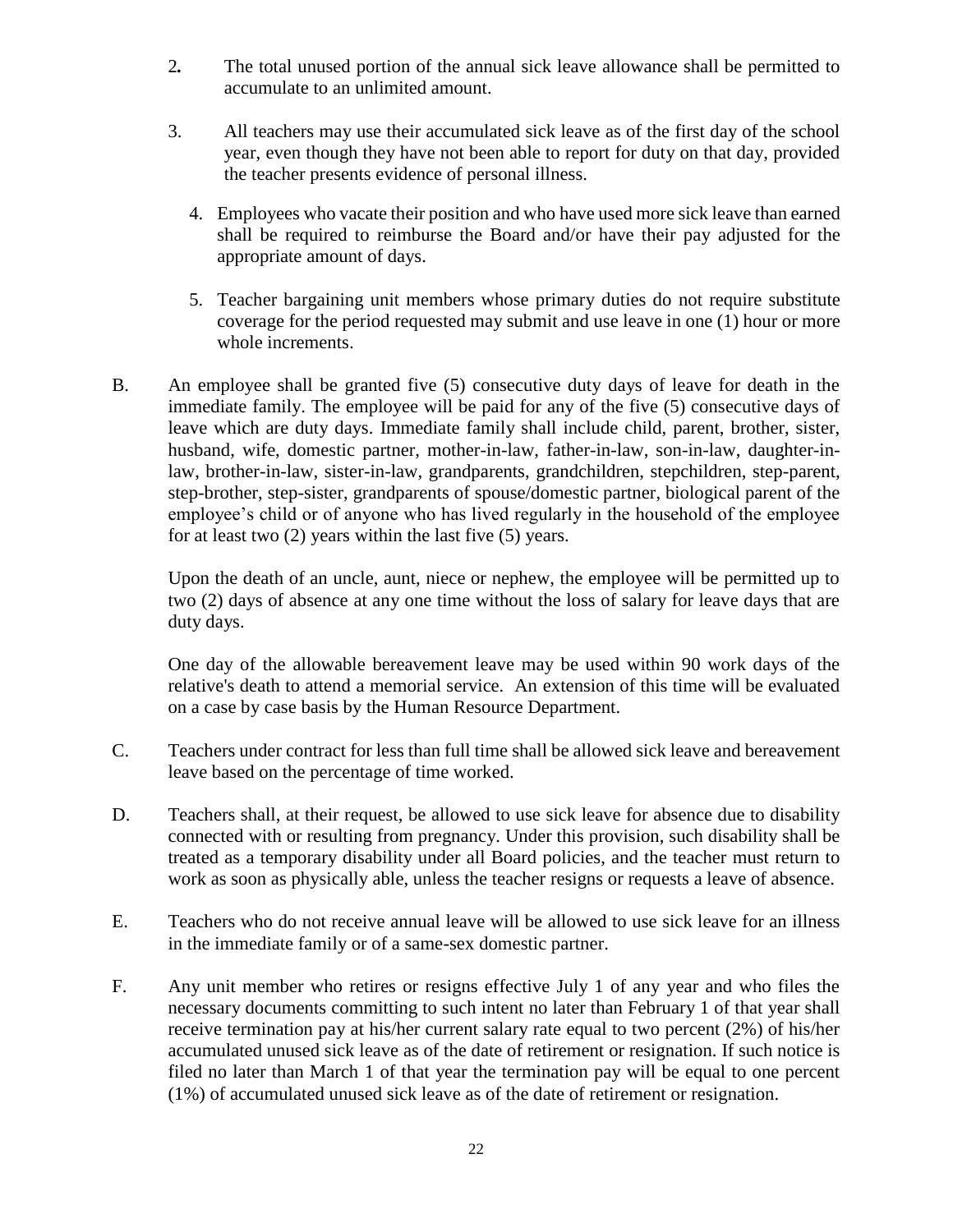2. The total unused portion of the annual sick leave allowance shall be permitted to accumulate to an unlimited amount.

3. All teachers may use their accumulated sick leave as of the first day of the school year, even though they have not been able to report for duty on that day, provided the teacher presents evidence of personal illness.

4. Employees who vacate their position and who have used more sick leave than earned shall be required to reimburse the Board and/or have their pay adjusted for the appropriate amount of days.

5. Teacher bargaining unit members whose primary duties do not require substitute coverage for the period requested may submit and use leave in one (1) hour or more whole increments.

B. An employee shall be granted five (5) consecutive duty days of leave for death in the immediate family. The employee will be paid for any of the five (5) consecutive days of leave which are duty days. Immediate family shall include child, parent, brother, sister, husband, wife, domestic partner, mother-in-law, father-in-law, son-in-law, daughter-in-law, brother-in-law, sister-in-law, grandparents, grandchildren, stepchildren, step-parent, step-brother, step-sister, grandparents of spouse/domestic partner, biological parent of the employee's child or of anyone who has lived regularly in the household of the employee for at least two (2) years within the last five (5) years.

Upon the death of an uncle, aunt, niece or nephew, the employee will be permitted up to two (2) days of absence at any one time without the loss of salary for leave days that are duty days.

One day of the allowable bereavement leave may be used within 90 work days of the relative's death to attend a memorial service. An extension of this time will be evaluated on a case by case basis by the Human Resource Department.

C. Teachers under contract for less than full time shall be allowed sick leave and bereavement leave based on the percentage of time worked.

D. Teachers shall, at their request, be allowed to use sick leave for absence due to disability connected with or resulting from pregnancy. Under this provision, such disability shall be treated as a temporary disability under all Board policies, and the teacher must return to work as soon as physically able, unless the teacher resigns or requests a leave of absence.

E. Teachers who do not receive annual leave will be allowed to use sick leave for an illness in the immediate family or of a same-sex domestic partner.

F. Any unit member who retires or resigns effective July 1 of any year and who files the necessary documents committing to such intent no later than February 1 of that year shall receive termination pay at his/her current salary rate equal to two percent (2%) of his/her accumulated unused sick leave as of the date of retirement or resignation. If such notice is filed no later than March 1 of that year the termination pay will be equal to one percent (1%) of accumulated unused sick leave as of the date of retirement or resignation.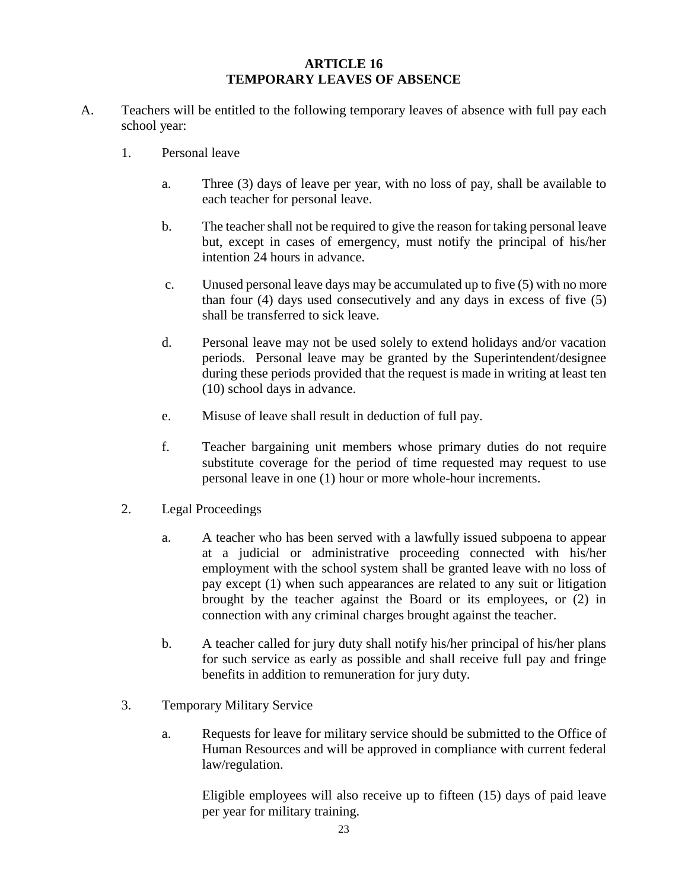# ARTICLE 16
# TEMPORARY LEAVES OF ABSENCE

A. Teachers will be entitled to the following temporary leaves of absence with full pay each school year:

1. Personal leave

   a. Three (3) days of leave per year, with no loss of pay, shall be available to each teacher for personal leave.

   b. The teacher shall not be required to give the reason for taking personal leave but, except in cases of emergency, must notify the principal of his/her intention 24 hours in advance.

   c. Unused personal leave days may be accumulated up to five (5) with no more than four (4) days used consecutively and any days in excess of five (5) shall be transferred to sick leave.

   d. Personal leave may not be used solely to extend holidays and/or vacation periods. Personal leave may be granted by the Superintendent/designee during these periods provided that the request is made in writing at least ten (10) school days in advance.

   e. Misuse of leave shall result in deduction of full pay.

   f. Teacher bargaining unit members whose primary duties do not require substitute coverage for the period of time requested may request to use personal leave in one (1) hour or more whole-hour increments.

2. Legal Proceedings

   a. A teacher who has been served with a lawfully issued subpoena to appear at a judicial or administrative proceeding connected with his/her employment with the school system shall be granted leave with no loss of pay except (1) when such appearances are related to any suit or litigation brought by the teacher against the Board or its employees, or (2) in connection with any criminal charges brought against the teacher.

   b. A teacher called for jury duty shall notify his/her principal of his/her plans for such service as early as possible and shall receive full pay and fringe benefits in addition to remuneration for jury duty.

3. Temporary Military Service

   a. Requests for leave for military service should be submitted to the Office of Human Resources and will be approved in compliance with current federal law/regulation.

      Eligible employees will also receive up to fifteen (15) days of paid leave per year for military training.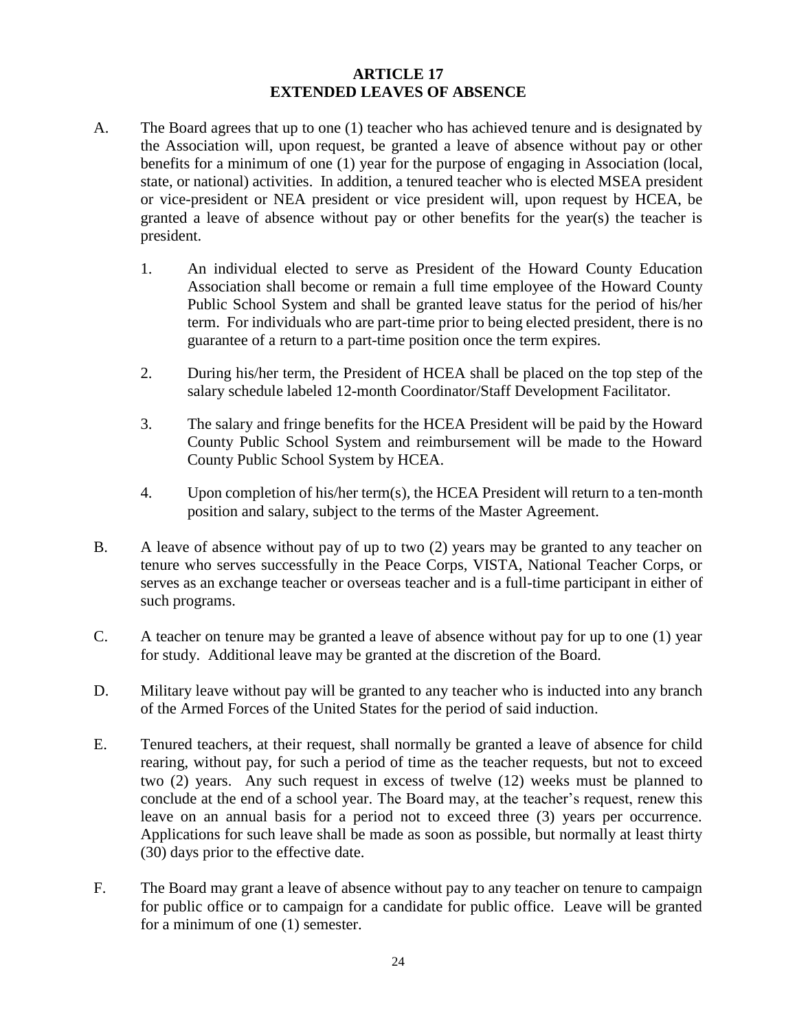# ARTICLE 17
## EXTENDED LEAVES OF ABSENCE

A. The Board agrees that up to one (1) teacher who has achieved tenure and is designated by the Association will, upon request, be granted a leave of absence without pay or other benefits for a minimum of one (1) year for the purpose of engaging in Association (local, state, or national) activities. In addition, a tenured teacher who is elected MSEA president or vice-president or NEA president or vice president will, upon request by HCEA, be granted a leave of absence without pay or other benefits for the year(s) the teacher is president.

   1. An individual elected to serve as President of the Howard County Education Association shall become or remain a full time employee of the Howard County Public School System and shall be granted leave status for the period of his/her term. For individuals who are part-time prior to being elected president, there is no guarantee of a return to a part-time position once the term expires.

   2. During his/her term, the President of HCEA shall be placed on the top step of the salary schedule labeled 12-month Coordinator/Staff Development Facilitator.

   3. The salary and fringe benefits for the HCEA President will be paid by the Howard County Public School System and reimbursement will be made to the Howard County Public School System by HCEA.

   4. Upon completion of his/her term(s), the HCEA President will return to a ten-month position and salary, subject to the terms of the Master Agreement.

B. A leave of absence without pay of up to two (2) years may be granted to any teacher on tenure who serves successfully in the Peace Corps, VISTA, National Teacher Corps, or serves as an exchange teacher or overseas teacher and is a full-time participant in either of such programs.

C. A teacher on tenure may be granted a leave of absence without pay for up to one (1) year for study. Additional leave may be granted at the discretion of the Board.

D. Military leave without pay will be granted to any teacher who is inducted into any branch of the Armed Forces of the United States for the period of said induction.

E. Tenured teachers, at their request, shall normally be granted a leave of absence for child rearing, without pay, for such a period of time as the teacher requests, but not to exceed two (2) years. Any such request in excess of twelve (12) weeks must be planned to conclude at the end of a school year. The Board may, at the teacher's request, renew this leave on an annual basis for a period not to exceed three (3) years per occurrence. Applications for such leave shall be made as soon as possible, but normally at least thirty (30) days prior to the effective date.

F. The Board may grant a leave of absence without pay to any teacher on tenure to campaign for public office or to campaign for a candidate for public office. Leave will be granted for a minimum of one (1) semester.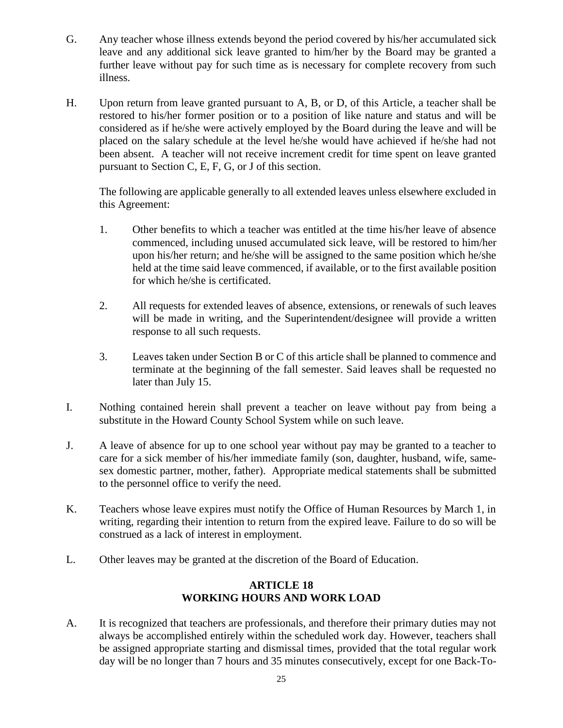G. Any teacher whose illness extends beyond the period covered by his/her accumulated sick leave and any additional sick leave granted to him/her by the Board may be granted a further leave without pay for such time as is necessary for complete recovery from such illness.

H. Upon return from leave granted pursuant to A, B, or D, of this Article, a teacher shall be restored to his/her former position or to a position of like nature and status and will be considered as if he/she were actively employed by the Board during the leave and will be placed on the salary schedule at the level he/she would have achieved if he/she had not been absent. A teacher will not receive increment credit for time spent on leave granted pursuant to Section C, E, F, G, or J of this section.

   The following are applicable generally to all extended leaves unless elsewhere excluded in this Agreement:

   1. Other benefits to which a teacher was entitled at the time his/her leave of absence commenced, including unused accumulated sick leave, will be restored to him/her upon his/her return; and he/she will be assigned to the same position which he/she held at the time said leave commenced, if available, or to the first available position for which he/she is certificated.

   2. All requests for extended leaves of absence, extensions, or renewals of such leaves will be made in writing, and the Superintendent/designee will provide a written response to all such requests.

   3. Leaves taken under Section B or C of this article shall be planned to commence and terminate at the beginning of the fall semester. Said leaves shall be requested no later than July 15.

I. Nothing contained herein shall prevent a teacher on leave without pay from being a substitute in the Howard County School System while on such leave.

J. A leave of absence for up to one school year without pay may be granted to a teacher to care for a sick member of his/her immediate family (son, daughter, husband, wife, same-sex domestic partner, mother, father). Appropriate medical statements shall be submitted to the personnel office to verify the need.

K. Teachers whose leave expires must notify the Office of Human Resources by March 1, in writing, regarding their intention to return from the expired leave. Failure to do so will be construed as a lack of interest in employment.

L. Other leaves may be granted at the discretion of the Board of Education.

## ARTICLE 18
## WORKING HOURS AND WORK LOAD

A. It is recognized that teachers are professionals, and therefore their primary duties may not always be accomplished entirely within the scheduled work day. However, teachers shall be assigned appropriate starting and dismissal times, provided that the total regular work day will be no longer than 7 hours and 35 minutes consecutively, except for one Back-To-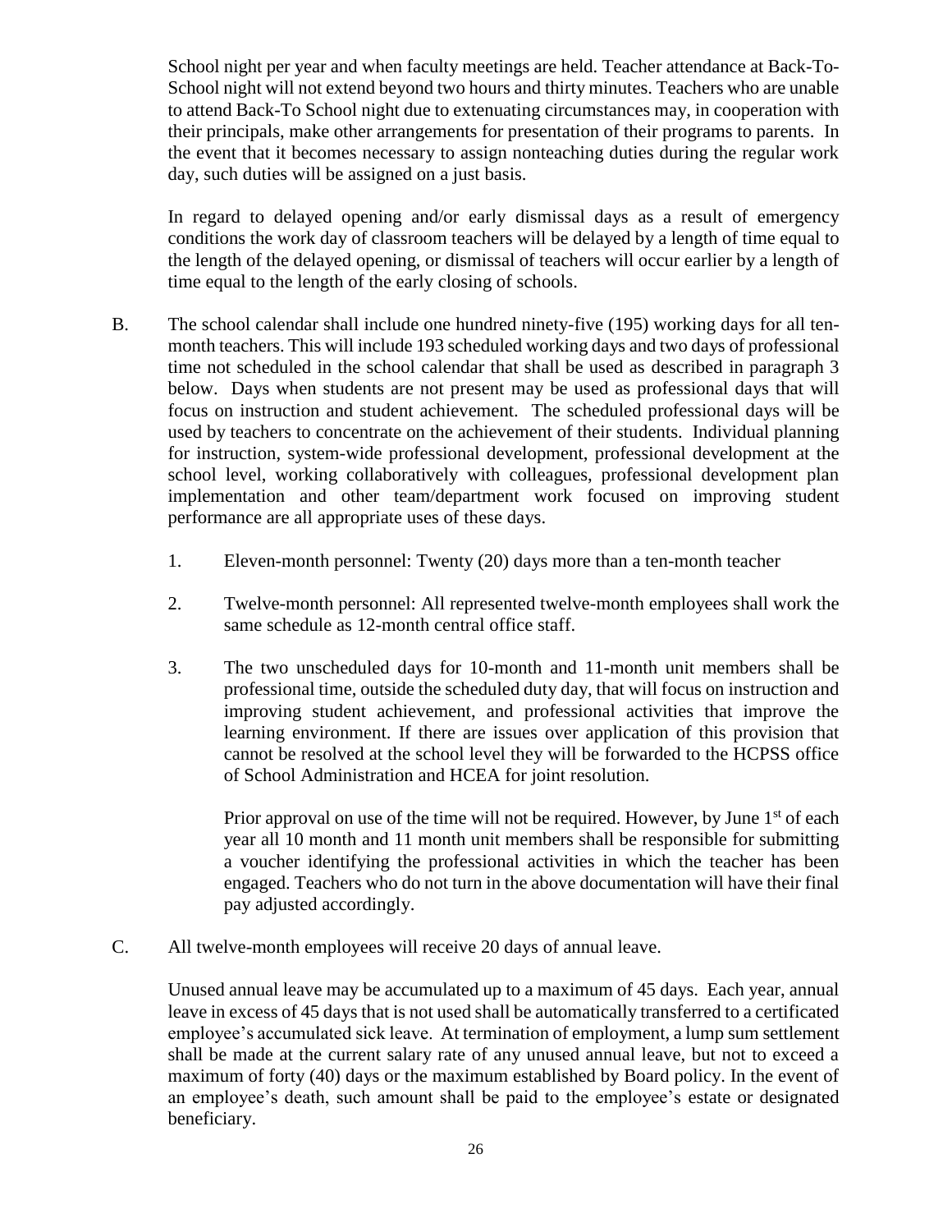School night per year and when faculty meetings are held. Teacher attendance at Back-To-School night will not extend beyond two hours and thirty minutes. Teachers who are unable to attend Back-To School night due to extenuating circumstances may, in cooperation with their principals, make other arrangements for presentation of their programs to parents. In the event that it becomes necessary to assign nonteaching duties during the regular work day, such duties will be assigned on a just basis.

In regard to delayed opening and/or early dismissal days as a result of emergency conditions the work day of classroom teachers will be delayed by a length of time equal to the length of the delayed opening, or dismissal of teachers will occur earlier by a length of time equal to the length of the early closing of schools.

B. The school calendar shall include one hundred ninety-five (195) working days for all ten-month teachers. This will include 193 scheduled working days and two days of professional time not scheduled in the school calendar that shall be used as described in paragraph 3 below. Days when students are not present may be used as professional days that will focus on instruction and student achievement. The scheduled professional days will be used by teachers to concentrate on the achievement of their students. Individual planning for instruction, system-wide professional development, professional development at the school level, working collaboratively with colleagues, professional development plan implementation and other team/department work focused on improving student performance are all appropriate uses of these days.

1. Eleven-month personnel: Twenty (20) days more than a ten-month teacher

2. Twelve-month personnel: All represented twelve-month employees shall work the same schedule as 12-month central office staff.

3. The two unscheduled days for 10-month and 11-month unit members shall be professional time, outside the scheduled duty day, that will focus on instruction and improving student achievement, and professional activities that improve the learning environment. If there are issues over application of this provision that cannot be resolved at the school level they will be forwarded to the HCPSS office of School Administration and HCEA for joint resolution.

   Prior approval on use of the time will not be required. However, by June 1st of each year all 10 month and 11 month unit members shall be responsible for submitting a voucher identifying the professional activities in which the teacher has been engaged. Teachers who do not turn in the above documentation will have their final pay adjusted accordingly.

C. All twelve-month employees will receive 20 days of annual leave.

Unused annual leave may be accumulated up to a maximum of 45 days. Each year, annual leave in excess of 45 days that is not used shall be automatically transferred to a certificated employee's accumulated sick leave. At termination of employment, a lump sum settlement shall be made at the current salary rate of any unused annual leave, but not to exceed a maximum of forty (40) days or the maximum established by Board policy. In the event of an employee's death, such amount shall be paid to the employee's estate or designated beneficiary.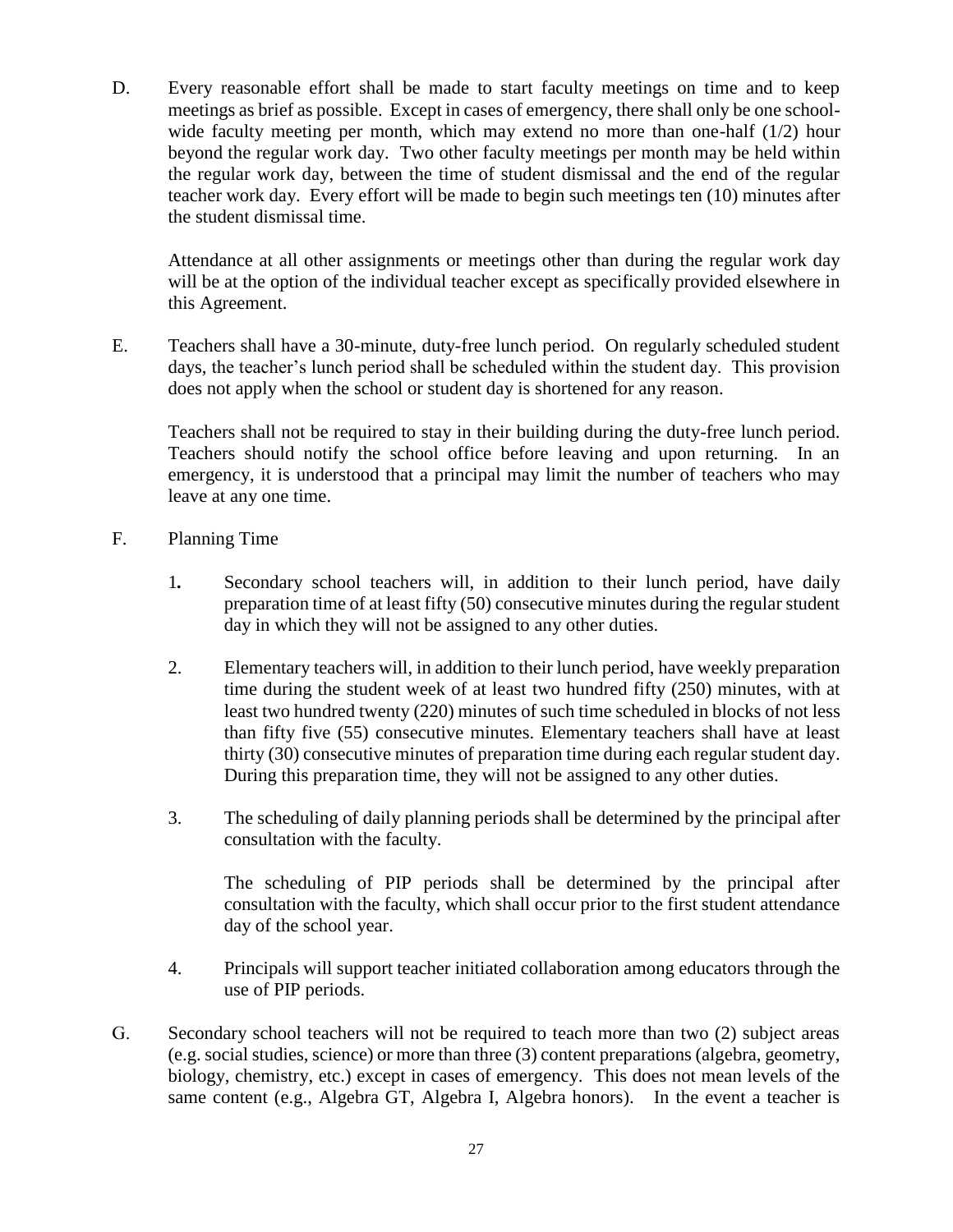D. Every reasonable effort shall be made to start faculty meetings on time and to keep meetings as brief as possible. Except in cases of emergency, there shall only be one school-wide faculty meeting per month, which may extend no more than one-half (1/2) hour beyond the regular work day. Two other faculty meetings per month may be held within the regular work day, between the time of student dismissal and the end of the regular teacher work day. Every effort will be made to begin such meetings ten (10) minutes after the student dismissal time.

   Attendance at all other assignments or meetings other than during the regular work day will be at the option of the individual teacher except as specifically provided elsewhere in this Agreement.

E. Teachers shall have a 30-minute, duty-free lunch period. On regularly scheduled student days, the teacher's lunch period shall be scheduled within the student day. This provision does not apply when the school or student day is shortened for any reason.

   Teachers shall not be required to stay in their building during the duty-free lunch period. Teachers should notify the school office before leaving and upon returning. In an emergency, it is understood that a principal may limit the number of teachers who may leave at any one time.

F. Planning Time

   1. Secondary school teachers will, in addition to their lunch period, have daily preparation time of at least fifty (50) consecutive minutes during the regular student day in which they will not be assigned to any other duties.

   2. Elementary teachers will, in addition to their lunch period, have weekly preparation time during the student week of at least two hundred fifty (250) minutes, with at least two hundred twenty (220) minutes of such time scheduled in blocks of not less than fifty five (55) consecutive minutes. Elementary teachers shall have at least thirty (30) consecutive minutes of preparation time during each regular student day. During this preparation time, they will not be assigned to any other duties.

   3. The scheduling of daily planning periods shall be determined by the principal after consultation with the faculty.

      The scheduling of PIP periods shall be determined by the principal after consultation with the faculty, which shall occur prior to the first student attendance day of the school year.

   4. Principals will support teacher initiated collaboration among educators through the use of PIP periods.

G. Secondary school teachers will not be required to teach more than two (2) subject areas (e.g. social studies, science) or more than three (3) content preparations (algebra, geometry, biology, chemistry, etc.) except in cases of emergency. This does not mean levels of the same content (e.g., Algebra GT, Algebra I, Algebra honors). In the event a teacher is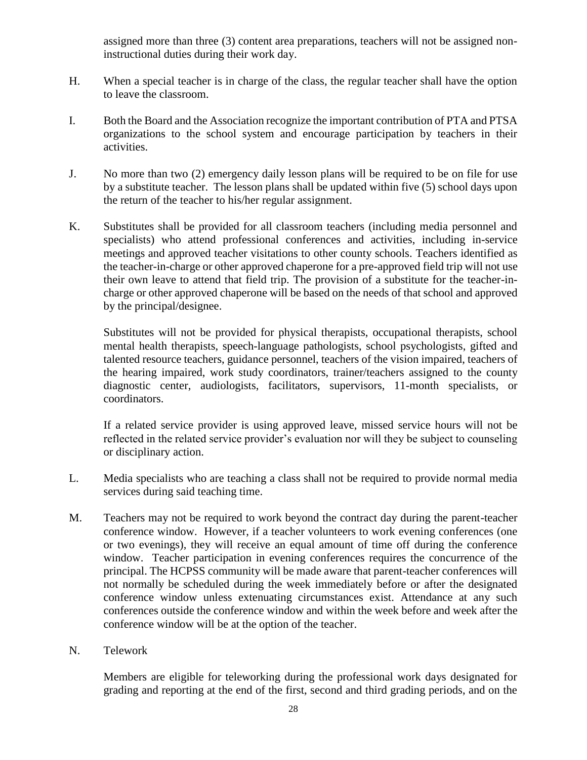assigned more than three (3) content area preparations, teachers will not be assigned non-instructional duties during their work day.

H. When a special teacher is in charge of the class, the regular teacher shall have the option to leave the classroom.

I. Both the Board and the Association recognize the important contribution of PTA and PTSA organizations to the school system and encourage participation by teachers in their activities.

J. No more than two (2) emergency daily lesson plans will be required to be on file for use by a substitute teacher. The lesson plans shall be updated within five (5) school days upon the return of the teacher to his/her regular assignment.

K. Substitutes shall be provided for all classroom teachers (including media personnel and specialists) who attend professional conferences and activities, including in-service meetings and approved teacher visitations to other county schools. Teachers identified as the teacher-in-charge or other approved chaperone for a pre-approved field trip will not use their own leave to attend that field trip. The provision of a substitute for the teacher-in-charge or other approved chaperone will be based on the needs of that school and approved by the principal/designee.

   Substitutes will not be provided for physical therapists, occupational therapists, school mental health therapists, speech-language pathologists, school psychologists, gifted and talented resource teachers, guidance personnel, teachers of the vision impaired, teachers of the hearing impaired, work study coordinators, trainer/teachers assigned to the county diagnostic center, audiologists, facilitators, supervisors, 11-month specialists, or coordinators.

   If a related service provider is using approved leave, missed service hours will not be reflected in the related service provider's evaluation nor will they be subject to counseling or disciplinary action.

L. Media specialists who are teaching a class shall not be required to provide normal media services during said teaching time.

M. Teachers may not be required to work beyond the contract day during the parent-teacher conference window. However, if a teacher volunteers to work evening conferences (one or two evenings), they will receive an equal amount of time off during the conference window. Teacher participation in evening conferences requires the concurrence of the principal. The HCPSS community will be made aware that parent-teacher conferences will not normally be scheduled during the week immediately before or after the designated conference window unless extenuating circumstances exist. Attendance at any such conferences outside the conference window and within the week before and week after the conference window will be at the option of the teacher.

N. Telework

   Members are eligible for teleworking during the professional work days designated for grading and reporting at the end of the first, second and third grading periods, and on the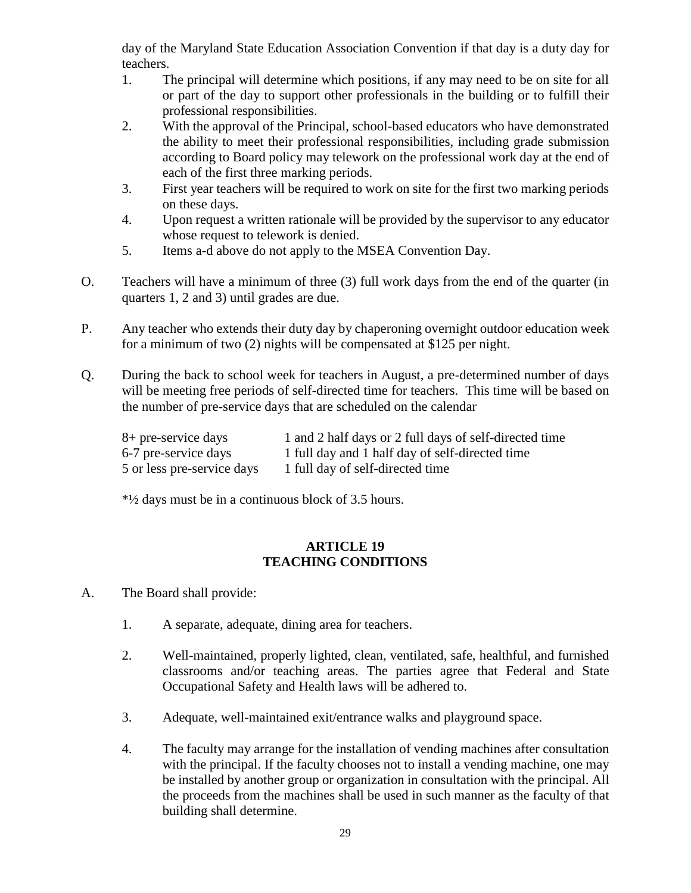day of the Maryland State Education Association Convention if that day is a duty day for teachers.

1. The principal will determine which positions, if any may need to be on site for all or part of the day to support other professionals in the building or to fulfill their professional responsibilities.
2. With the approval of the Principal, school-based educators who have demonstrated the ability to meet their professional responsibilities, including grade submission according to Board policy may telework on the professional work day at the end of each of the first three marking periods.
3. First year teachers will be required to work on site for the first two marking periods on these days.
4. Upon request a written rationale will be provided by the supervisor to any educator whose request to telework is denied.
5. Items a-d above do not apply to the MSEA Convention Day.

O. Teachers will have a minimum of three (3) full work days from the end of the quarter (in quarters 1, 2 and 3) until grades are due.

P. Any teacher who extends their duty day by chaperoning overnight outdoor education week for a minimum of two (2) nights will be compensated at $125 per night.

Q. During the back to school week for teachers in August, a pre-determined number of days will be meeting free periods of self-directed time for teachers. This time will be based on the number of pre-service days that are scheduled on the calendar

| | |
|---|---|
| 8+ pre-service days | 1 and 2 half days or 2 full days of self-directed time |
| 6-7 pre-service days | 1 full day and 1 half day of self-directed time |
| 5 or less pre-service days | 1 full day of self-directed time |

*½ days must be in a continuous block of 3.5 hours.

## ARTICLE 19
## TEACHING CONDITIONS

A. The Board shall provide:

1. A separate, adequate, dining area for teachers.
2. Well-maintained, properly lighted, clean, ventilated, safe, healthful, and furnished classrooms and/or teaching areas. The parties agree that Federal and State Occupational Safety and Health laws will be adhered to.
3. Adequate, well-maintained exit/entrance walks and playground space.
4. The faculty may arrange for the installation of vending machines after consultation with the principal. If the faculty chooses not to install a vending machine, one may be installed by another group or organization in consultation with the principal. All the proceeds from the machines shall be used in such manner as the faculty of that building shall determine.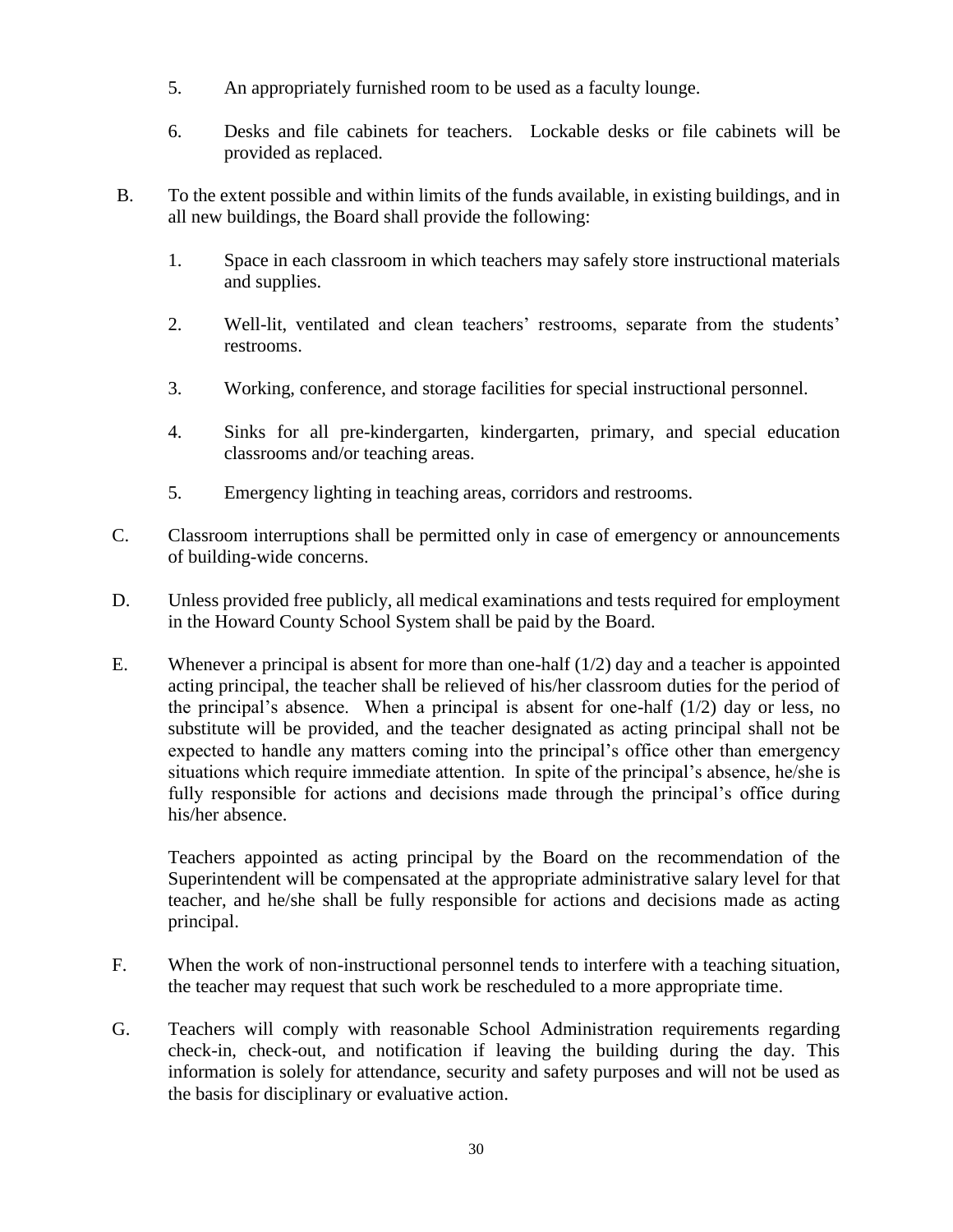5. An appropriately furnished room to be used as a faculty lounge.

6. Desks and file cabinets for teachers. Lockable desks or file cabinets will be provided as replaced.

B. To the extent possible and within limits of the funds available, in existing buildings, and in all new buildings, the Board shall provide the following:

   1. Space in each classroom in which teachers may safely store instructional materials and supplies.

   2. Well-lit, ventilated and clean teachers' restrooms, separate from the students' restrooms.

   3. Working, conference, and storage facilities for special instructional personnel.

   4. Sinks for all pre-kindergarten, kindergarten, primary, and special education classrooms and/or teaching areas.

   5. Emergency lighting in teaching areas, corridors and restrooms.

C. Classroom interruptions shall be permitted only in case of emergency or announcements of building-wide concerns.

D. Unless provided free publicly, all medical examinations and tests required for employment in the Howard County School System shall be paid by the Board.

E. Whenever a principal is absent for more than one-half (1/2) day and a teacher is appointed acting principal, the teacher shall be relieved of his/her classroom duties for the period of the principal's absence. When a principal is absent for one-half (1/2) day or less, no substitute will be provided, and the teacher designated as acting principal shall not be expected to handle any matters coming into the principal's office other than emergency situations which require immediate attention. In spite of the principal's absence, he/she is fully responsible for actions and decisions made through the principal's office during his/her absence.

   Teachers appointed as acting principal by the Board on the recommendation of the Superintendent will be compensated at the appropriate administrative salary level for that teacher, and he/she shall be fully responsible for actions and decisions made as acting principal.

F. When the work of non-instructional personnel tends to interfere with a teaching situation, the teacher may request that such work be rescheduled to a more appropriate time.

G. Teachers will comply with reasonable School Administration requirements regarding check-in, check-out, and notification if leaving the building during the day. This information is solely for attendance, security and safety purposes and will not be used as the basis for disciplinary or evaluative action.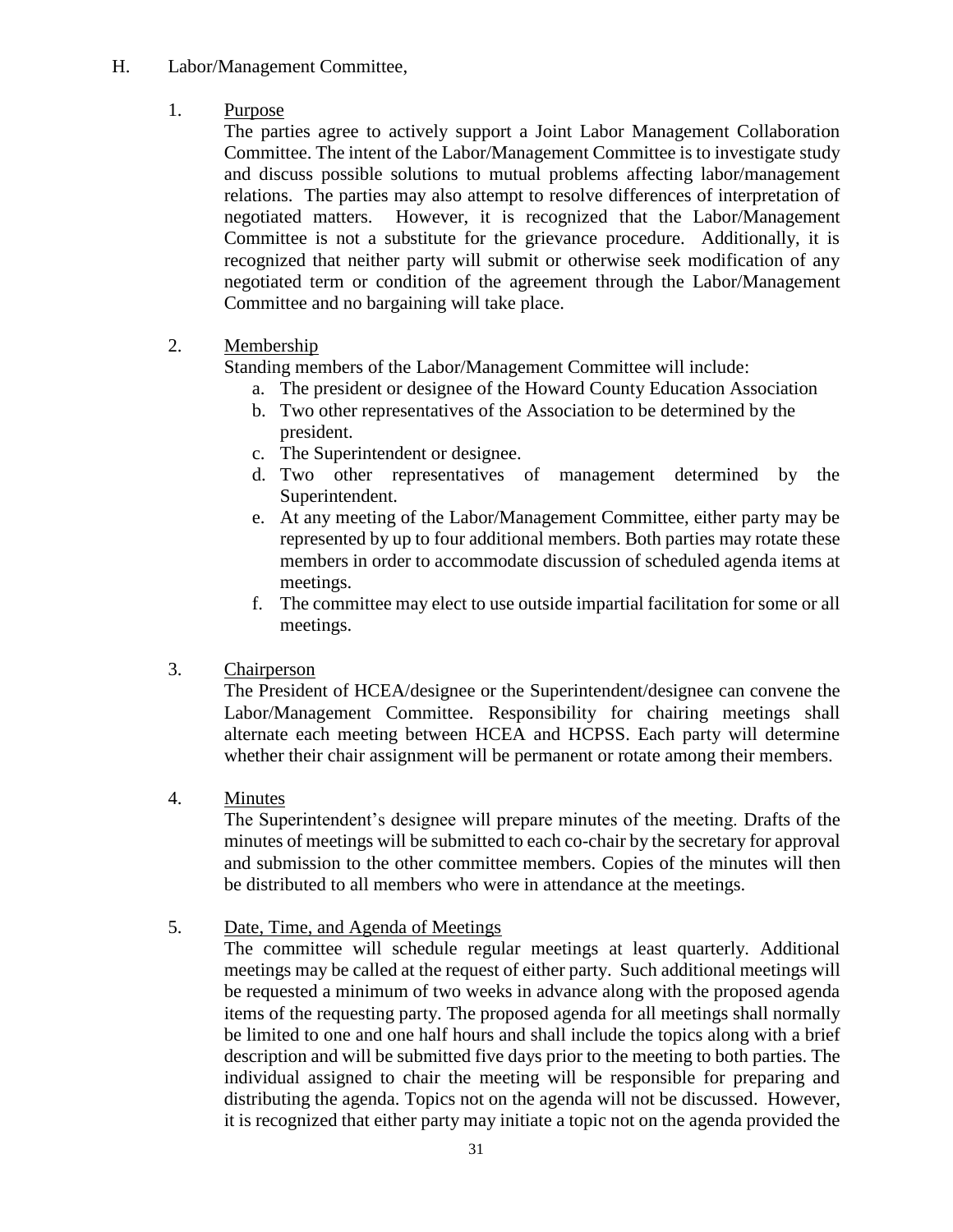H. Labor/Management Committee,

1. Purpose

The parties agree to actively support a Joint Labor Management Collaboration Committee. The intent of the Labor/Management Committee is to investigate study and discuss possible solutions to mutual problems affecting labor/management relations. The parties may also attempt to resolve differences of interpretation of negotiated matters. However, it is recognized that the Labor/Management Committee is not a substitute for the grievance procedure. Additionally, it is recognized that neither party will submit or otherwise seek modification of any negotiated term or condition of the agreement through the Labor/Management Committee and no bargaining will take place.

2. Membership

Standing members of the Labor/Management Committee will include:

   a. The president or designee of the Howard County Education Association
   b. Two other representatives of the Association to be determined by the president.
   c. The Superintendent or designee.
   d. Two other representatives of management determined by the Superintendent.
   e. At any meeting of the Labor/Management Committee, either party may be represented by up to four additional members. Both parties may rotate these members in order to accommodate discussion of scheduled agenda items at meetings.
   f. The committee may elect to use outside impartial facilitation for some or all meetings.

3. Chairperson

The President of HCEA/designee or the Superintendent/designee can convene the Labor/Management Committee. Responsibility for chairing meetings shall alternate each meeting between HCEA and HCPSS. Each party will determine whether their chair assignment will be permanent or rotate among their members.

4. Minutes

The Superintendent's designee will prepare minutes of the meeting. Drafts of the minutes of meetings will be submitted to each co-chair by the secretary for approval and submission to the other committee members. Copies of the minutes will then be distributed to all members who were in attendance at the meetings.

5. Date, Time, and Agenda of Meetings

The committee will schedule regular meetings at least quarterly. Additional meetings may be called at the request of either party. Such additional meetings will be requested a minimum of two weeks in advance along with the proposed agenda items of the requesting party. The proposed agenda for all meetings shall normally be limited to one and one half hours and shall include the topics along with a brief description and will be submitted five days prior to the meeting to both parties. The individual assigned to chair the meeting will be responsible for preparing and distributing the agenda. Topics not on the agenda will not be discussed. However, it is recognized that either party may initiate a topic not on the agenda provided the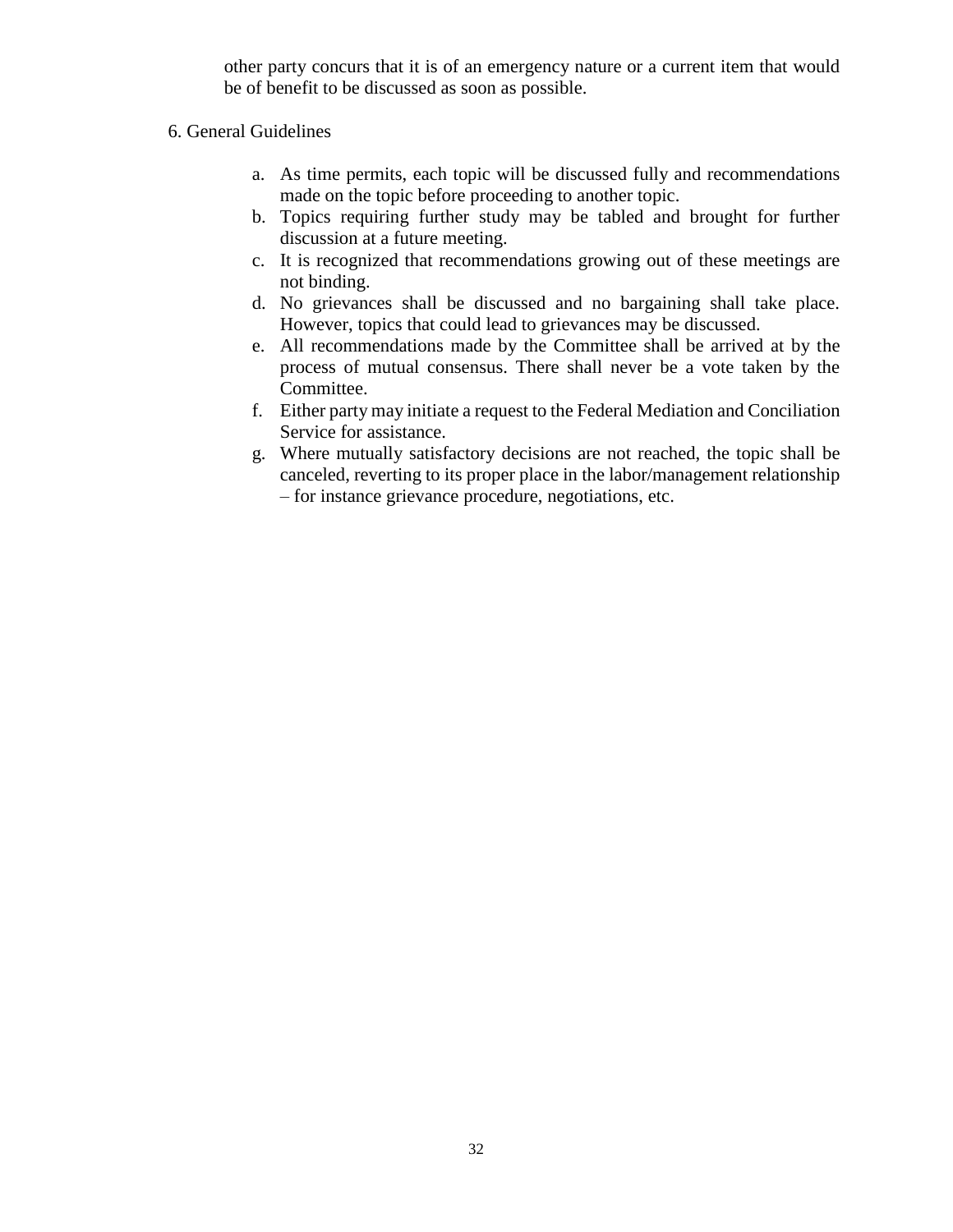other party concurs that it is of an emergency nature or a current item that would be of benefit to be discussed as soon as possible.

6. General Guidelines

a. As time permits, each topic will be discussed fully and recommendations made on the topic before proceeding to another topic.
b. Topics requiring further study may be tabled and brought for further discussion at a future meeting.
c. It is recognized that recommendations growing out of these meetings are not binding.
d. No grievances shall be discussed and no bargaining shall take place. However, topics that could lead to grievances may be discussed.
e. All recommendations made by the Committee shall be arrived at by the process of mutual consensus. There shall never be a vote taken by the Committee.
f. Either party may initiate a request to the Federal Mediation and Conciliation Service for assistance.
g. Where mutually satisfactory decisions are not reached, the topic shall be canceled, reverting to its proper place in the labor/management relationship – for instance grievance procedure, negotiations, etc.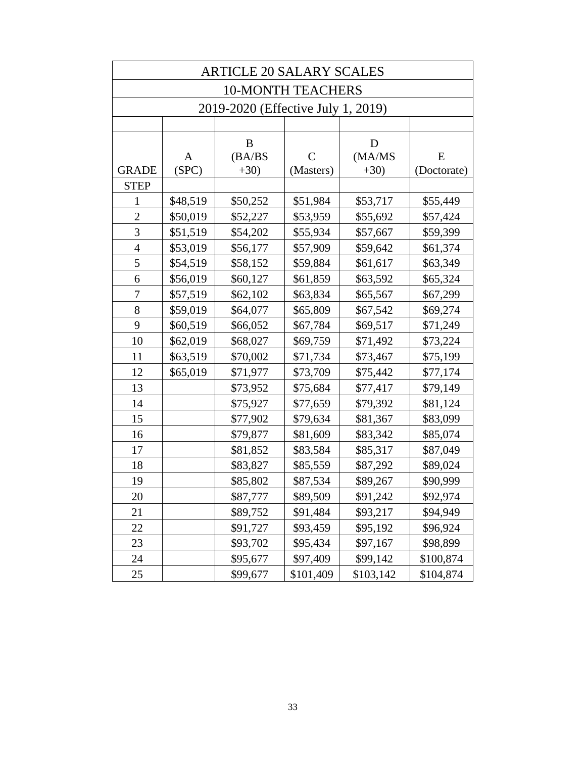| ARTICLE 20 SALARY SCALES | | | | | |
|---|---|---|---|---|---|
| 10-MONTH TEACHERS | | | | | |
| 2019-2020 (Effective July 1, 2019) | | | | | |
| GRADE | A (SPC) | B (BA/BS +30) | C (Masters) | D (MA/MS +30) | E (Doctorate) |
| STEP | | | | | |
| 1 | $48,519 | $50,252 | $51,984 | $53,717 | $55,449 |
| 2 | $50,019 | $52,227 | $53,959 | $55,692 | $57,424 |
| 3 | $51,519 | $54,202 | $55,934 | $57,667 | $59,399 |
| 4 | $53,019 | $56,177 | $57,909 | $59,642 | $61,374 |
| 5 | $54,519 | $58,152 | $59,884 | $61,617 | $63,349 |
| 6 | $56,019 | $60,127 | $61,859 | $63,592 | $65,324 |
| 7 | $57,519 | $62,102 | $63,834 | $65,567 | $67,299 |
| 8 | $59,019 | $64,077 | $65,809 | $67,542 | $69,274 |
| 9 | $60,519 | $66,052 | $67,784 | $69,517 | $71,249 |
| 10 | $62,019 | $68,027 | $69,759 | $71,492 | $73,224 |
| 11 | $63,519 | $70,002 | $71,734 | $73,467 | $75,199 |
| 12 | $65,019 | $71,977 | $73,709 | $75,442 | $77,174 |
| 13 | | $73,952 | $75,684 | $77,417 | $79,149 |
| 14 | | $75,927 | $77,659 | $79,392 | $81,124 |
| 15 | | $77,902 | $79,634 | $81,367 | $83,099 |
| 16 | | $79,877 | $81,609 | $83,342 | $85,074 |
| 17 | | $81,852 | $83,584 | $85,317 | $87,049 |
| 18 | | $83,827 | $85,559 | $87,292 | $89,024 |
| 19 | | $85,802 | $87,534 | $89,267 | $90,999 |
| 20 | | $87,777 | $89,509 | $91,242 | $92,974 |
| 21 | | $89,752 | $91,484 | $93,217 | $94,949 |
| 22 | | $91,727 | $93,459 | $95,192 | $96,924 |
| 23 | | $93,702 | $95,434 | $97,167 | $98,899 |
| 24 | | $95,677 | $97,409 | $99,142 | $100,874 |
| 25 | | $99,677 | $101,409 | $103,142 | $104,874 |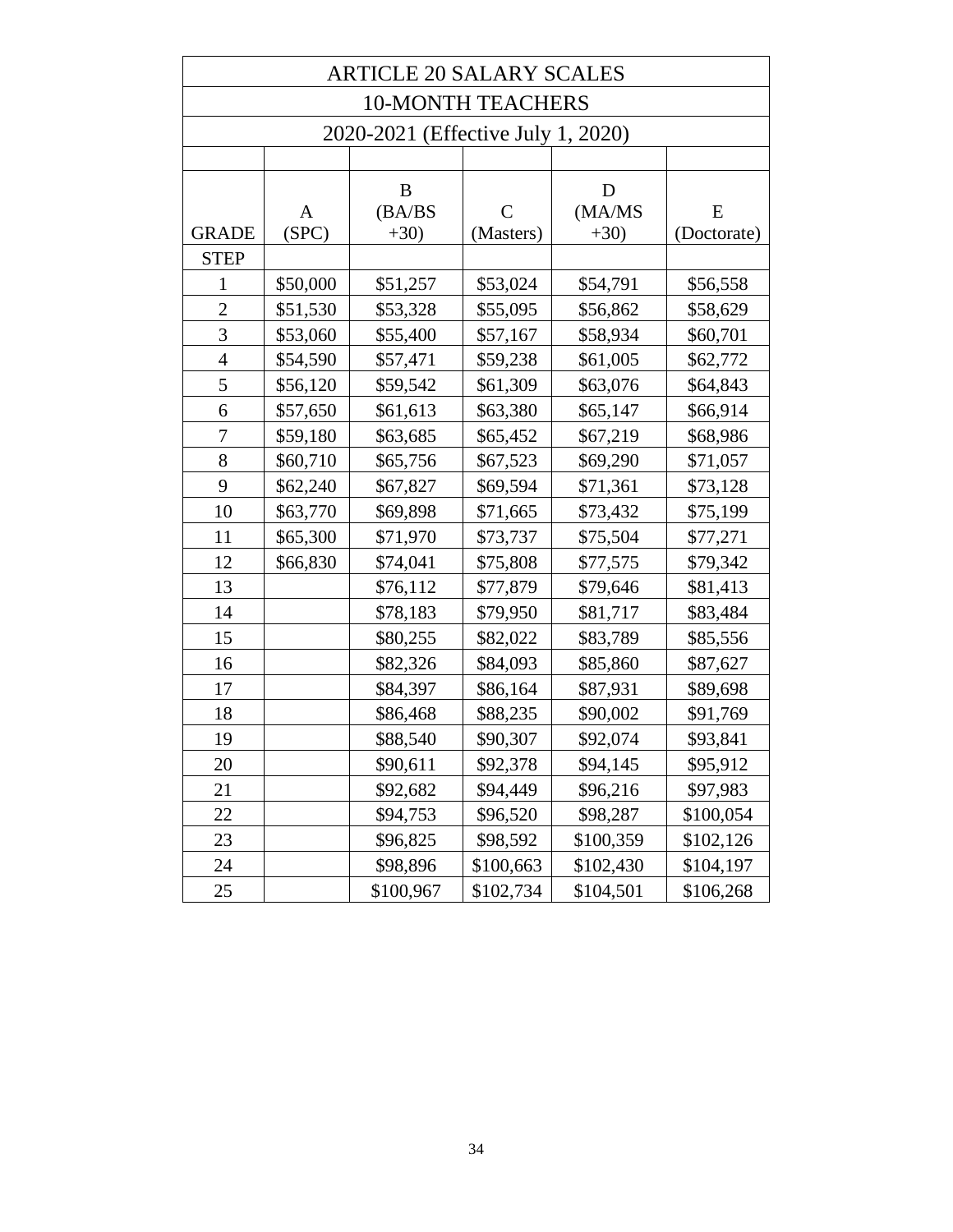# ARTICLE 20 SALARY SCALES

## 10-MONTH TEACHERS

### 2020-2021 (Effective July 1, 2020)

| GRADE | A (SPC) | B (BA/BS +30) | C (Masters) | D (MA/MS +30) | E (Doctorate) |
|---|---|---|---|---|---|
| STEP | | | | | |
| 1 | $50,000 | $51,257 | $53,024 | $54,791 | $56,558 |
| 2 | $51,530 | $53,328 | $55,095 | $56,862 | $58,629 |
| 3 | $53,060 | $55,400 | $57,167 | $58,934 | $60,701 |
| 4 | $54,590 | $57,471 | $59,238 | $61,005 | $62,772 |
| 5 | $56,120 | $59,542 | $61,309 | $63,076 | $64,843 |
| 6 | $57,650 | $61,613 | $63,380 | $65,147 | $66,914 |
| 7 | $59,180 | $63,685 | $65,452 | $67,219 | $68,986 |
| 8 | $60,710 | $65,756 | $67,523 | $69,290 | $71,057 |
| 9 | $62,240 | $67,827 | $69,594 | $71,361 | $73,128 |
| 10 | $63,770 | $69,898 | $71,665 | $73,432 | $75,199 |
| 11 | $65,300 | $71,970 | $73,737 | $75,504 | $77,271 |
| 12 | $66,830 | $74,041 | $75,808 | $77,575 | $79,342 |
| 13 | | $76,112 | $77,879 | $79,646 | $81,413 |
| 14 | | $78,183 | $79,950 | $81,717 | $83,484 |
| 15 | | $80,255 | $82,022 | $83,789 | $85,556 |
| 16 | | $82,326 | $84,093 | $85,860 | $87,627 |
| 17 | | $84,397 | $86,164 | $87,931 | $89,698 |
| 18 | | $86,468 | $88,235 | $90,002 | $91,769 |
| 19 | | $88,540 | $90,307 | $92,074 | $93,841 |
| 20 | | $90,611 | $92,378 | $94,145 | $95,912 |
| 21 | | $92,682 | $94,449 | $96,216 | $97,983 |
| 22 | | $94,753 | $96,520 | $98,287 | $100,054 |
| 23 | | $96,825 | $98,592 | $100,359 | $102,126 |
| 24 | | $98,896 | $100,663 | $102,430 | $104,197 |
| 25 | | $100,967 | $102,734 | $104,501 | $106,268 |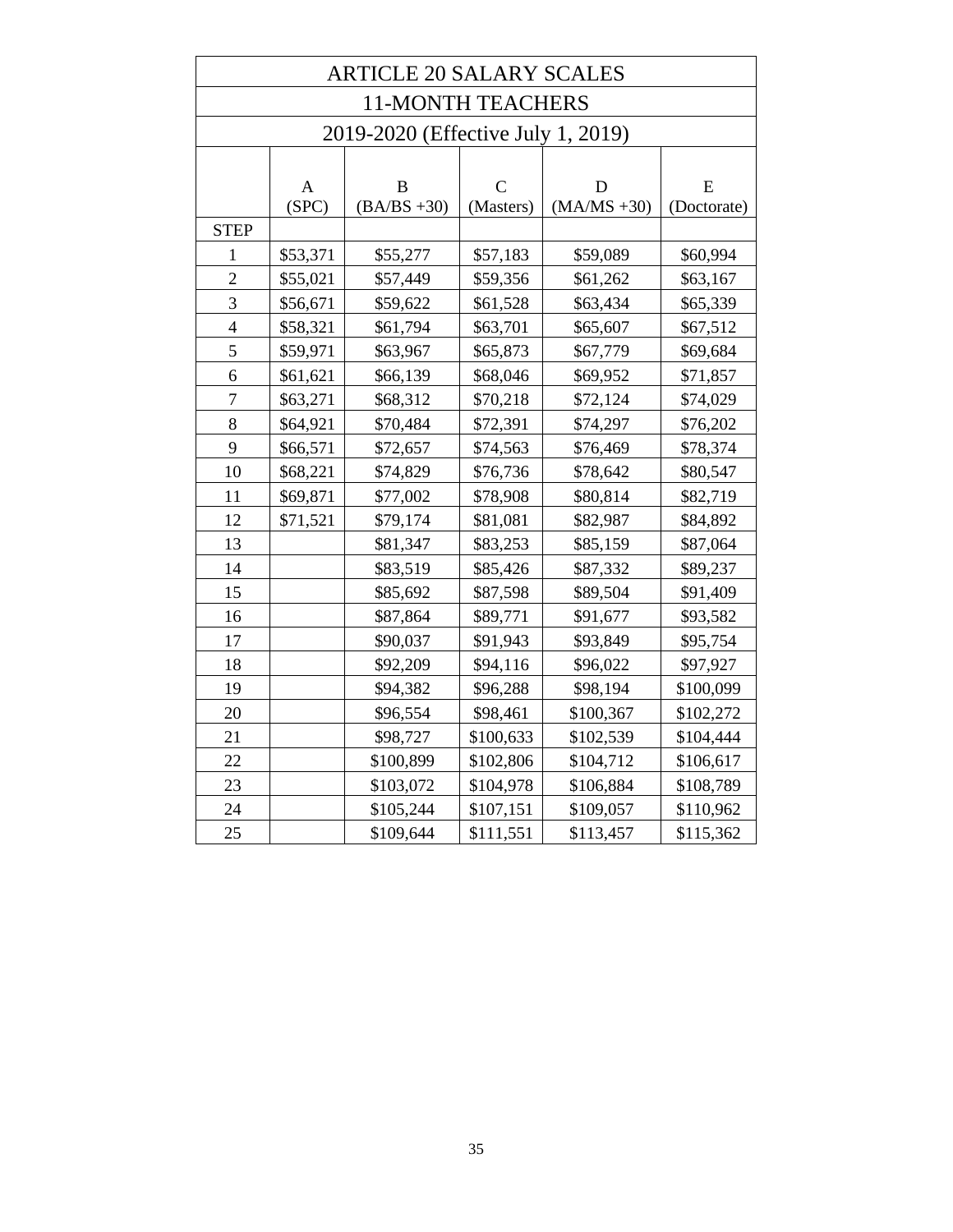# ARTICLE 20 SALARY SCALES

## 11-MONTH TEACHERS

### 2019-2020 (Effective July 1, 2019)

| STEP | A (SPC) | B (BA/BS +30) | C (Masters) | D (MA/MS +30) | E (Doctorate) |
|---|---|---|---|---|---|
| 1 | $53,371 | $55,277 | $57,183 | $59,089 | $60,994 |
| 2 | $55,021 | $57,449 | $59,356 | $61,262 | $63,167 |
| 3 | $56,671 | $59,622 | $61,528 | $63,434 | $65,339 |
| 4 | $58,321 | $61,794 | $63,701 | $65,607 | $67,512 |
| 5 | $59,971 | $63,967 | $65,873 | $67,779 | $69,684 |
| 6 | $61,621 | $66,139 | $68,046 | $69,952 | $71,857 |
| 7 | $63,271 | $68,312 | $70,218 | $72,124 | $74,029 |
| 8 | $64,921 | $70,484 | $72,391 | $74,297 | $76,202 |
| 9 | $66,571 | $72,657 | $74,563 | $76,469 | $78,374 |
| 10 | $68,221 | $74,829 | $76,736 | $78,642 | $80,547 |
| 11 | $69,871 | $77,002 | $78,908 | $80,814 | $82,719 |
| 12 | $71,521 | $79,174 | $81,081 | $82,987 | $84,892 |
| 13 | | $81,347 | $83,253 | $85,159 | $87,064 |
| 14 | | $83,519 | $85,426 | $87,332 | $89,237 |
| 15 | | $85,692 | $87,598 | $89,504 | $91,409 |
| 16 | | $87,864 | $89,771 | $91,677 | $93,582 |
| 17 | | $90,037 | $91,943 | $93,849 | $95,754 |
| 18 | | $92,209 | $94,116 | $96,022 | $97,927 |
| 19 | | $94,382 | $96,288 | $98,194 | $100,099 |
| 20 | | $96,554 | $98,461 | $100,367 | $102,272 |
| 21 | | $98,727 | $100,633 | $102,539 | $104,444 |
| 22 | | $100,899 | $102,806 | $104,712 | $106,617 |
| 23 | | $103,072 | $104,978 | $106,884 | $108,789 |
| 24 | | $105,244 | $107,151 | $109,057 | $110,962 |
| 25 | | $109,644 | $111,551 | $113,457 | $115,362 |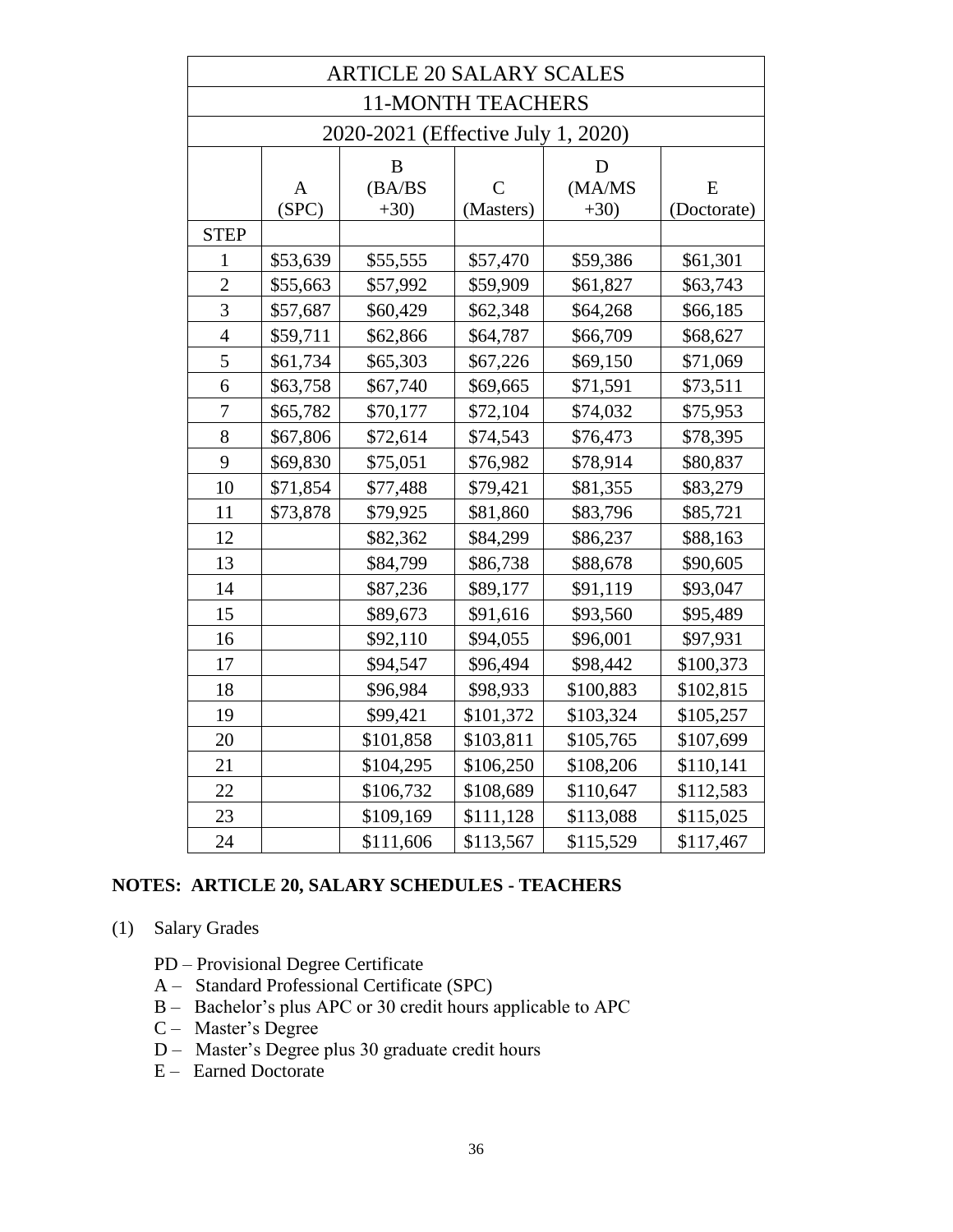| ARTICLE 20 SALARY SCALES | | | | | |
|---|---|---|---|---|---|
| 11-MONTH TEACHERS | | | | | |
| 2020-2021 (Effective July 1, 2020) | | | | | |
| | A (SPC) | B (BA/BS +30) | C (Masters) | D (MA/MS +30) | E (Doctorate) |
| STEP | | | | | |
| 1 | $53,639 | $55,555 | $57,470 | $59,386 | $61,301 |
| 2 | $55,663 | $57,992 | $59,909 | $61,827 | $63,743 |
| 3 | $57,687 | $60,429 | $62,348 | $64,268 | $66,185 |
| 4 | $59,711 | $62,866 | $64,787 | $66,709 | $68,627 |
| 5 | $61,734 | $65,303 | $67,226 | $69,150 | $71,069 |
| 6 | $63,758 | $67,740 | $69,665 | $71,591 | $73,511 |
| 7 | $65,782 | $70,177 | $72,104 | $74,032 | $75,953 |
| 8 | $67,806 | $72,614 | $74,543 | $76,473 | $78,395 |
| 9 | $69,830 | $75,051 | $76,982 | $78,914 | $80,837 |
| 10 | $71,854 | $77,488 | $79,421 | $81,355 | $83,279 |
| 11 | $73,878 | $79,925 | $81,860 | $83,796 | $85,721 |
| 12 | | $82,362 | $84,299 | $86,237 | $88,163 |
| 13 | | $84,799 | $86,738 | $88,678 | $90,605 |
| 14 | | $87,236 | $89,177 | $91,119 | $93,047 |
| 15 | | $89,673 | $91,616 | $93,560 | $95,489 |
| 16 | | $92,110 | $94,055 | $96,001 | $97,931 |
| 17 | | $94,547 | $96,494 | $98,442 | $100,373 |
| 18 | | $96,984 | $98,933 | $100,883 | $102,815 |
| 19 | | $99,421 | $101,372 | $103,324 | $105,257 |
| 20 | | $101,858 | $103,811 | $105,765 | $107,699 |
| 21 | | $104,295 | $106,250 | $108,206 | $110,141 |
| 22 | | $106,732 | $108,689 | $110,647 | $112,583 |
| 23 | | $109,169 | $111,128 | $113,088 | $115,025 |
| 24 | | $111,606 | $113,567 | $115,529 | $117,467 |

**NOTES: ARTICLE 20, SALARY SCHEDULES - TEACHERS**

(1) Salary Grades

- PD – Provisional Degree Certificate
- A – Standard Professional Certificate (SPC)
- B – Bachelor's plus APC or 30 credit hours applicable to APC
- C – Master's Degree
- D – Master's Degree plus 30 graduate credit hours
- E – Earned Doctorate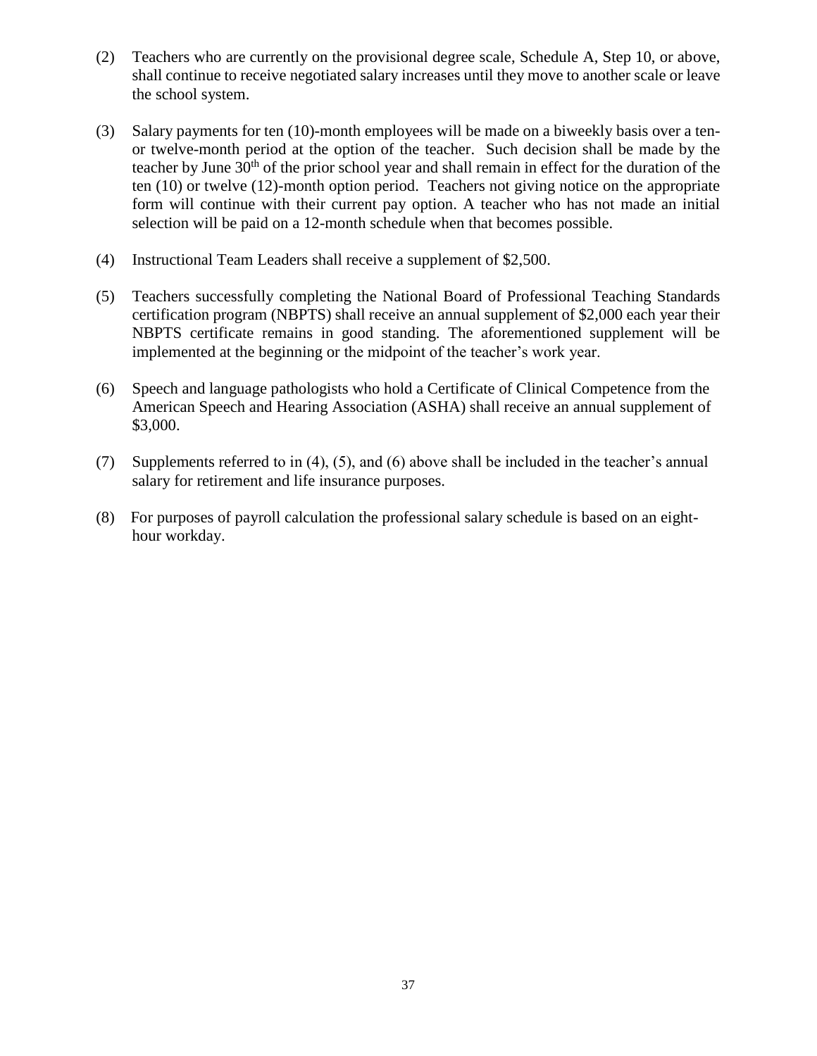(2) Teachers who are currently on the provisional degree scale, Schedule A, Step 10, or above, shall continue to receive negotiated salary increases until they move to another scale or leave the school system.

(3) Salary payments for ten (10)-month employees will be made on a biweekly basis over a ten- or twelve-month period at the option of the teacher. Such decision shall be made by the teacher by June 30th of the prior school year and shall remain in effect for the duration of the ten (10) or twelve (12)-month option period. Teachers not giving notice on the appropriate form will continue with their current pay option. A teacher who has not made an initial selection will be paid on a 12-month schedule when that becomes possible.

(4) Instructional Team Leaders shall receive a supplement of $2,500.

(5) Teachers successfully completing the National Board of Professional Teaching Standards certification program (NBPTS) shall receive an annual supplement of $2,000 each year their NBPTS certificate remains in good standing. The aforementioned supplement will be implemented at the beginning or the midpoint of the teacher's work year.

(6) Speech and language pathologists who hold a Certificate of Clinical Competence from the American Speech and Hearing Association (ASHA) shall receive an annual supplement of $3,000.

(7) Supplements referred to in (4), (5), and (6) above shall be included in the teacher's annual salary for retirement and life insurance purposes.

(8) For purposes of payroll calculation the professional salary schedule is based on an eight-hour workday.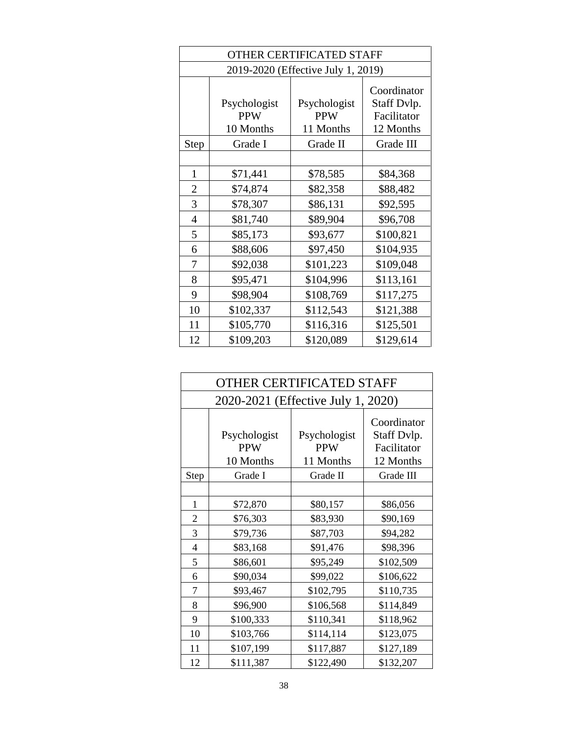| OTHER CERTIFICATED STAFF | | | |
|---|---|---|---|
| 2019-2020 (Effective July 1, 2019) | | | |
| | Psychologist PPW 10 Months | Psychologist PPW 11 Months | Coordinator Staff Dvlp. Facilitator 12 Months |
| Step | Grade I | Grade II | Grade III |
| | | | |
| 1 | $71,441 | $78,585 | $84,368 |
| 2 | $74,874 | $82,358 | $88,482 |
| 3 | $78,307 | $86,131 | $92,595 |
| 4 | $81,740 | $89,904 | $96,708 |
| 5 | $85,173 | $93,677 | $100,821 |
| 6 | $88,606 | $97,450 | $104,935 |
| 7 | $92,038 | $101,223 | $109,048 |
| 8 | $95,471 | $104,996 | $113,161 |
| 9 | $98,904 | $108,769 | $117,275 |
| 10 | $102,337 | $112,543 | $121,388 |
| 11 | $105,770 | $116,316 | $125,501 |
| 12 | $109,203 | $120,089 | $129,614 |

| OTHER CERTIFICATED STAFF | | | |
|---|---|---|---|
| 2020-2021 (Effective July 1, 2020) | | | |
| | Psychologist PPW 10 Months | Psychologist PPW 11 Months | Coordinator Staff Dvlp. Facilitator 12 Months |
| Step | Grade I | Grade II | Grade III |
| | | | |
| 1 | $72,870 | $80,157 | $86,056 |
| 2 | $76,303 | $83,930 | $90,169 |
| 3 | $79,736 | $87,703 | $94,282 |
| 4 | $83,168 | $91,476 | $98,396 |
| 5 | $86,601 | $95,249 | $102,509 |
| 6 | $90,034 | $99,022 | $106,622 |
| 7 | $93,467 | $102,795 | $110,735 |
| 8 | $96,900 | $106,568 | $114,849 |
| 9 | $100,333 | $110,341 | $118,962 |
| 10 | $103,766 | $114,114 | $123,075 |
| 11 | $107,199 | $117,887 | $127,189 |
| 12 | $111,387 | $122,490 | $132,207 |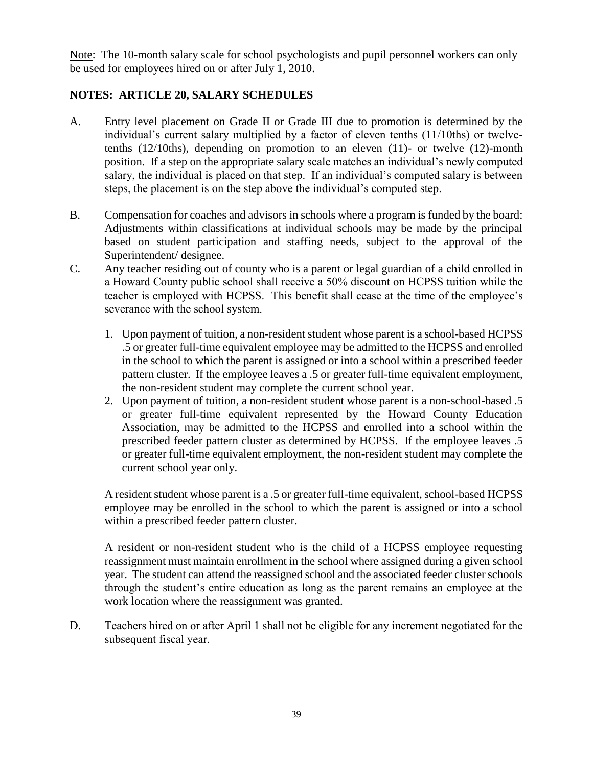Note: The 10-month salary scale for school psychologists and pupil personnel workers can only be used for employees hired on or after July 1, 2010.

## NOTES: ARTICLE 20, SALARY SCHEDULES

A. Entry level placement on Grade II or Grade III due to promotion is determined by the individual's current salary multiplied by a factor of eleven tenths (11/10ths) or twelve-tenths (12/10ths), depending on promotion to an eleven (11)- or twelve (12)-month position. If a step on the appropriate salary scale matches an individual's newly computed salary, the individual is placed on that step. If an individual's computed salary is between steps, the placement is on the step above the individual's computed step.

B. Compensation for coaches and advisors in schools where a program is funded by the board: Adjustments within classifications at individual schools may be made by the principal based on student participation and staffing needs, subject to the approval of the Superintendent/ designee.

C. Any teacher residing out of county who is a parent or legal guardian of a child enrolled in a Howard County public school shall receive a 50% discount on HCPSS tuition while the teacher is employed with HCPSS. This benefit shall cease at the time of the employee's severance with the school system.

   1. Upon payment of tuition, a non-resident student whose parent is a school-based HCPSS .5 or greater full-time equivalent employee may be admitted to the HCPSS and enrolled in the school to which the parent is assigned or into a school within a prescribed feeder pattern cluster. If the employee leaves a .5 or greater full-time equivalent employment, the non-resident student may complete the current school year.
   2. Upon payment of tuition, a non-resident student whose parent is a non-school-based .5 or greater full-time equivalent represented by the Howard County Education Association, may be admitted to the HCPSS and enrolled into a school within the prescribed feeder pattern cluster as determined by HCPSS. If the employee leaves .5 or greater full-time equivalent employment, the non-resident student may complete the current school year only.

   A resident student whose parent is a .5 or greater full-time equivalent, school-based HCPSS employee may be enrolled in the school to which the parent is assigned or into a school within a prescribed feeder pattern cluster.

   A resident or non-resident student who is the child of a HCPSS employee requesting reassignment must maintain enrollment in the school where assigned during a given school year. The student can attend the reassigned school and the associated feeder cluster schools through the student's entire education as long as the parent remains an employee at the work location where the reassignment was granted.

D. Teachers hired on or after April 1 shall not be eligible for any increment negotiated for the subsequent fiscal year.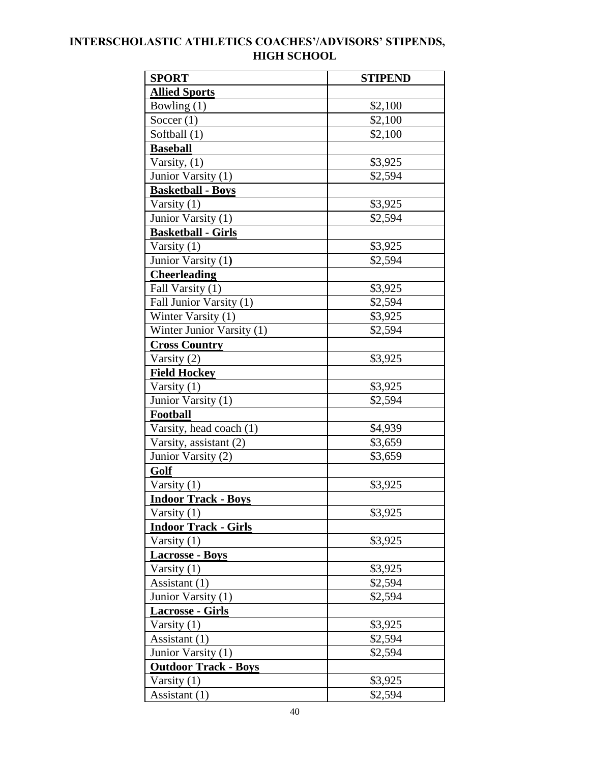## INTERSCHOLASTIC ATHLETICS COACHES'/ADVISORS' STIPENDS, HIGH SCHOOL

| SPORT | STIPEND |
|---|---|
| **Allied Sports** | |
| Bowling (1) | $2,100 |
| Soccer (1) | $2,100 |
| Softball (1) | $2,100 |
| **Baseball** | |
| Varsity, (1) | $3,925 |
| Junior Varsity (1) | $2,594 |
| **Basketball - Boys** | |
| Varsity (1) | $3,925 |
| Junior Varsity (1) | $2,594 |
| **Basketball - Girls** | |
| Varsity (1) | $3,925 |
| Junior Varsity (1) | $2,594 |
| **Cheerleading** | |
| Fall Varsity (1) | $3,925 |
| Fall Junior Varsity (1) | $2,594 |
| Winter Varsity (1) | $3,925 |
| Winter Junior Varsity (1) | $2,594 |
| **Cross Country** | |
| Varsity (2) | $3,925 |
| **Field Hockey** | |
| Varsity (1) | $3,925 |
| Junior Varsity (1) | $2,594 |
| **Football** | |
| Varsity, head coach (1) | $4,939 |
| Varsity, assistant (2) | $3,659 |
| Junior Varsity (2) | $3,659 |
| **Golf** | |
| Varsity (1) | $3,925 |
| **Indoor Track - Boys** | |
| Varsity (1) | $3,925 |
| **Indoor Track - Girls** | |
| Varsity (1) | $3,925 |
| **Lacrosse - Boys** | |
| Varsity (1) | $3,925 |
| Assistant (1) | $2,594 |
| Junior Varsity (1) | $2,594 |
| **Lacrosse - Girls** | |
| Varsity (1) | $3,925 |
| Assistant (1) | $2,594 |
| Junior Varsity (1) | $2,594 |
| **Outdoor Track - Boys** | |
| Varsity (1) | $3,925 |
| Assistant (1) | $2,594 |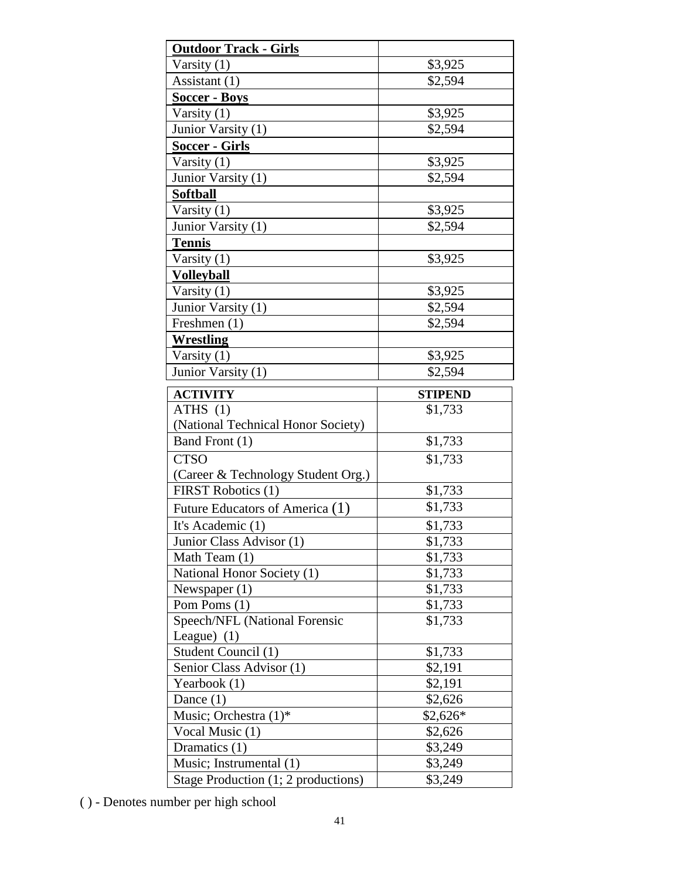| **Outdoor Track - Girls** | |
|---|---|
| Varsity (1) | $3,925 |
| Assistant (1) | $2,594 |
| **Soccer - Boys** | |
| Varsity (1) | $3,925 |
| Junior Varsity (1) | $2,594 |
| **Soccer - Girls** | |
| Varsity (1) | $3,925 |
| Junior Varsity (1) | $2,594 |
| **Softball** | |
| Varsity (1) | $3,925 |
| Junior Varsity (1) | $2,594 |
| **Tennis** | |
| Varsity (1) | $3,925 |
| **Volleyball** | |
| Varsity (1) | $3,925 |
| Junior Varsity (1) | $2,594 |
| Freshmen (1) | $2,594 |
| **Wrestling** | |
| Varsity (1) | $3,925 |
| Junior Varsity (1) | $2,594 |

| **ACTIVITY** | **STIPEND** |
|---|---|
| ATHS (1) (National Technical Honor Society) | $1,733 |
| Band Front (1) | $1,733 |
| CTSO (Career & Technology Student Org.) | $1,733 |
| FIRST Robotics (1) | $1,733 |
| Future Educators of America (1) | $1,733 |
| It's Academic (1) | $1,733 |
| Junior Class Advisor (1) | $1,733 |
| Math Team (1) | $1,733 |
| National Honor Society (1) | $1,733 |
| Newspaper (1) | $1,733 |
| Pom Poms (1) | $1,733 |
| Speech/NFL (National Forensic League) (1) | $1,733 |
| Student Council (1) | $1,733 |
| Senior Class Advisor (1) | $2,191 |
| Yearbook (1) | $2,191 |
| Dance (1) | $2,626 |
| Music; Orchestra (1)* | $2,626* |
| Vocal Music (1) | $2,626 |
| Dramatics (1) | $3,249 |
| Music; Instrumental (1) | $3,249 |
| Stage Production (1; 2 productions) | $3,249 |

( ) - Denotes number per high school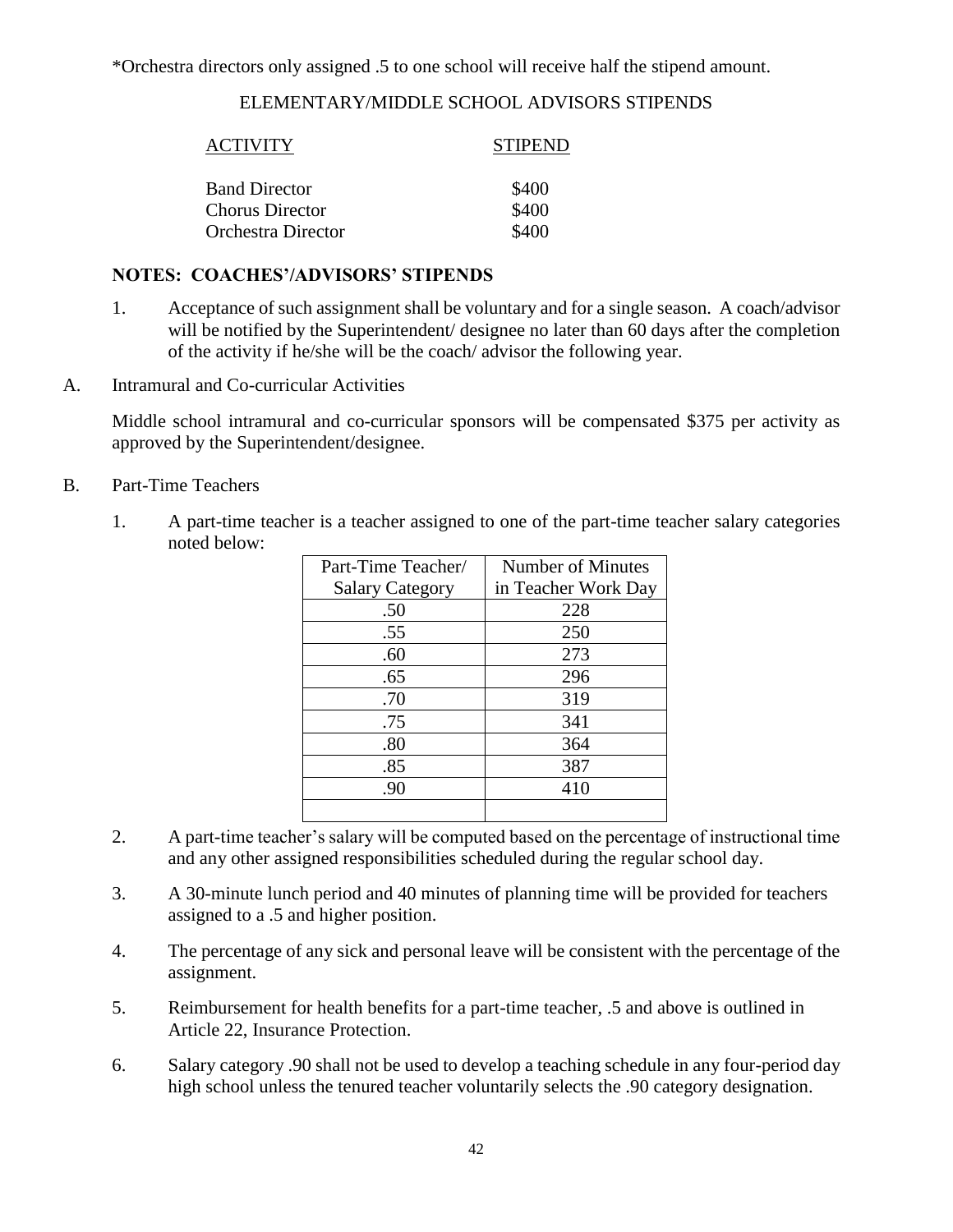*Orchestra directors only assigned .5 to one school will receive half the stipend amount.

ELEMENTARY/MIDDLE SCHOOL ADVISORS STIPENDS

| ACTIVITY | STIPEND |
|---|---|
| Band Director | $400 |
| Chorus Director | $400 |
| Orchestra Director | $400 |

**NOTES: COACHES'/ADVISORS' STIPENDS**

1. Acceptance of such assignment shall be voluntary and for a single season. A coach/advisor will be notified by the Superintendent/ designee no later than 60 days after the completion of the activity if he/she will be the coach/ advisor the following year.

A. Intramural and Co-curricular Activities

Middle school intramural and co-curricular sponsors will be compensated $375 per activity as approved by the Superintendent/designee.

B. Part-Time Teachers

1. A part-time teacher is a teacher assigned to one of the part-time teacher salary categories noted below:

| Part-Time Teacher/ Salary Category | Number of Minutes in Teacher Work Day |
|---|---|
| .50 | 228 |
| .55 | 250 |
| .60 | 273 |
| .65 | 296 |
| .70 | 319 |
| .75 | 341 |
| .80 | 364 |
| .85 | 387 |
| .90 | 410 |
| | |

2. A part-time teacher's salary will be computed based on the percentage of instructional time and any other assigned responsibilities scheduled during the regular school day.

3. A 30-minute lunch period and 40 minutes of planning time will be provided for teachers assigned to a .5 and higher position.

4. The percentage of any sick and personal leave will be consistent with the percentage of the assignment.

5. Reimbursement for health benefits for a part-time teacher, .5 and above is outlined in Article 22, Insurance Protection.

6. Salary category .90 shall not be used to develop a teaching schedule in any four-period day high school unless the tenured teacher voluntarily selects the .90 category designation.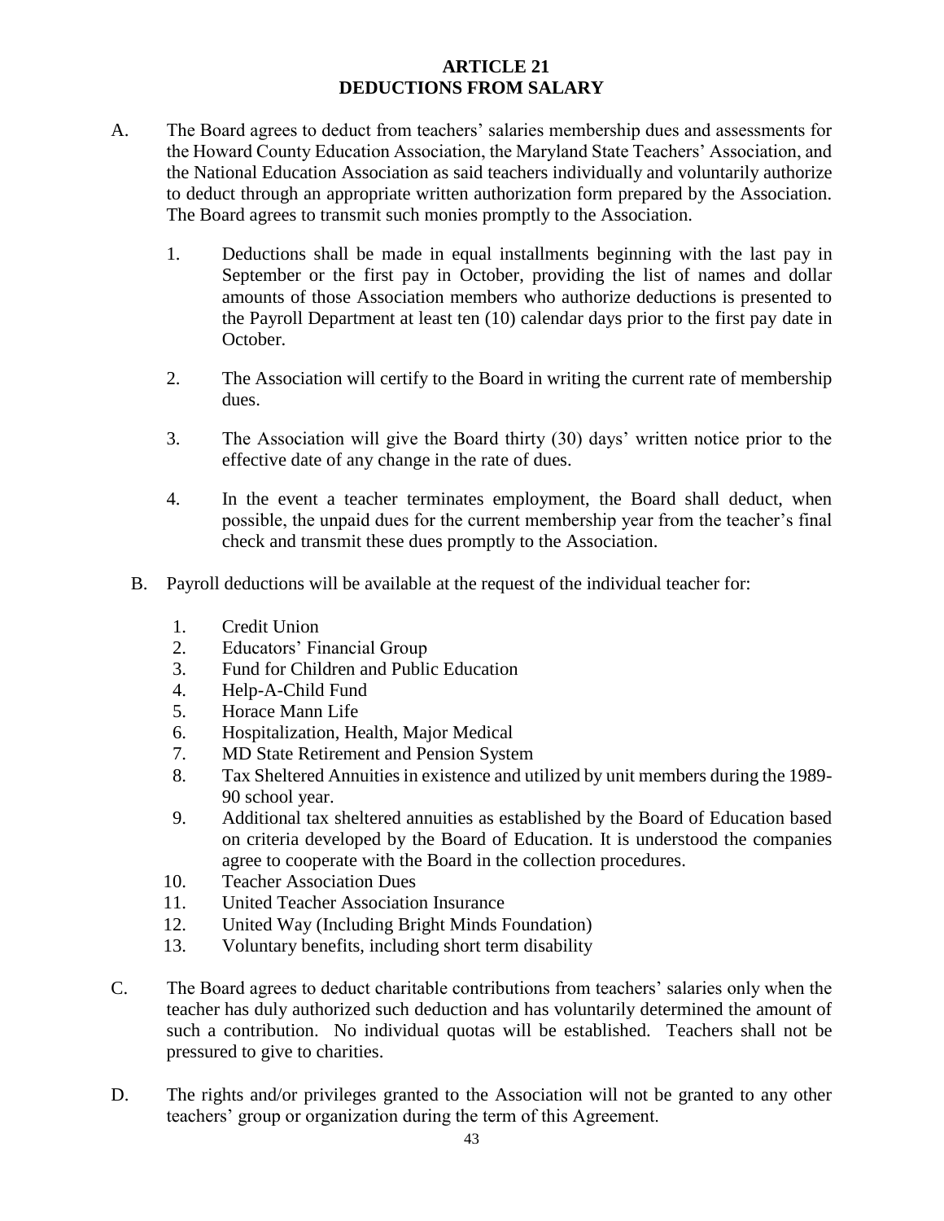# ARTICLE 21
# DEDUCTIONS FROM SALARY

A. The Board agrees to deduct from teachers' salaries membership dues and assessments for the Howard County Education Association, the Maryland State Teachers' Association, and the National Education Association as said teachers individually and voluntarily authorize to deduct through an appropriate written authorization form prepared by the Association. The Board agrees to transmit such monies promptly to the Association.

   1. Deductions shall be made in equal installments beginning with the last pay in September or the first pay in October, providing the list of names and dollar amounts of those Association members who authorize deductions is presented to the Payroll Department at least ten (10) calendar days prior to the first pay date in October.

   2. The Association will certify to the Board in writing the current rate of membership dues.

   3. The Association will give the Board thirty (30) days' written notice prior to the effective date of any change in the rate of dues.

   4. In the event a teacher terminates employment, the Board shall deduct, when possible, the unpaid dues for the current membership year from the teacher's final check and transmit these dues promptly to the Association.

B. Payroll deductions will be available at the request of the individual teacher for:

   1. Credit Union
   2. Educators' Financial Group
   3. Fund for Children and Public Education
   4. Help-A-Child Fund
   5. Horace Mann Life
   6. Hospitalization, Health, Major Medical
   7. MD State Retirement and Pension System
   8. Tax Sheltered Annuities in existence and utilized by unit members during the 1989-90 school year.
   9. Additional tax sheltered annuities as established by the Board of Education based on criteria developed by the Board of Education. It is understood the companies agree to cooperate with the Board in the collection procedures.
   10. Teacher Association Dues
   11. United Teacher Association Insurance
   12. United Way (Including Bright Minds Foundation)
   13. Voluntary benefits, including short term disability

C. The Board agrees to deduct charitable contributions from teachers' salaries only when the teacher has duly authorized such deduction and has voluntarily determined the amount of such a contribution. No individual quotas will be established. Teachers shall not be pressured to give to charities.

D. The rights and/or privileges granted to the Association will not be granted to any other teachers' group or organization during the term of this Agreement.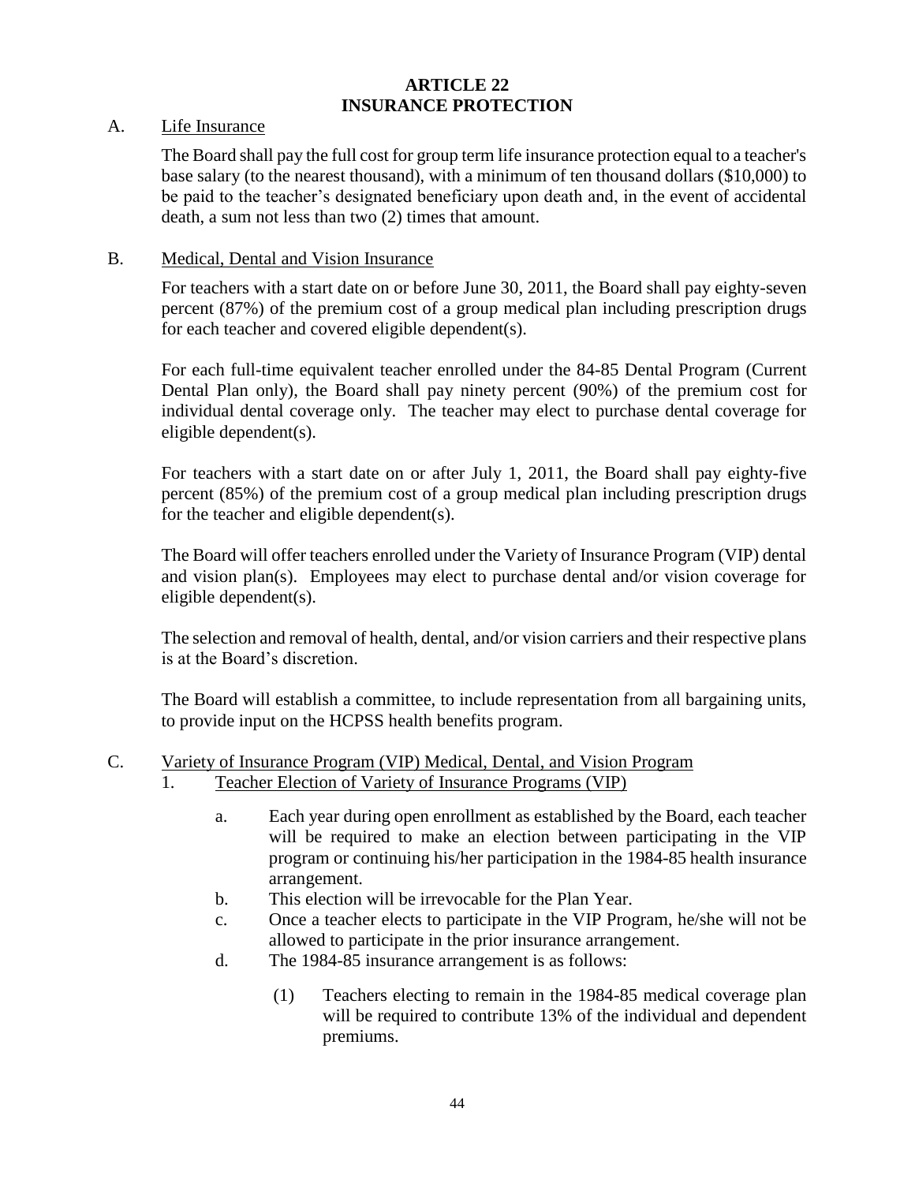# ARTICLE 22
# INSURANCE PROTECTION

A. Life Insurance

The Board shall pay the full cost for group term life insurance protection equal to a teacher's base salary (to the nearest thousand), with a minimum of ten thousand dollars ($10,000) to be paid to the teacher's designated beneficiary upon death and, in the event of accidental death, a sum not less than two (2) times that amount.

B. Medical, Dental and Vision Insurance

For teachers with a start date on or before June 30, 2011, the Board shall pay eighty-seven percent (87%) of the premium cost of a group medical plan including prescription drugs for each teacher and covered eligible dependent(s).

For each full-time equivalent teacher enrolled under the 84-85 Dental Program (Current Dental Plan only), the Board shall pay ninety percent (90%) of the premium cost for individual dental coverage only. The teacher may elect to purchase dental coverage for eligible dependent(s).

For teachers with a start date on or after July 1, 2011, the Board shall pay eighty-five percent (85%) of the premium cost of a group medical plan including prescription drugs for the teacher and eligible dependent(s).

The Board will offer teachers enrolled under the Variety of Insurance Program (VIP) dental and vision plan(s). Employees may elect to purchase dental and/or vision coverage for eligible dependent(s).

The selection and removal of health, dental, and/or vision carriers and their respective plans is at the Board's discretion.

The Board will establish a committee, to include representation from all bargaining units, to provide input on the HCPSS health benefits program.

C. Variety of Insurance Program (VIP) Medical, Dental, and Vision Program

1. Teacher Election of Variety of Insurance Programs (VIP)

   a. Each year during open enrollment as established by the Board, each teacher will be required to make an election between participating in the VIP program or continuing his/her participation in the 1984-85 health insurance arrangement.
   b. This election will be irrevocable for the Plan Year.
   c. Once a teacher elects to participate in the VIP Program, he/she will not be allowed to participate in the prior insurance arrangement.
   d. The 1984-85 insurance arrangement is as follows:

      (1) Teachers electing to remain in the 1984-85 medical coverage plan will be required to contribute 13% of the individual and dependent premiums.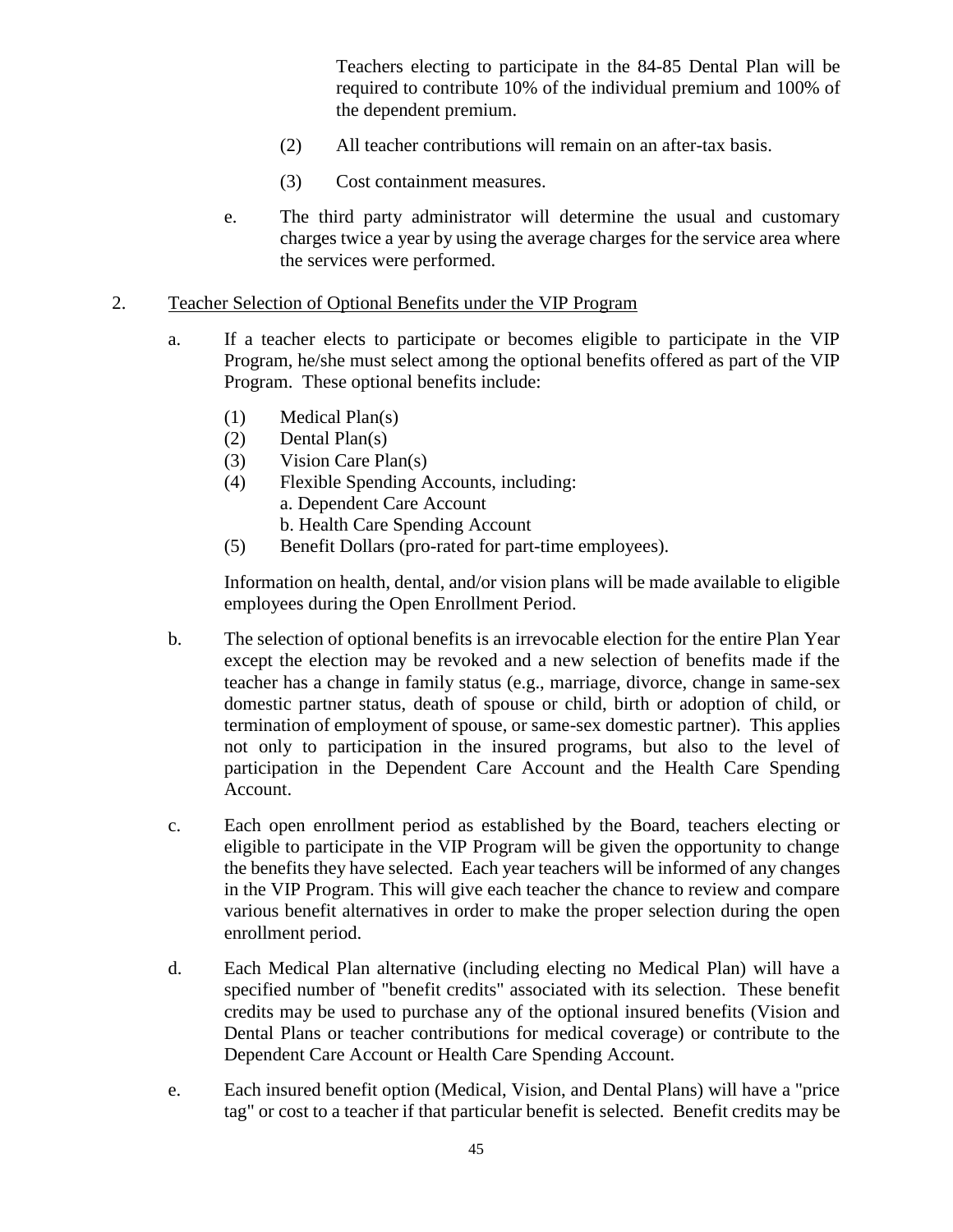Teachers electing to participate in the 84-85 Dental Plan will be required to contribute 10% of the individual premium and 100% of the dependent premium.

(2) All teacher contributions will remain on an after-tax basis.

(3) Cost containment measures.

e. The third party administrator will determine the usual and customary charges twice a year by using the average charges for the service area where the services were performed.

2. Teacher Selection of Optional Benefits under the VIP Program

a. If a teacher elects to participate or becomes eligible to participate in the VIP Program, he/she must select among the optional benefits offered as part of the VIP Program. These optional benefits include:

(1) Medical Plan(s)
(2) Dental Plan(s)
(3) Vision Care Plan(s)
(4) Flexible Spending Accounts, including:
a. Dependent Care Account
b. Health Care Spending Account
(5) Benefit Dollars (pro-rated for part-time employees).

Information on health, dental, and/or vision plans will be made available to eligible employees during the Open Enrollment Period.

b. The selection of optional benefits is an irrevocable election for the entire Plan Year except the election may be revoked and a new selection of benefits made if the teacher has a change in family status (e.g., marriage, divorce, change in same-sex domestic partner status, death of spouse or child, birth or adoption of child, or termination of employment of spouse, or same-sex domestic partner). This applies not only to participation in the insured programs, but also to the level of participation in the Dependent Care Account and the Health Care Spending Account.

c. Each open enrollment period as established by the Board, teachers electing or eligible to participate in the VIP Program will be given the opportunity to change the benefits they have selected. Each year teachers will be informed of any changes in the VIP Program. This will give each teacher the chance to review and compare various benefit alternatives in order to make the proper selection during the open enrollment period.

d. Each Medical Plan alternative (including electing no Medical Plan) will have a specified number of "benefit credits" associated with its selection. These benefit credits may be used to purchase any of the optional insured benefits (Vision and Dental Plans or teacher contributions for medical coverage) or contribute to the Dependent Care Account or Health Care Spending Account.

e. Each insured benefit option (Medical, Vision, and Dental Plans) will have a "price tag" or cost to a teacher if that particular benefit is selected. Benefit credits may be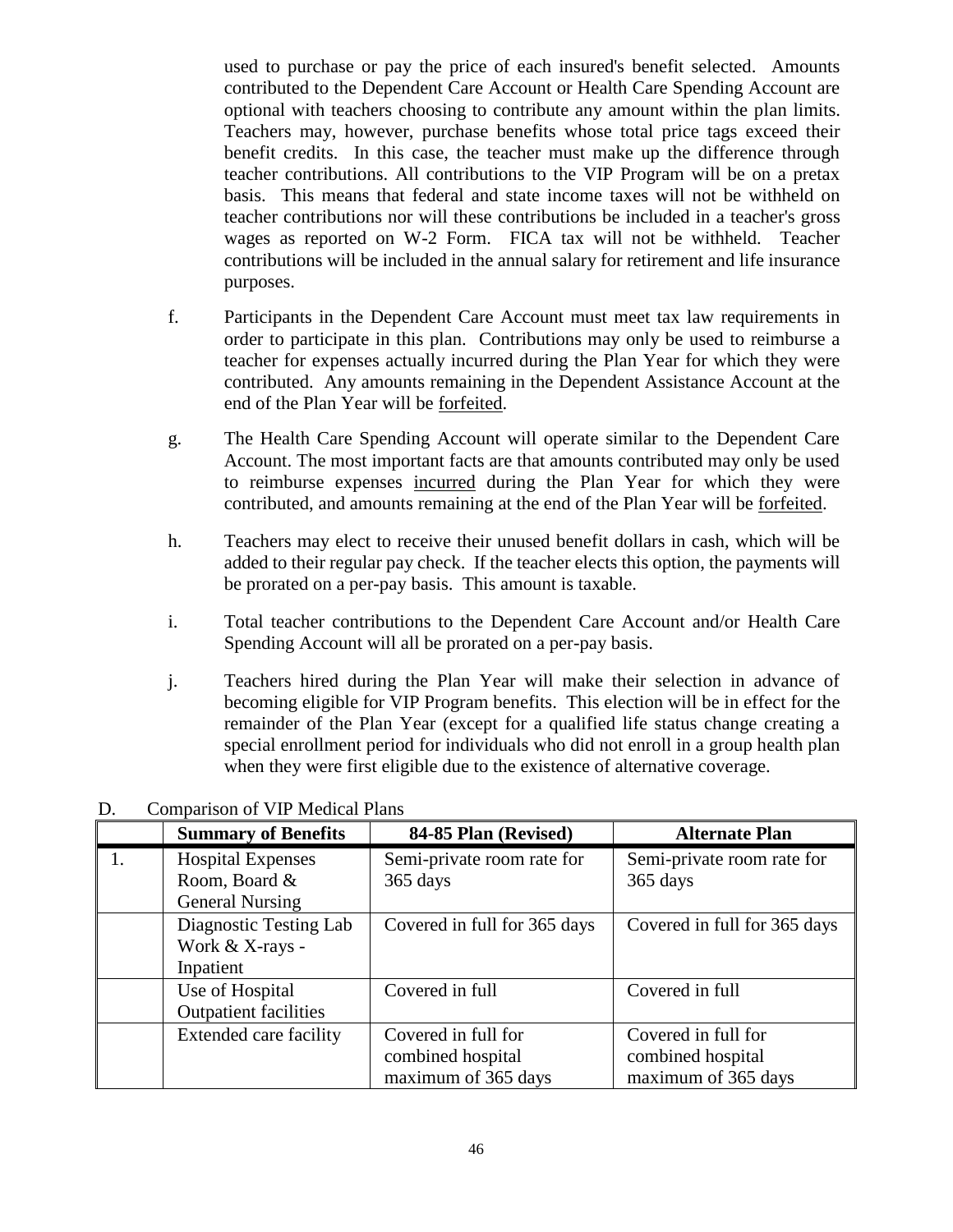used to purchase or pay the price of each insured's benefit selected. Amounts contributed to the Dependent Care Account or Health Care Spending Account are optional with teachers choosing to contribute any amount within the plan limits. Teachers may, however, purchase benefits whose total price tags exceed their benefit credits. In this case, the teacher must make up the difference through teacher contributions. All contributions to the VIP Program will be on a pretax basis. This means that federal and state income taxes will not be withheld on teacher contributions nor will these contributions be included in a teacher's gross wages as reported on W-2 Form. FICA tax will not be withheld. Teacher contributions will be included in the annual salary for retirement and life insurance purposes.

f. Participants in the Dependent Care Account must meet tax law requirements in order to participate in this plan. Contributions may only be used to reimburse a teacher for expenses actually incurred during the Plan Year for which they were contributed. Any amounts remaining in the Dependent Assistance Account at the end of the Plan Year will be <u>forfeited</u>.

g. The Health Care Spending Account will operate similar to the Dependent Care Account. The most important facts are that amounts contributed may only be used to reimburse expenses <u>incurred</u> during the Plan Year for which they were contributed, and amounts remaining at the end of the Plan Year will be <u>forfeited</u>.

h. Teachers may elect to receive their unused benefit dollars in cash, which will be added to their regular pay check. If the teacher elects this option, the payments will be prorated on a per-pay basis. This amount is taxable.

i. Total teacher contributions to the Dependent Care Account and/or Health Care Spending Account will all be prorated on a per-pay basis.

j. Teachers hired during the Plan Year will make their selection in advance of becoming eligible for VIP Program benefits. This election will be in effect for the remainder of the Plan Year (except for a qualified life status change creating a special enrollment period for individuals who did not enroll in a group health plan when they were first eligible due to the existence of alternative coverage.

D. Comparison of VIP Medical Plans

| | **Summary of Benefits** | **84-85 Plan (Revised)** | **Alternate Plan** |
|---|---|---|---|
| 1. | Hospital Expenses Room, Board & General Nursing | Semi-private room rate for 365 days | Semi-private room rate for 365 days |
| | Diagnostic Testing Lab Work & X-rays - Inpatient | Covered in full for 365 days | Covered in full for 365 days |
| | Use of Hospital Outpatient facilities | Covered in full | Covered in full |
| | Extended care facility | Covered in full for combined hospital maximum of 365 days | Covered in full for combined hospital maximum of 365 days |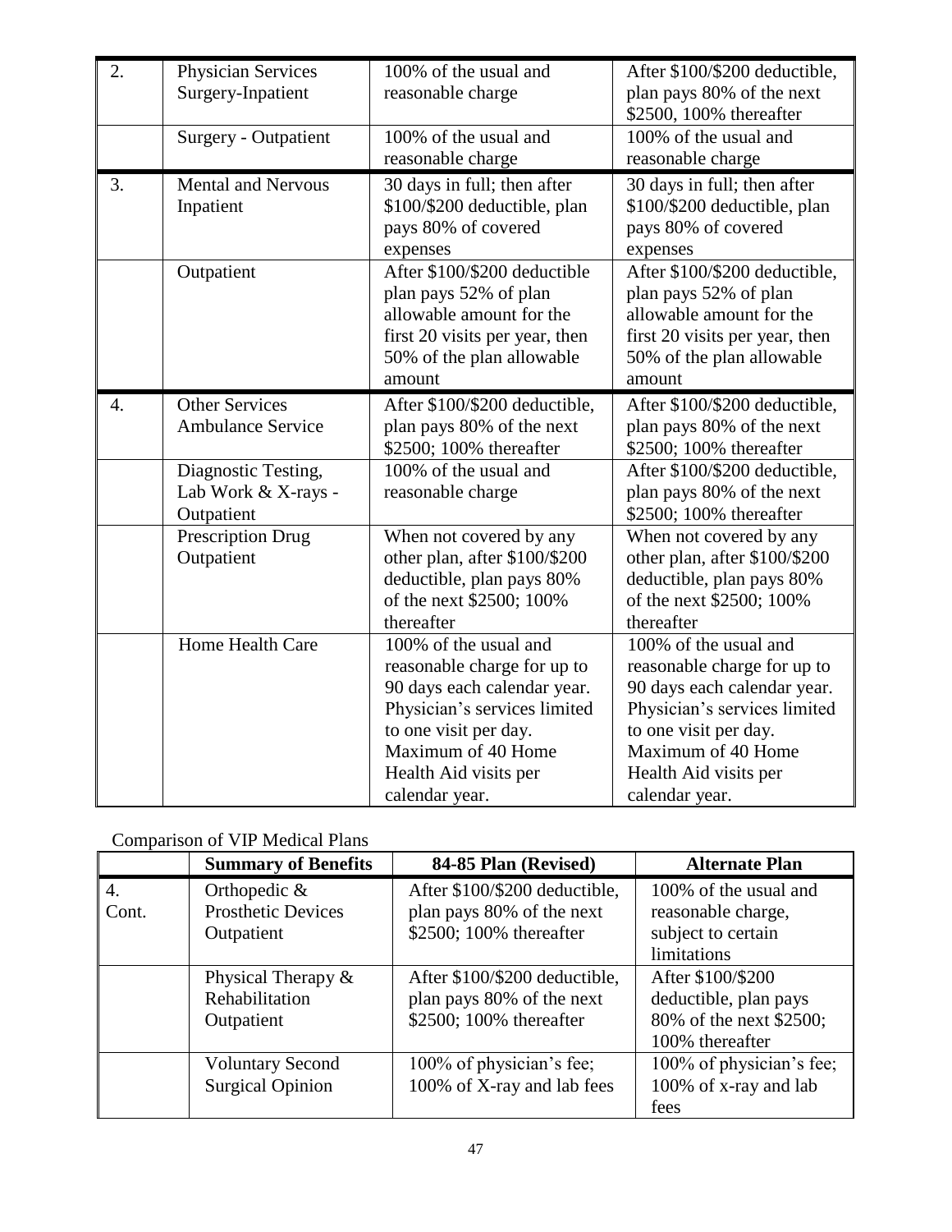| | | | |
|---|---|---|---|
| 2. | Physician Services Surgery-Inpatient | 100% of the usual and reasonable charge | After \$100/\$200 deductible, plan pays 80% of the next \$2500, 100% thereafter |
| | Surgery - Outpatient | 100% of the usual and reasonable charge | 100% of the usual and reasonable charge |
| 3. | Mental and Nervous Inpatient | 30 days in full; then after \$100/\$200 deductible, plan pays 80% of covered expenses | 30 days in full; then after \$100/\$200 deductible, plan pays 80% of covered expenses |
| | Outpatient | After \$100/\$200 deductible plan pays 52% of plan allowable amount for the first 20 visits per year, then 50% of the plan allowable amount | After \$100/\$200 deductible, plan pays 52% of plan allowable amount for the first 20 visits per year, then 50% of the plan allowable amount |
| 4. | Other Services Ambulance Service | After \$100/\$200 deductible, plan pays 80% of the next \$2500; 100% thereafter | After \$100/\$200 deductible, plan pays 80% of the next \$2500; 100% thereafter |
| | Diagnostic Testing, Lab Work & X-rays - Outpatient | 100% of the usual and reasonable charge | After \$100/\$200 deductible, plan pays 80% of the next \$2500; 100% thereafter |
| | Prescription Drug Outpatient | When not covered by any other plan, after \$100/\$200 deductible, plan pays 80% of the next \$2500; 100% thereafter | When not covered by any other plan, after \$100/\$200 deductible, plan pays 80% of the next \$2500; 100% thereafter |
| | Home Health Care | 100% of the usual and reasonable charge for up to 90 days each calendar year. Physician's services limited to one visit per day. Maximum of 40 Home Health Aid visits per calendar year. | 100% of the usual and reasonable charge for up to 90 days each calendar year. Physician's services limited to one visit per day. Maximum of 40 Home Health Aid visits per calendar year. |

Comparison of VIP Medical Plans

| | Summary of Benefits | 84-85 Plan (Revised) | Alternate Plan |
|---|---|---|---|
| 4. Cont. | Orthopedic & Prosthetic Devices Outpatient | After \$100/\$200 deductible, plan pays 80% of the next \$2500; 100% thereafter | 100% of the usual and reasonable charge, subject to certain limitations |
| | Physical Therapy & Rehabilitation Outpatient | After \$100/\$200 deductible, plan pays 80% of the next \$2500; 100% thereafter | After \$100/\$200 deductible, plan pays 80% of the next \$2500; 100% thereafter |
| | Voluntary Second Surgical Opinion | 100% of physician's fee; 100% of X-ray and lab fees | 100% of physician's fee; 100% of x-ray and lab fees |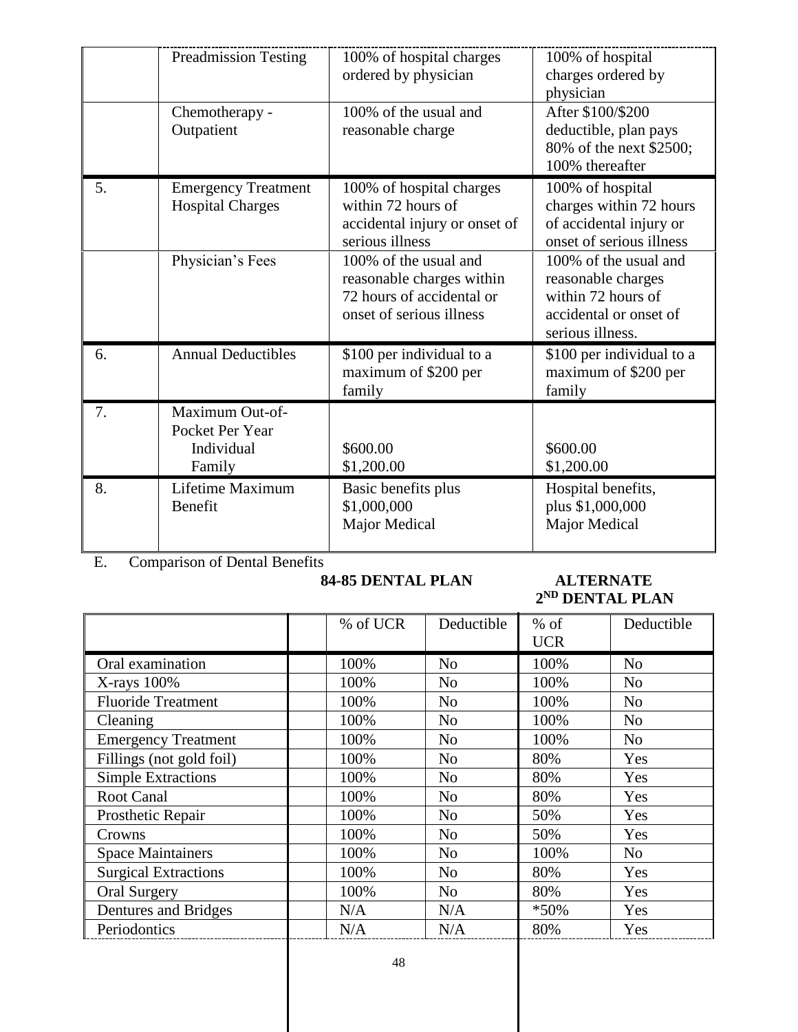| | | | |
|---|---|---|---|
| | Preadmission Testing | 100% of hospital charges ordered by physician | 100% of hospital charges ordered by physician |
| | Chemotherapy - Outpatient | 100% of the usual and reasonable charge | After $100/$200 deductible, plan pays 80% of the next $2500; 100% thereafter |
| 5. | Emergency Treatment Hospital Charges | 100% of hospital charges within 72 hours of accidental injury or onset of serious illness | 100% of hospital charges within 72 hours of accidental injury or onset of serious illness |
| | Physician's Fees | 100% of the usual and reasonable charges within 72 hours of accidental or onset of serious illness | 100% of the usual and reasonable charges within 72 hours of accidental or onset of serious illness. |
| 6. | Annual Deductibles | $100 per individual to a maximum of $200 per family | $100 per individual to a maximum of $200 per family |
| 7. | Maximum Out-of-Pocket Per Year<br>Individual<br>Family | <br><br>$600.00<br>$1,200.00 | <br><br>$600.00<br>$1,200.00 |
| 8. | Lifetime Maximum Benefit | Basic benefits plus $1,000,000 Major Medical | Hospital benefits, plus $1,000,000 Major Medical |

E. Comparison of Dental Benefits

| | 84-85 DENTAL PLAN | | ALTERNATE 2ND DENTAL PLAN | |
|---|---|---|---|---|
| | % of UCR | Deductible | % of UCR | Deductible |
| Oral examination | 100% | No | 100% | No |
| X-rays 100% | 100% | No | 100% | No |
| Fluoride Treatment | 100% | No | 100% | No |
| Cleaning | 100% | No | 100% | No |
| Emergency Treatment | 100% | No | 100% | No |
| Fillings (not gold foil) | 100% | No | 80% | Yes |
| Simple Extractions | 100% | No | 80% | Yes |
| Root Canal | 100% | No | 80% | Yes |
| Prosthetic Repair | 100% | No | 50% | Yes |
| Crowns | 100% | No | 50% | Yes |
| Space Maintainers | 100% | No | 100% | No |
| Surgical Extractions | 100% | No | 80% | Yes |
| Oral Surgery | 100% | No | 80% | Yes |
| Dentures and Bridges | N/A | N/A | *50% | Yes |
| Periodontics | N/A | N/A | 80% | Yes |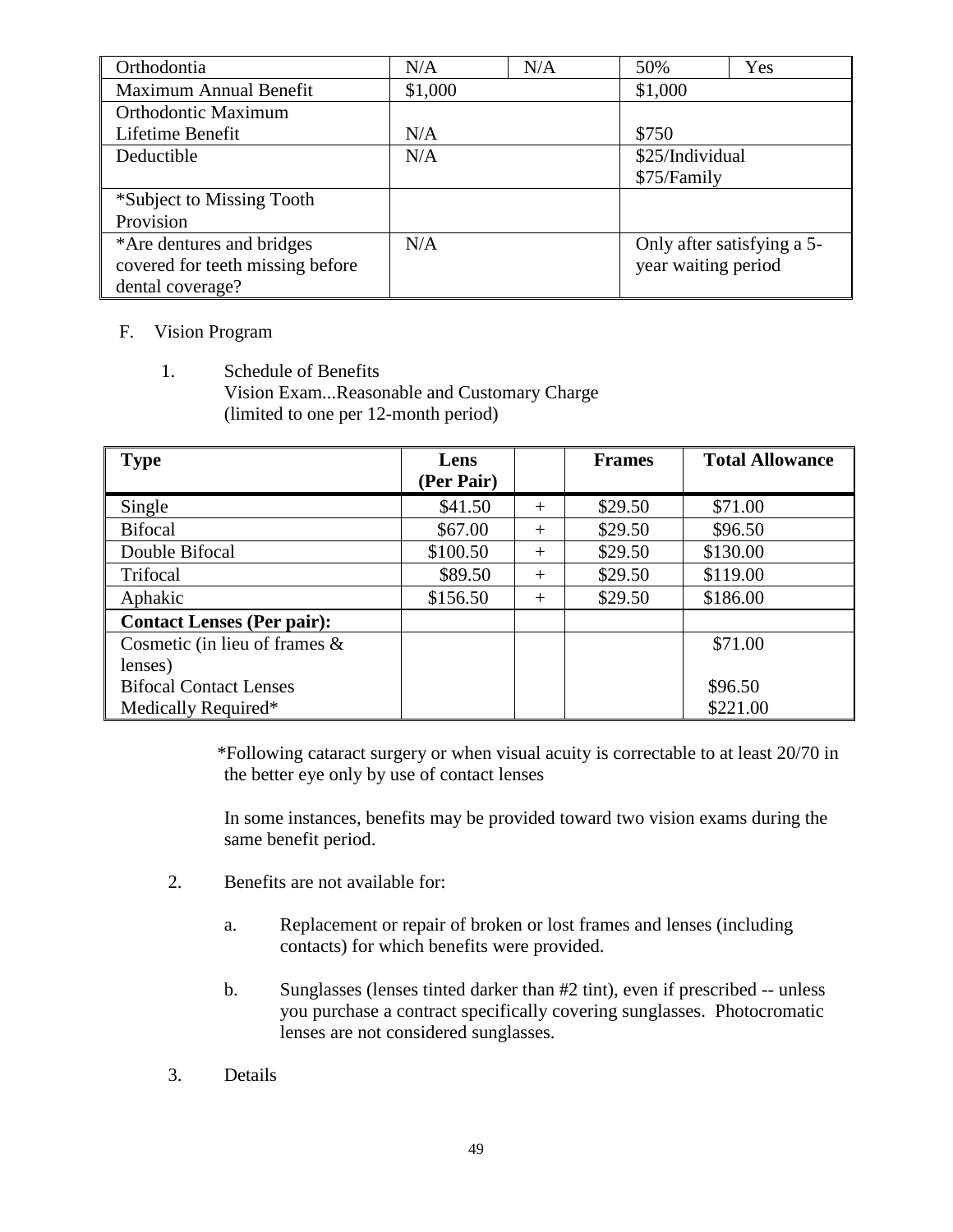| Orthodontia | N/A | N/A | 50% | Yes |
| --- | --- | --- | --- | --- |
| Maximum Annual Benefit | $1,000 | | $1,000 | |
| Orthodontic Maximum Lifetime Benefit | N/A | | $750 | |
| Deductible | N/A | | $25/Individual $75/Family | |
| *Subject to Missing Tooth Provision | | | | |
| *Are dentures and bridges covered for teeth missing before dental coverage? | N/A | | Only after satisfying a 5-year waiting period | |

F. Vision Program

1. Schedule of Benefits
   Vision Exam...Reasonable and Customary Charge
   (limited to one per 12-month period)

| Type | Lens (Per Pair) | | Frames | Total Allowance |
| --- | --- | --- | --- | --- |
| Single | $41.50 | + | $29.50 | $71.00 |
| Bifocal | $67.00 | + | $29.50 | $96.50 |
| Double Bifocal | $100.50 | + | $29.50 | $130.00 |
| Trifocal | $89.50 | + | $29.50 | $119.00 |
| Aphakic | $156.50 | + | $29.50 | $186.00 |
| **Contact Lenses (Per pair):** | | | | |
| Cosmetic (in lieu of frames & lenses) | | | | $71.00 |
| Bifocal Contact Lenses | | | | $96.50 |
| Medically Required* | | | | $221.00 |

*Following cataract surgery or when visual acuity is correctable to at least 20/70 in the better eye only by use of contact lenses

In some instances, benefits may be provided toward two vision exams during the same benefit period.

2. Benefits are not available for:

   a. Replacement or repair of broken or lost frames and lenses (including contacts) for which benefits were provided.

   b. Sunglasses (lenses tinted darker than #2 tint), even if prescribed -- unless you purchase a contract specifically covering sunglasses. Photocromatic lenses are not considered sunglasses.

3. Details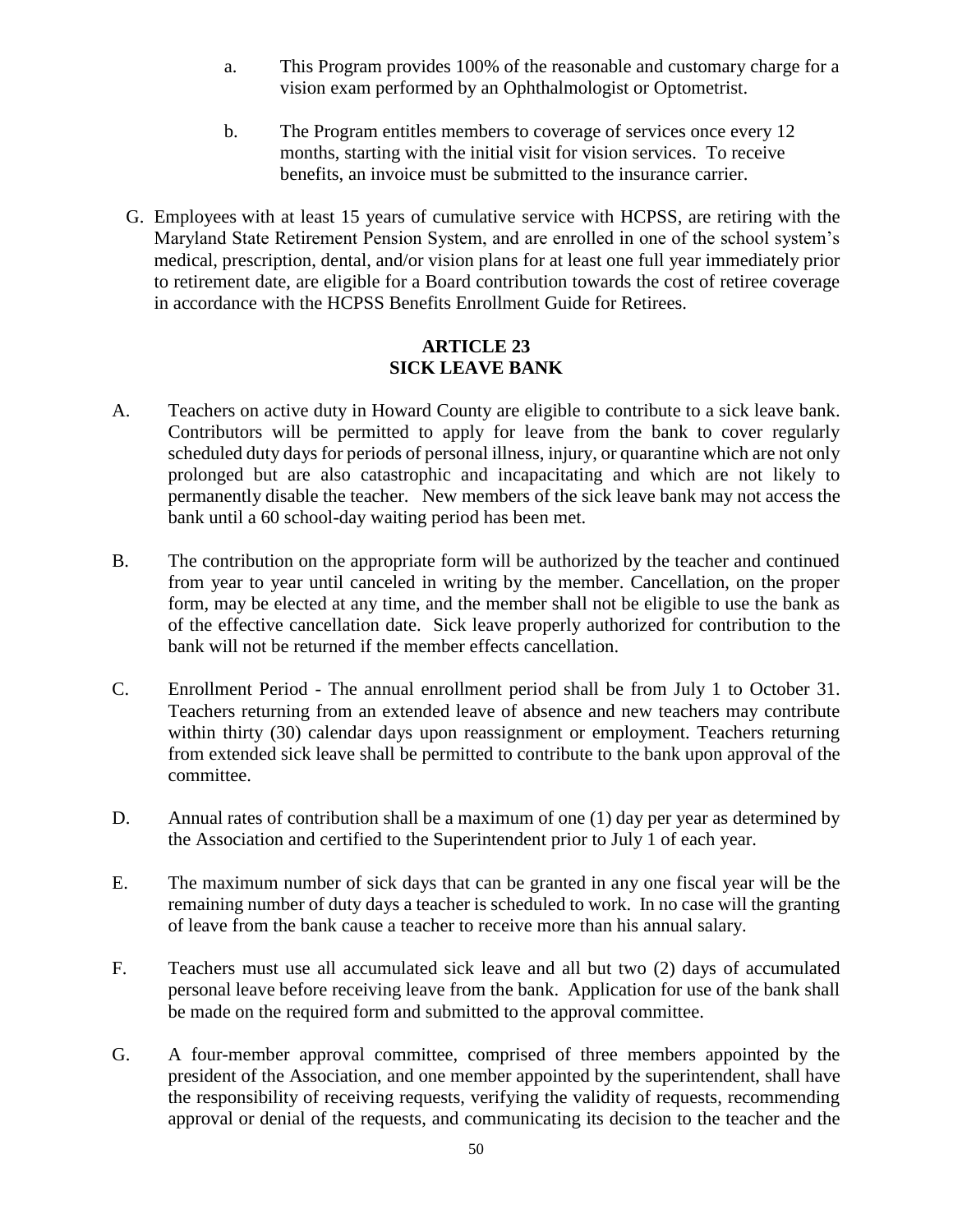a. This Program provides 100% of the reasonable and customary charge for a vision exam performed by an Ophthalmologist or Optometrist.

b. The Program entitles members to coverage of services once every 12 months, starting with the initial visit for vision services. To receive benefits, an invoice must be submitted to the insurance carrier.

G. Employees with at least 15 years of cumulative service with HCPSS, are retiring with the Maryland State Retirement Pension System, and are enrolled in one of the school system's medical, prescription, dental, and/or vision plans for at least one full year immediately prior to retirement date, are eligible for a Board contribution towards the cost of retiree coverage in accordance with the HCPSS Benefits Enrollment Guide for Retirees.

## ARTICLE 23
## SICK LEAVE BANK

A. Teachers on active duty in Howard County are eligible to contribute to a sick leave bank. Contributors will be permitted to apply for leave from the bank to cover regularly scheduled duty days for periods of personal illness, injury, or quarantine which are not only prolonged but are also catastrophic and incapacitating and which are not likely to permanently disable the teacher. New members of the sick leave bank may not access the bank until a 60 school-day waiting period has been met.

B. The contribution on the appropriate form will be authorized by the teacher and continued from year to year until canceled in writing by the member. Cancellation, on the proper form, may be elected at any time, and the member shall not be eligible to use the bank as of the effective cancellation date. Sick leave properly authorized for contribution to the bank will not be returned if the member effects cancellation.

C. Enrollment Period - The annual enrollment period shall be from July 1 to October 31. Teachers returning from an extended leave of absence and new teachers may contribute within thirty (30) calendar days upon reassignment or employment. Teachers returning from extended sick leave shall be permitted to contribute to the bank upon approval of the committee.

D. Annual rates of contribution shall be a maximum of one (1) day per year as determined by the Association and certified to the Superintendent prior to July 1 of each year.

E. The maximum number of sick days that can be granted in any one fiscal year will be the remaining number of duty days a teacher is scheduled to work. In no case will the granting of leave from the bank cause a teacher to receive more than his annual salary.

F. Teachers must use all accumulated sick leave and all but two (2) days of accumulated personal leave before receiving leave from the bank. Application for use of the bank shall be made on the required form and submitted to the approval committee.

G. A four-member approval committee, comprised of three members appointed by the president of the Association, and one member appointed by the superintendent, shall have the responsibility of receiving requests, verifying the validity of requests, recommending approval or denial of the requests, and communicating its decision to the teacher and the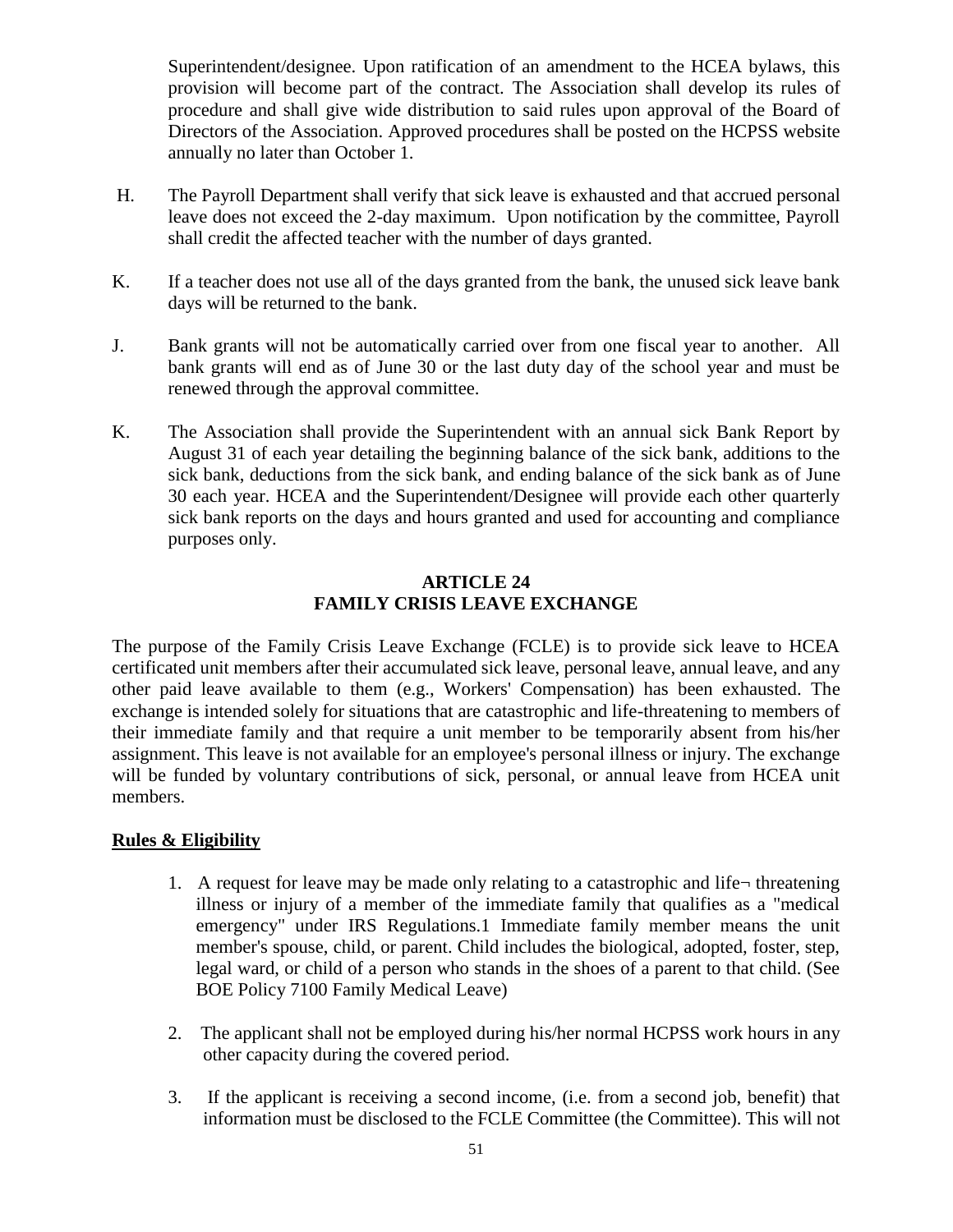Superintendent/designee. Upon ratification of an amendment to the HCEA bylaws, this provision will become part of the contract. The Association shall develop its rules of procedure and shall give wide distribution to said rules upon approval of the Board of Directors of the Association. Approved procedures shall be posted on the HCPSS website annually no later than October 1.

H. The Payroll Department shall verify that sick leave is exhausted and that accrued personal leave does not exceed the 2-day maximum. Upon notification by the committee, Payroll shall credit the affected teacher with the number of days granted.

K. If a teacher does not use all of the days granted from the bank, the unused sick leave bank days will be returned to the bank.

J. Bank grants will not be automatically carried over from one fiscal year to another. All bank grants will end as of June 30 or the last duty day of the school year and must be renewed through the approval committee.

K. The Association shall provide the Superintendent with an annual sick Bank Report by August 31 of each year detailing the beginning balance of the sick bank, additions to the sick bank, deductions from the sick bank, and ending balance of the sick bank as of June 30 each year. HCEA and the Superintendent/Designee will provide each other quarterly sick bank reports on the days and hours granted and used for accounting and compliance purposes only.

## ARTICLE 24
## FAMILY CRISIS LEAVE EXCHANGE

The purpose of the Family Crisis Leave Exchange (FCLE) is to provide sick leave to HCEA certificated unit members after their accumulated sick leave, personal leave, annual leave, and any other paid leave available to them (e.g., Workers' Compensation) has been exhausted. The exchange is intended solely for situations that are catastrophic and life-threatening to members of their immediate family and that require a unit member to be temporarily absent from his/her assignment. This leave is not available for an employee's personal illness or injury. The exchange will be funded by voluntary contributions of sick, personal, or annual leave from HCEA unit members.

**Rules & Eligibility**

1. A request for leave may be made only relating to a catastrophic and life¬ threatening illness or injury of a member of the immediate family that qualifies as a "medical emergency" under IRS Regulations.1 Immediate family member means the unit member's spouse, child, or parent. Child includes the biological, adopted, foster, step, legal ward, or child of a person who stands in the shoes of a parent to that child. (See BOE Policy 7100 Family Medical Leave)

2. The applicant shall not be employed during his/her normal HCPSS work hours in any other capacity during the covered period.

3. If the applicant is receiving a second income, (i.e. from a second job, benefit) that information must be disclosed to the FCLE Committee (the Committee). This will not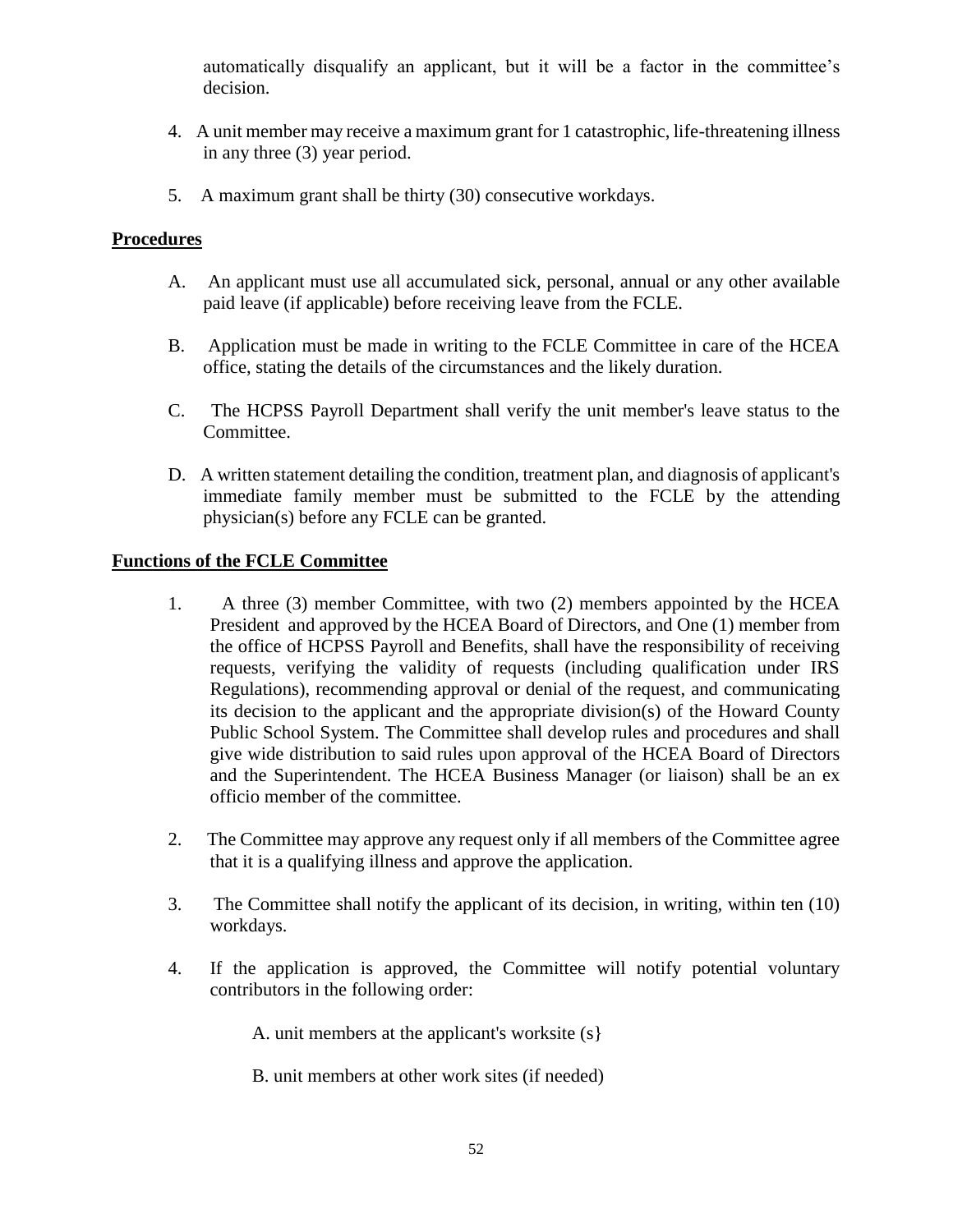automatically disqualify an applicant, but it will be a factor in the committee's decision.

4. A unit member may receive a maximum grant for 1 catastrophic, life-threatening illness in any three (3) year period.

5. A maximum grant shall be thirty (30) consecutive workdays.

**Procedures**

A. An applicant must use all accumulated sick, personal, annual or any other available paid leave (if applicable) before receiving leave from the FCLE.

B. Application must be made in writing to the FCLE Committee in care of the HCEA office, stating the details of the circumstances and the likely duration.

C. The HCPSS Payroll Department shall verify the unit member's leave status to the Committee.

D. A written statement detailing the condition, treatment plan, and diagnosis of applicant's immediate family member must be submitted to the FCLE by the attending physician(s) before any FCLE can be granted.

**Functions of the FCLE Committee**

1. A three (3) member Committee, with two (2) members appointed by the HCEA President and approved by the HCEA Board of Directors, and One (1) member from the office of HCPSS Payroll and Benefits, shall have the responsibility of receiving requests, verifying the validity of requests (including qualification under IRS Regulations), recommending approval or denial of the request, and communicating its decision to the applicant and the appropriate division(s) of the Howard County Public School System. The Committee shall develop rules and procedures and shall give wide distribution to said rules upon approval of the HCEA Board of Directors and the Superintendent. The HCEA Business Manager (or liaison) shall be an ex officio member of the committee.

2. The Committee may approve any request only if all members of the Committee agree that it is a qualifying illness and approve the application.

3. The Committee shall notify the applicant of its decision, in writing, within ten (10) workdays.

4. If the application is approved, the Committee will notify potential voluntary contributors in the following order:

   A. unit members at the applicant's worksite (s}

   B. unit members at other work sites (if needed)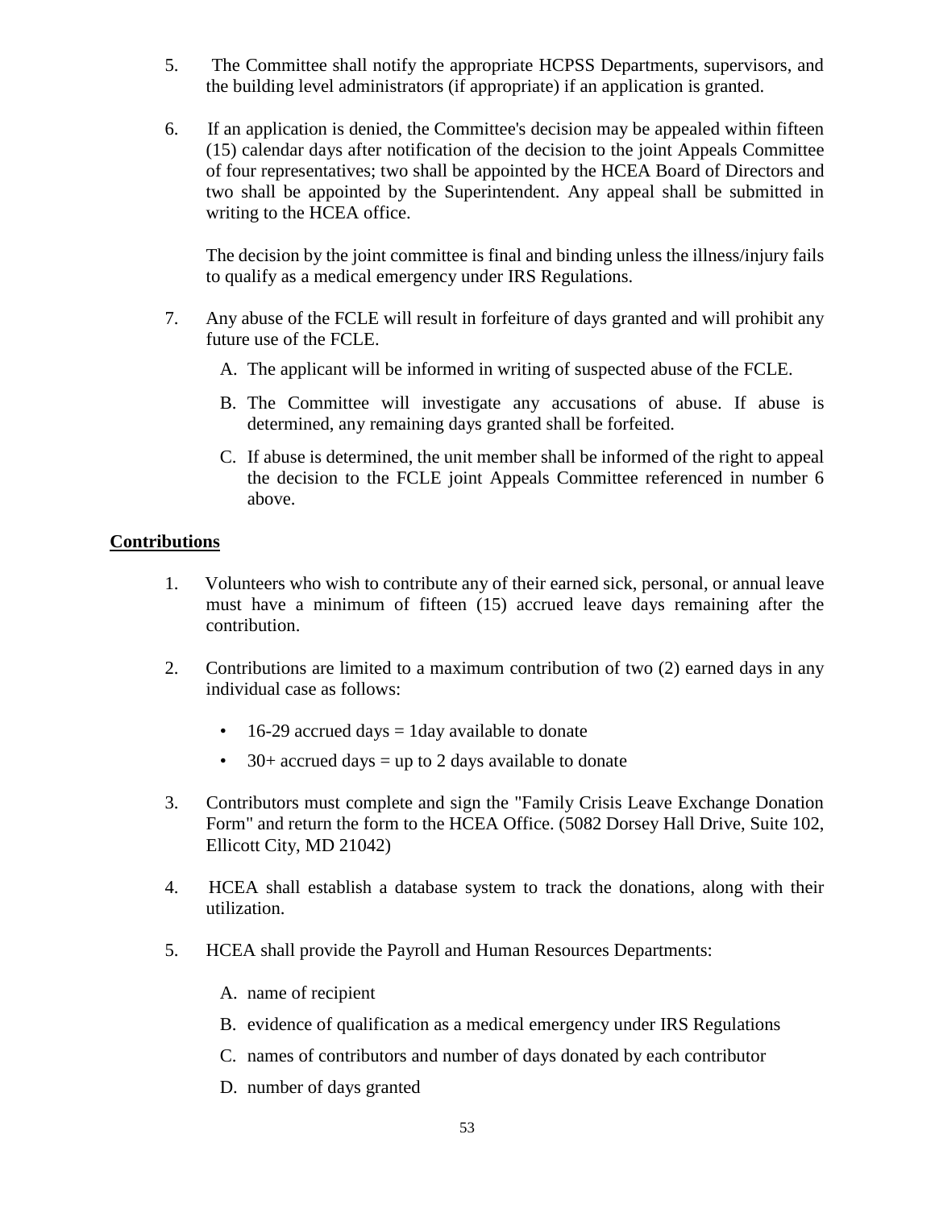5. The Committee shall notify the appropriate HCPSS Departments, supervisors, and the building level administrators (if appropriate) if an application is granted.

6. If an application is denied, the Committee's decision may be appealed within fifteen (15) calendar days after notification of the decision to the joint Appeals Committee of four representatives; two shall be appointed by the HCEA Board of Directors and two shall be appointed by the Superintendent. Any appeal shall be submitted in writing to the HCEA office.

   The decision by the joint committee is final and binding unless the illness/injury fails to qualify as a medical emergency under IRS Regulations.

7. Any abuse of the FCLE will result in forfeiture of days granted and will prohibit any future use of the FCLE.

   A. The applicant will be informed in writing of suspected abuse of the FCLE.

   B. The Committee will investigate any accusations of abuse. If abuse is determined, any remaining days granted shall be forfeited.

   C. If abuse is determined, the unit member shall be informed of the right to appeal the decision to the FCLE joint Appeals Committee referenced in number 6 above.

**Contributions**

1. Volunteers who wish to contribute any of their earned sick, personal, or annual leave must have a minimum of fifteen (15) accrued leave days remaining after the contribution.

2. Contributions are limited to a maximum contribution of two (2) earned days in any individual case as follows:

   - 16-29 accrued days = 1day available to donate
   - 30+ accrued days = up to 2 days available to donate

3. Contributors must complete and sign the "Family Crisis Leave Exchange Donation Form" and return the form to the HCEA Office. (5082 Dorsey Hall Drive, Suite 102, Ellicott City, MD 21042)

4. HCEA shall establish a database system to track the donations, along with their utilization.

5. HCEA shall provide the Payroll and Human Resources Departments:

   A. name of recipient

   B. evidence of qualification as a medical emergency under IRS Regulations

   C. names of contributors and number of days donated by each contributor

   D. number of days granted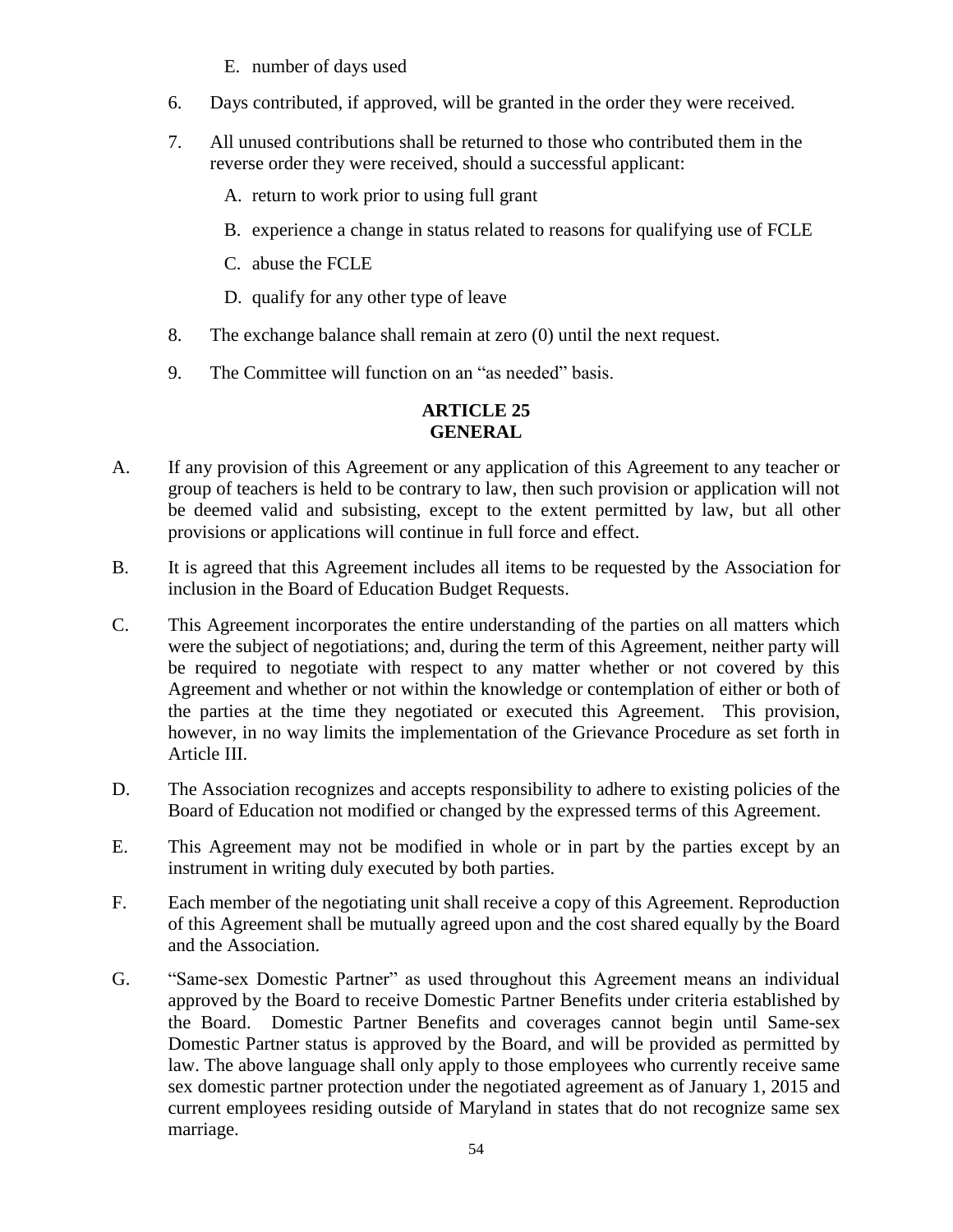E. number of days used

6. Days contributed, if approved, will be granted in the order they were received.

7. All unused contributions shall be returned to those who contributed them in the reverse order they were received, should a successful applicant:

   A. return to work prior to using full grant

   B. experience a change in status related to reasons for qualifying use of FCLE

   C. abuse the FCLE

   D. qualify for any other type of leave

8. The exchange balance shall remain at zero (0) until the next request.

9. The Committee will function on an "as needed" basis.

## ARTICLE 25
## GENERAL

A. If any provision of this Agreement or any application of this Agreement to any teacher or group of teachers is held to be contrary to law, then such provision or application will not be deemed valid and subsisting, except to the extent permitted by law, but all other provisions or applications will continue in full force and effect.

B. It is agreed that this Agreement includes all items to be requested by the Association for inclusion in the Board of Education Budget Requests.

C. This Agreement incorporates the entire understanding of the parties on all matters which were the subject of negotiations; and, during the term of this Agreement, neither party will be required to negotiate with respect to any matter whether or not covered by this Agreement and whether or not within the knowledge or contemplation of either or both of the parties at the time they negotiated or executed this Agreement. This provision, however, in no way limits the implementation of the Grievance Procedure as set forth in Article III.

D. The Association recognizes and accepts responsibility to adhere to existing policies of the Board of Education not modified or changed by the expressed terms of this Agreement.

E. This Agreement may not be modified in whole or in part by the parties except by an instrument in writing duly executed by both parties.

F. Each member of the negotiating unit shall receive a copy of this Agreement. Reproduction of this Agreement shall be mutually agreed upon and the cost shared equally by the Board and the Association.

G. "Same-sex Domestic Partner" as used throughout this Agreement means an individual approved by the Board to receive Domestic Partner Benefits under criteria established by the Board. Domestic Partner Benefits and coverages cannot begin until Same-sex Domestic Partner status is approved by the Board, and will be provided as permitted by law. The above language shall only apply to those employees who currently receive same sex domestic partner protection under the negotiated agreement as of January 1, 2015 and current employees residing outside of Maryland in states that do not recognize same sex marriage.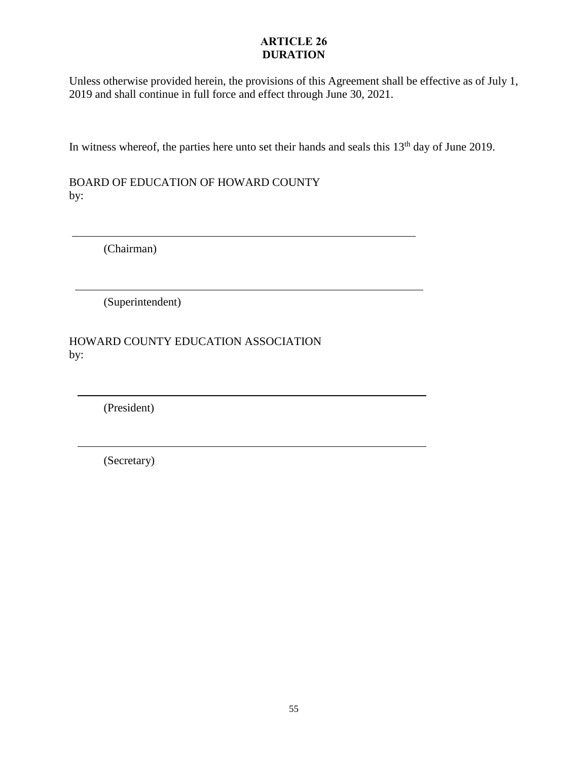## ARTICLE 26
## DURATION

Unless otherwise provided herein, the provisions of this Agreement shall be effective as of July 1, 2019 and shall continue in full force and effect through June 30, 2021.

In witness whereof, the parties here unto set their hands and seals this 13th day of June 2019.

BOARD OF EDUCATION OF HOWARD COUNTY
by:

\_\_\_\_\_\_\_\_\_\_\_\_\_\_\_\_\_\_\_\_\_\_\_\_\_\_\_\_\_\_\_\_\_\_\_\_\_\_\_\_\_\_\_\_\_\_\_\_\_\_\_\_

(Chairman)

\_\_\_\_\_\_\_\_\_\_\_\_\_\_\_\_\_\_\_\_\_\_\_\_\_\_\_\_\_\_\_\_\_\_\_\_\_\_\_\_\_\_\_\_\_\_\_\_\_\_\_\_

(Superintendent)

HOWARD COUNTY EDUCATION ASSOCIATION
by:

\_\_\_\_\_\_\_\_\_\_\_\_\_\_\_\_\_\_\_\_\_\_\_\_\_\_\_\_\_\_\_\_\_\_\_\_\_\_\_\_\_\_\_\_\_\_\_\_\_\_\_\_

(President)

\_\_\_\_\_\_\_\_\_\_\_\_\_\_\_\_\_\_\_\_\_\_\_\_\_\_\_\_\_\_\_\_\_\_\_\_\_\_\_\_\_\_\_\_\_\_\_\_\_\_\_\_

(Secretary)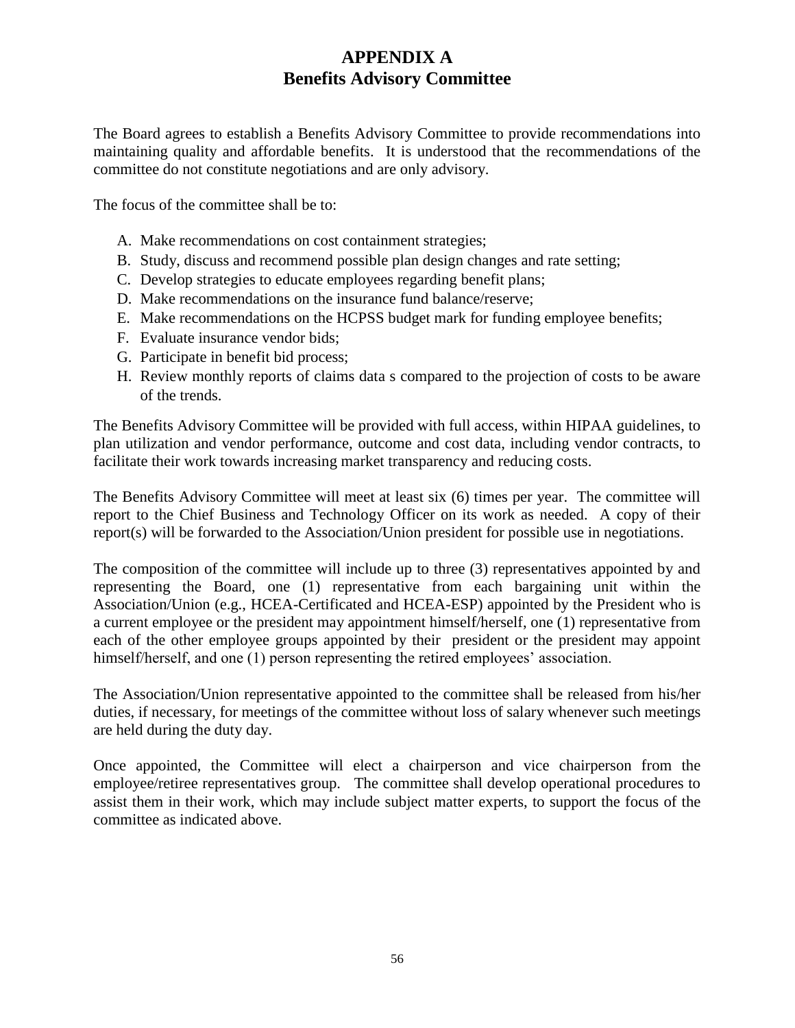# APPENDIX A
# Benefits Advisory Committee

The Board agrees to establish a Benefits Advisory Committee to provide recommendations into maintaining quality and affordable benefits. It is understood that the recommendations of the committee do not constitute negotiations and are only advisory.

The focus of the committee shall be to:

A. Make recommendations on cost containment strategies;
B. Study, discuss and recommend possible plan design changes and rate setting;
C. Develop strategies to educate employees regarding benefit plans;
D. Make recommendations on the insurance fund balance/reserve;
E. Make recommendations on the HCPSS budget mark for funding employee benefits;
F. Evaluate insurance vendor bids;
G. Participate in benefit bid process;
H. Review monthly reports of claims data s compared to the projection of costs to be aware of the trends.

The Benefits Advisory Committee will be provided with full access, within HIPAA guidelines, to plan utilization and vendor performance, outcome and cost data, including vendor contracts, to facilitate their work towards increasing market transparency and reducing costs.

The Benefits Advisory Committee will meet at least six (6) times per year. The committee will report to the Chief Business and Technology Officer on its work as needed. A copy of their report(s) will be forwarded to the Association/Union president for possible use in negotiations.

The composition of the committee will include up to three (3) representatives appointed by and representing the Board, one (1) representative from each bargaining unit within the Association/Union (e.g., HCEA-Certificated and HCEA-ESP) appointed by the President who is a current employee or the president may appointment himself/herself, one (1) representative from each of the other employee groups appointed by their president or the president may appoint himself/herself, and one (1) person representing the retired employees' association.

The Association/Union representative appointed to the committee shall be released from his/her duties, if necessary, for meetings of the committee without loss of salary whenever such meetings are held during the duty day.

Once appointed, the Committee will elect a chairperson and vice chairperson from the employee/retiree representatives group. The committee shall develop operational procedures to assist them in their work, which may include subject matter experts, to support the focus of the committee as indicated above.